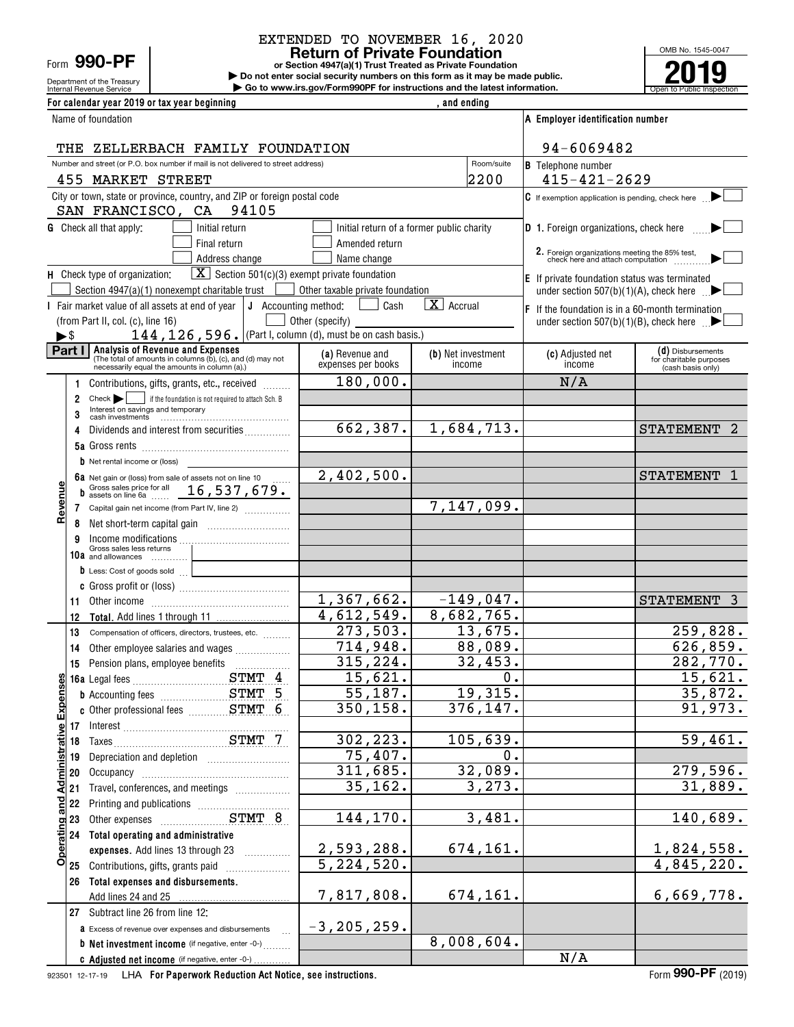EXTENDED TO NOVEMBER 16, 2020

Form **990-PF**

Department of the Treasury
Internal Revenue Service

# Return of Private Foundation

**or Section 4947(a)(1) Trust Treated as Private Foundation**

▶ Do not enter social security numbers on this form as it may be made public.
▶ Go to www.irs.gov/Form990PF for instructions and the latest information.

OMB No. 1545-0047

**2019**

Open to Public Inspection

For calendar year 2019 or tax year beginning , and ending

| Name of foundation | | A Employer identification number |
|---|---|---|
| THE ZELLERBACH FAMILY FOUNDATION | | 94-6069482 |
| Number and street (or P.O. box number if mail is not delivered to street address) | Room/suite | B Telephone number |
| 455 MARKET STREET | 2200 | 415-421-2629 |
| City or town, state or province, country, and ZIP or foreign postal code | | C If exemption application is pending, check here ▶ ☐ |
| SAN FRANCISCO, CA 94105 | | |

G Check all that apply: ☐ Initial return ☐ Initial return of a former public charity ☐ Final return ☐ Amended return ☐ Address change ☐ Name change

D 1. Foreign organizations, check here ▶ ☐
2. Foreign organizations meeting the 85% test, check here and attach computation ▶ ☐

H Check type of organization: ☒ Section 501(c)(3) exempt private foundation ☐ Section 4947(a)(1) nonexempt charitable trust ☐ Other taxable private foundation

E If private foundation status was terminated under section 507(b)(1)(A), check here ▶ ☐

I Fair market value of all assets at end of year (from Part II, col. (c), line 16) ▶$ 144,126,596.

J Accounting method: ☐ Cash ☒ Accrual ☐ Other (specify) (Part I, column (d), must be on cash basis.)

F If the foundation is in a 60-month termination under section 507(b)(1)(B), check here ▶ ☐

**Part I Analysis of Revenue and Expenses** (The total of amounts in columns (b), (c), and (d) may not necessarily equal the amounts in column (a).)

| | | (a) Revenue and expenses per books | (b) Net investment income | (c) Adjusted net income | (d) Disbursements for charitable purposes (cash basis only) |
|---|---|---|---|---|---|
| Revenue | 1 Contributions, gifts, grants, etc., received | 180,000. | | N/A | |
| | 2 Check ▶ ☐ if the foundation is not required to attach Sch. B | | | | |
| | 3 Interest on savings and temporary cash investments | | | | |
| | 4 Dividends and interest from securities | 662,387. | 1,684,713. | | STATEMENT 2 |
| | 5a Gross rents | | | | |
| | b Net rental income or (loss) | | | | |
| | 6a Net gain or (loss) from sale of assets not on line 10 | 2,402,500. | | | STATEMENT 1 |
| | b Gross sales price for all assets on line 6a 16,537,679. | | | | |
| | 7 Capital gain net income (from Part IV, line 2) | | 7,147,099. | | |
| | 8 Net short-term capital gain | | | | |
| | 9 Income modifications | | | | |
| | 10a Gross sales less returns and allowances | | | | |
| | b Less: Cost of goods sold | | | | |
| | c Gross profit or (loss) | | | | |
| | 11 Other income | 1,367,662. | -149,047. | | STATEMENT 3 |
| | 12 **Total.** Add lines 1 through 11 | 4,612,549. | 8,682,765. | | |
| Operating and Administrative Expenses | 13 Compensation of officers, directors, trustees, etc. | 273,503. | 13,675. | | 259,828. |
| | 14 Other employee salaries and wages | 714,948. | 88,089. | | 626,859. |
| | 15 Pension plans, employee benefits | 315,224. | 32,453. | | 282,770. |
| | 16a Legal fees STMT 4 | 15,621. | 0. | | 15,621. |
| | b Accounting fees STMT 5 | 55,187. | 19,315. | | 35,872. |
| | c Other professional fees STMT 6 | 350,158. | 376,147. | | 91,973. |
| | 17 Interest | | | | |
| | 18 Taxes STMT 7 | 302,223. | 105,639. | | 59,461. |
| | 19 Depreciation and depletion | 75,407. | 0. | | |
| | 20 Occupancy | 311,685. | 32,089. | | 279,596. |
| | 21 Travel, conferences, and meetings | 35,162. | 3,273. | | 31,889. |
| | 22 Printing and publications | | | | |
| | 23 Other expenses STMT 8 | 144,170. | 3,481. | | 140,689. |
| | 24 **Total operating and administrative expenses.** Add lines 13 through 23 | 2,593,288. | 674,161. | | 1,824,558. |
| | 25 Contributions, gifts, grants paid | 5,224,520. | | | 4,845,220. |
| | 26 **Total expenses and disbursements.** Add lines 24 and 25 | 7,817,808. | 674,161. | | 6,669,778. |
| | 27 Subtract line 26 from line 12: | | | | |
| | a Excess of revenue over expenses and disbursements | -3,205,259. | | | |
| | b **Net investment income** (if negative, enter -0-) | | 8,008,604. | | |
| | c **Adjusted net income** (if negative, enter -0-) | | | N/A | |

923501 12-17-19 LHA **For Paperwork Reduction Act Notice, see instructions.** Form **990-PF** (2019)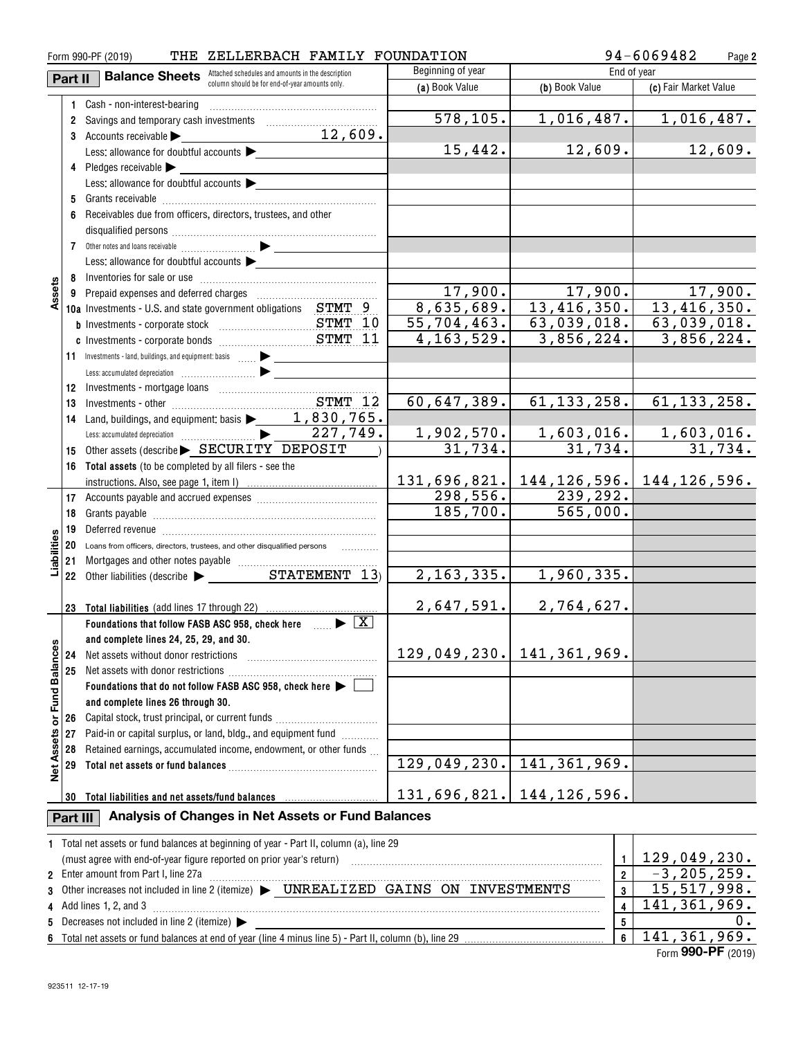Form 990-PF (2019) THE ZELLERBACH FAMILY FOUNDATION 94-6069482

## Part II Balance Sheets

Attached schedules and amounts in the description column should be for end-of-year amounts only.

| | | Beginning of year (a) Book Value | End of year (b) Book Value | End of year (c) Fair Market Value |
|---|---|---|---|---|
| **Assets** | 1 Cash - non-interest-bearing | | | |
| | 2 Savings and temporary cash investments | 578,105. | 1,016,487. | 1,016,487. |
| | 3 Accounts receivable ▶ 12,609. | | | |
| | Less: allowance for doubtful accounts ▶ | 15,442. | 12,609. | 12,609. |
| | 4 Pledges receivable ▶ | | | |
| | Less: allowance for doubtful accounts ▶ | | | |
| | 5 Grants receivable | | | |
| | 6 Receivables due from officers, directors, trustees, and other disqualified persons | | | |
| | 7 Other notes and loans receivable ▶ | | | |
| | Less: allowance for doubtful accounts ▶ | | | |
| | 8 Inventories for sale or use | | | |
| | 9 Prepaid expenses and deferred charges | 17,900. | 17,900. | 17,900. |
| | 10a Investments - U.S. and state government obligations STMT 9 | 8,635,689. | 13,416,350. | 13,416,350. |
| | b Investments - corporate stock STMT 10 | 55,704,463. | 63,039,018. | 63,039,018. |
| | c Investments - corporate bonds STMT 11 | 4,163,529. | 3,856,224. | 3,856,224. |
| | 11 Investments - land, buildings, and equipment: basis ▶ | | | |
| | Less: accumulated depreciation ▶ | | | |
| | 12 Investments - mortgage loans | | | |
| | 13 Investments - other STMT 12 | 60,647,389. | 61,133,258. | 61,133,258. |
| | 14 Land, buildings, and equipment: basis ▶ 1,830,765. | | | |
| | Less: accumulated depreciation ▶ 227,749. | 1,902,570. | 1,603,016. | 1,603,016. |
| | 15 Other assets (describe ▶ SECURITY DEPOSIT ) | 31,734. | 31,734. | 31,734. |
| | 16 Total assets (to be completed by all filers - see the instructions. Also, see page 1, item I) | 131,696,821. | 144,126,596. | 144,126,596. |
| **Liabilities** | 17 Accounts payable and accrued expenses | 298,556. | 239,292. | |
| | 18 Grants payable | 185,700. | 565,000. | |
| | 19 Deferred revenue | | | |
| | 20 Loans from officers, directors, trustees, and other disqualified persons | | | |
| | 21 Mortgages and other notes payable | | | |
| | 22 Other liabilities (describe ▶ STATEMENT 13) | 2,163,335. | 1,960,335. | |
| | 23 Total liabilities (add lines 17 through 22) | 2,647,591. | 2,764,627. | |
| **Net Assets or Fund Balances** | Foundations that follow FASB ASC 958, check here ▶ [X] and complete lines 24, 25, 29, and 30. | | | |
| | 24 Net assets without donor restrictions | 129,049,230. | 141,361,969. | |
| | 25 Net assets with donor restrictions | | | |
| | Foundations that do not follow FASB ASC 958, check here ▶ [ ] and complete lines 26 through 30. | | | |
| | 26 Capital stock, trust principal, or current funds | | | |
| | 27 Paid-in or capital surplus, or land, bldg., and equipment fund | | | |
| | 28 Retained earnings, accumulated income, endowment, or other funds | | | |
| | 29 Total net assets or fund balances | 129,049,230. | 141,361,969. | |
| | 30 Total liabilities and net assets/fund balances | 131,696,821. | 144,126,596. | |

## Part III Analysis of Changes in Net Assets or Fund Balances

| | | | |
|---|---|---|---|
| 1 | Total net assets or fund balances at beginning of year - Part II, column (a), line 29 (must agree with end-of-year figure reported on prior year's return) | 1 | 129,049,230. |
| 2 | Enter amount from Part I, line 27a | 2 | -3,205,259. |
| 3 | Other increases not included in line 2 (itemize) ▶ UNREALIZED GAINS ON INVESTMENTS | 3 | 15,517,998. |
| 4 | Add lines 1, 2, and 3 | 4 | 141,361,969. |
| 5 | Decreases not included in line 2 (itemize) ▶ | 5 | 0. |
| 6 | Total net assets or fund balances at end of year (line 4 minus line 5) - Part II, column (b), line 29 | 6 | 141,361,969. |

Form **990-PF** (2019)

923511 12-17-19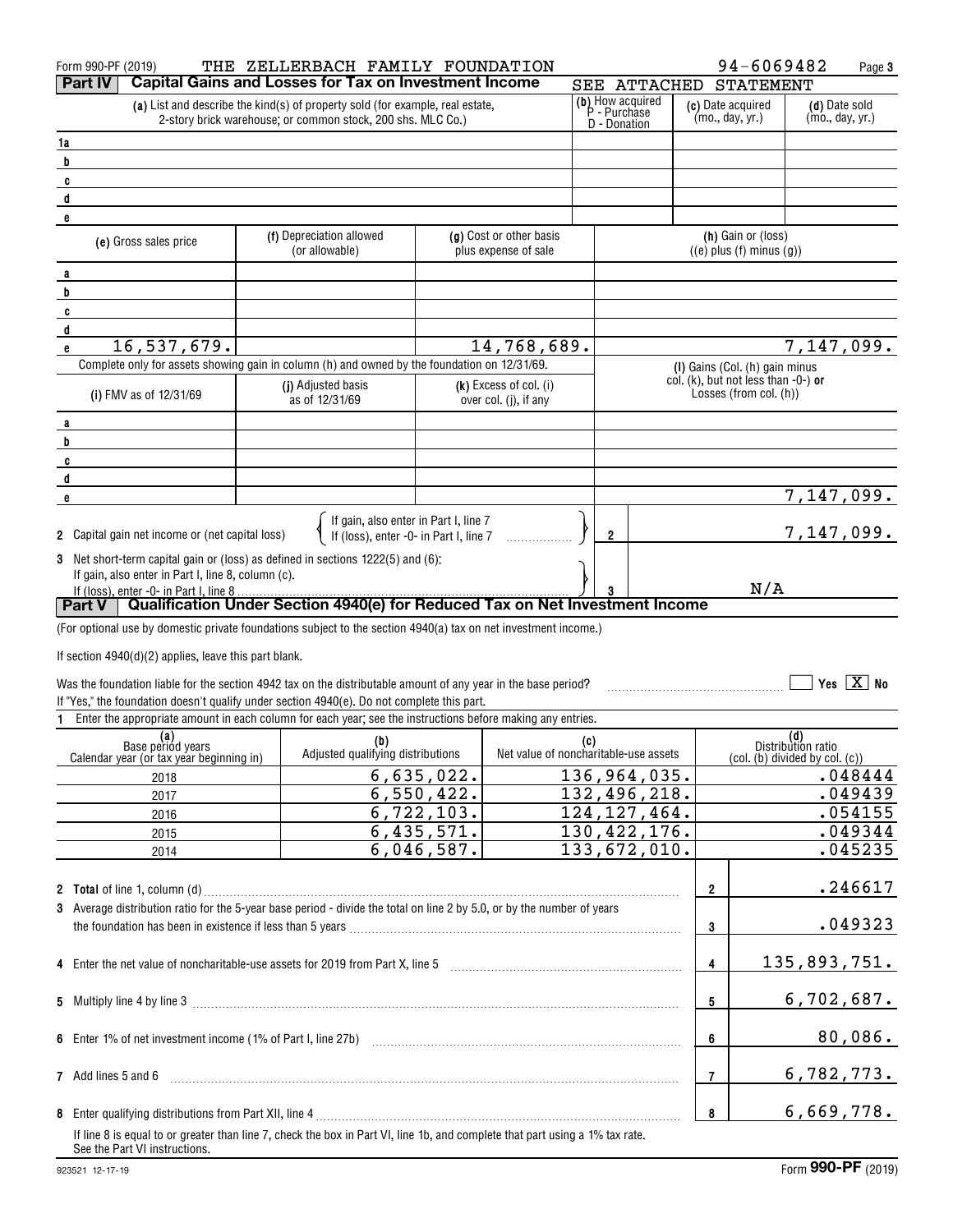Form 990-PF (2019) THE ZELLERBACH FAMILY FOUNDATION 94-6069482

## Part IV Capital Gains and Losses for Tax on Investment Income

SEE ATTACHED STATEMENT

| | (a) List and describe the kind(s) of property sold (for example, real estate, 2-story brick warehouse; or common stock, 200 shs. MLC Co.) | (b) How acquired P - Purchase D - Donation | (c) Date acquired (mo., day, yr.) | (d) Date sold (mo., day, yr.) |
|---|---|---|---|---|
| 1a | | | | |
| b | | | | |
| c | | | | |
| d | | | | |
| e | | | | |

| | (e) Gross sales price | (f) Depreciation allowed (or allowable) | (g) Cost or other basis plus expense of sale | (h) Gain or (loss) ((e) plus (f) minus (g)) |
|---|---|---|---|---|
| a | | | | |
| b | | | | |
| c | | | | |
| d | | | | |
| e | 16,537,679. | | 14,768,689. | 7,147,099. |

Complete only for assets showing gain in column (h) and owned by the foundation on 12/31/69.

| | (i) FMV as of 12/31/69 | (j) Adjusted basis as of 12/31/69 | (k) Excess of col. (i) over col. (j), if any | (l) Gains (Col. (h) gain minus col. (k), but not less than -0-) **or** Losses (from col. (h)) |
|---|---|---|---|---|
| a | | | | |
| b | | | | |
| c | | | | |
| d | | | | |
| e | | | | 7,147,099. |

2 Capital gain net income or (net capital loss) { If gain, also enter in Part I, line 7; If (loss), enter -0- in Part I, line 7 } — **2** — 7,147,099.

3 Net short-term capital gain or (loss) as defined in sections 1222(5) and (6): If gain, also enter in Part I, line 8, column (c). If (loss), enter -0- in Part I, line 8 — **3** — N/A

## Part V Qualification Under Section 4940(e) for Reduced Tax on Net Investment Income

(For optional use by domestic private foundations subject to the section 4940(a) tax on net investment income.)

If section 4940(d)(2) applies, leave this part blank.

Was the foundation liable for the section 4942 tax on the distributable amount of any year in the base period? ☐ Yes ☒ No

If "Yes," the foundation doesn't qualify under section 4940(e). Do not complete this part.

1 Enter the appropriate amount in each column for each year; see the instructions before making any entries.

| (a) Base period years Calendar year (or tax year beginning in) | (b) Adjusted qualifying distributions | (c) Net value of noncharitable-use assets | (d) Distribution ratio (col. (b) divided by col. (c)) |
|---|---|---|---|
| 2018 | 6,635,022. | 136,964,035. | .048444 |
| 2017 | 6,550,422. | 132,496,218. | .049439 |
| 2016 | 6,722,103. | 124,127,464. | .054155 |
| 2015 | 6,435,571. | 130,422,176. | .049344 |
| 2014 | 6,046,587. | 133,672,010. | .045235 |

| | | | |
|---|---|---|---|
| 2 | **Total** of line 1, column (d) | 2 | .246617 |
| 3 | Average distribution ratio for the 5-year base period - divide the total on line 2 by 5.0, or by the number of years the foundation has been in existence if less than 5 years | 3 | .049323 |
| 4 | Enter the net value of noncharitable-use assets for 2019 from Part X, line 5 | 4 | 135,893,751. |
| 5 | Multiply line 4 by line 3 | 5 | 6,702,687. |
| 6 | Enter 1% of net investment income (1% of Part I, line 27b) | 6 | 80,086. |
| 7 | Add lines 5 and 6 | 7 | 6,782,773. |
| 8 | Enter qualifying distributions from Part XII, line 4 | 8 | 6,669,778. |

If line 8 is equal to or greater than line 7, check the box in Part VI, line 1b, and complete that part using a 1% tax rate. See the Part VI instructions.

923521 12-17-19 Form **990-PF** (2019)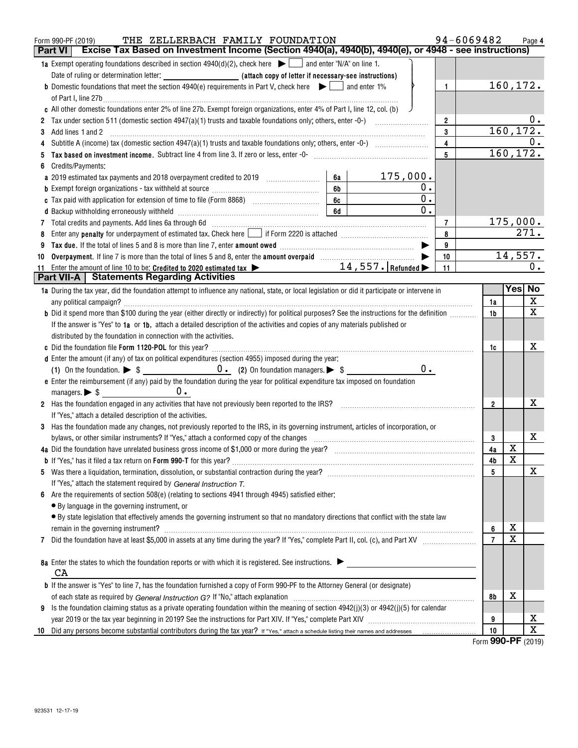Form 990-PF (2019) THE ZELLERBACH FAMILY FOUNDATION 94-6069482 Page 4

## Part VI Excise Tax Based on Investment Income (Section 4940(a), 4940(b), 4940(e), or 4948 - see instructions)

| | | | |
|---|---|---|---|
| **1a** Exempt operating foundations described in section 4940(d)(2), check here ▶ ☐ and enter "N/A" on line 1. | | | |
| Date of ruling or determination letter: ____________ **(attach copy of letter if necessary-see instructions)** | | | |
| **b** Domestic foundations that meet the section 4940(e) requirements in Part V, check here ▶ ☐ and enter 1% of Part I, line 27b | | 1 | 160,172. |
| **c** All other domestic foundations enter 2% of line 27b. Exempt foreign organizations, enter 4% of Part I, line 12, col. (b) | | | |
| **2** Tax under section 511 (domestic section 4947(a)(1) trusts and taxable foundations only; others, enter -0-) | | 2 | 0. |
| **3** Add lines 1 and 2 | | 3 | 160,172. |
| **4** Subtitle A (income) tax (domestic section 4947(a)(1) trusts and taxable foundations only; others, enter -0-) | | 4 | 0. |
| **5** **Tax based on investment income.** Subtract line 4 from line 3. If zero or less, enter -0- | | 5 | 160,172. |
| **6** Credits/Payments: | | | |
| **a** 2019 estimated tax payments and 2018 overpayment credited to 2019 | 6a 175,000. | | |
| **b** Exempt foreign organizations - tax withheld at source | 6b 0. | | |
| **c** Tax paid with application for extension of time to file (Form 8868) | 6c 0. | | |
| **d** Backup withholding erroneously withheld | 6d 0. | | |
| **7** Total credits and payments. Add lines 6a through 6d | | 7 | 175,000. |
| **8** Enter any **penalty** for underpayment of estimated tax. Check here ☐ if Form 2220 is attached | | 8 | 271. |
| **9** **Tax due.** If the total of lines 5 and 8 is more than line 7, enter **amount owed** ▶ | | 9 | |
| **10** **Overpayment.** If line 7 is more than the total of lines 5 and 8, enter the **amount overpaid** ▶ | | 10 | 14,557. |
| **11** Enter the amount of line 10 to be: **Credited to 2020 estimated tax** ▶ | 14,557. **Refunded** ▶ | 11 | 0. |

## Part VII-A Statements Regarding Activities

| | | Yes | No |
|---|---|---|---|
| **1a** During the tax year, did the foundation attempt to influence any national, state, or local legislation or did it participate or intervene in any political campaign? | 1a | | X |
| **b** Did it spend more than $100 during the year (either directly or indirectly) for political purposes? See the instructions for the definition | 1b | | X |
| If the answer is "Yes" to **1a** or **1b**, attach a detailed description of the activities and copies of any materials published or distributed by the foundation in connection with the activities. | | | |
| **c** Did the foundation file **Form 1120-POL** for this year? | 1c | | X |
| **d** Enter the amount (if any) of tax on political expenditures (section 4955) imposed during the year: (1) On the foundation. ▶ $ 0. (2) On foundation managers. ▶ $ 0. | | | |
| **e** Enter the reimbursement (if any) paid by the foundation during the year for political expenditure tax imposed on foundation managers. ▶ $ 0. | | | |
| **2** Has the foundation engaged in any activities that have not previously been reported to the IRS? | 2 | | X |
| If "Yes," attach a detailed description of the activities. | | | |
| **3** Has the foundation made any changes, not previously reported to the IRS, in its governing instrument, articles of incorporation, or bylaws, or other similar instruments? If "Yes," attach a conformed copy of the changes | 3 | | X |
| **4a** Did the foundation have unrelated business gross income of $1,000 or more during the year? | 4a | X | |
| **b** If "Yes," has it filed a tax return on **Form 990-T** for this year? | 4b | X | |
| **5** Was there a liquidation, termination, dissolution, or substantial contraction during the year? | 5 | | X |
| If "Yes," attach the statement required by *General Instruction T.* | | | |
| **6** Are the requirements of section 508(e) (relating to sections 4941 through 4945) satisfied either: | | | |
| • By language in the governing instrument, or | | | |
| • By state legislation that effectively amends the governing instrument so that no mandatory directions that conflict with the state law remain in the governing instrument? | 6 | X | |
| **7** Did the foundation have at least $5,000 in assets at any time during the year? If "Yes," complete Part II, col. (c), and Part XV | 7 | X | |
| **8a** Enter the states to which the foundation reports or with which it is registered. See instructions. ▶ CA | | | |
| **b** If the answer is "Yes" to line 7, has the foundation furnished a copy of Form 990-PF to the Attorney General (or designate) of each state as required by *General Instruction G?* If "No," attach explanation | 8b | X | |
| **9** Is the foundation claiming status as a private operating foundation within the meaning of section 4942(j)(3) or 4942(j)(5) for calendar year 2019 or the tax year beginning in 2019? See the instructions for Part XIV. If "Yes," complete Part XIV | 9 | | X |
| **10** Did any persons become substantial contributors during the tax year? If "Yes," attach a schedule listing their names and addresses | 10 | | X |

Form **990-PF** (2019)

923531 12-17-19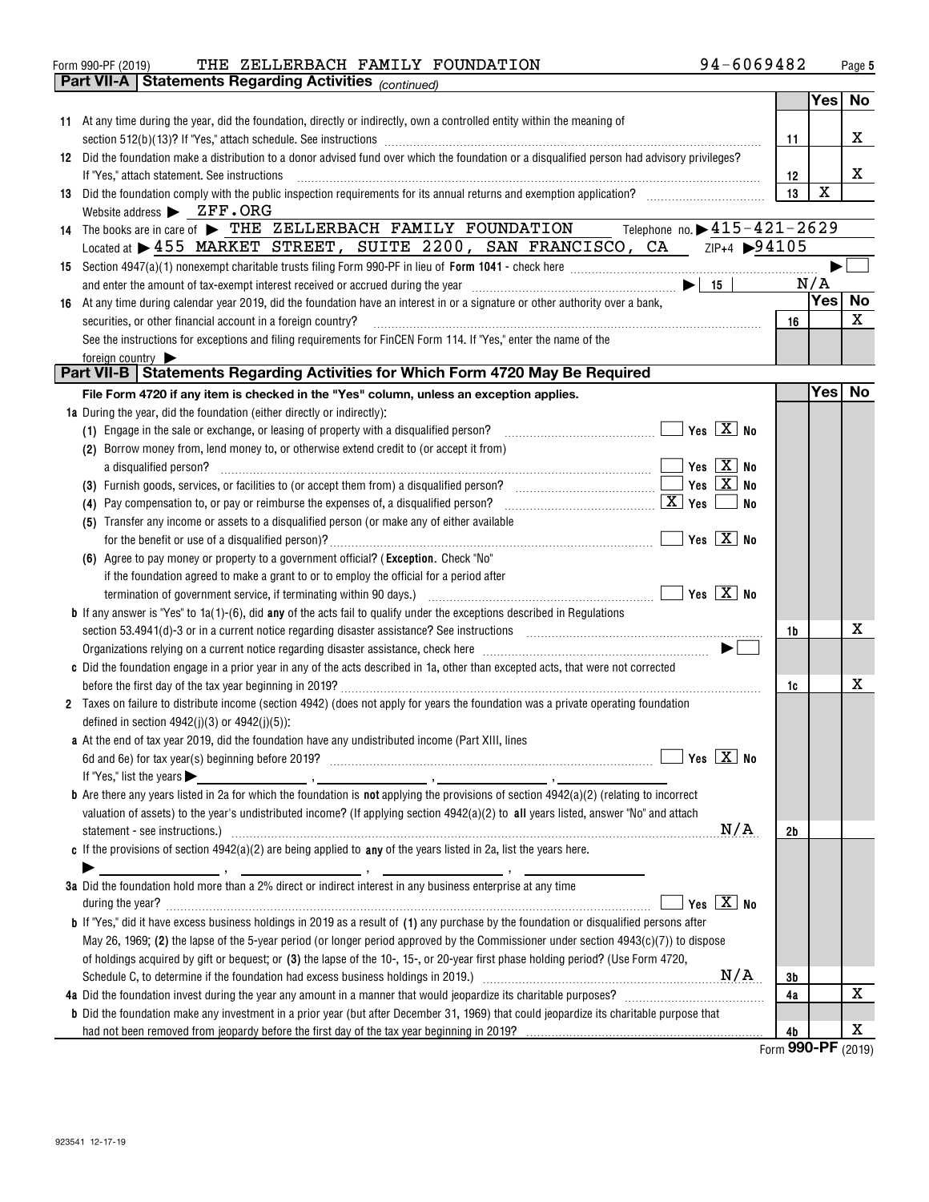Form 990-PF (2019) THE ZELLERBACH FAMILY FOUNDATION 94-6069482 Page 5

## Part VII-A Statements Regarding Activities *(continued)*

| | | | Yes | No |
|---|---|---|---|---|
| **11** | At any time during the year, did the foundation, directly or indirectly, own a controlled entity within the meaning of section 512(b)(13)? If "Yes," attach schedule. See instructions | 11 | | X |
| **12** | Did the foundation make a distribution to a donor advised fund over which the foundation or a disqualified person had advisory privileges? If "Yes," attach statement. See instructions | 12 | | X |
| **13** | Did the foundation comply with the public inspection requirements for its annual returns and exemption application? | 13 | X | |

Website address ▶ ZFF.ORG

**14** The books are in care of ▶ THE ZELLERBACH FAMILY FOUNDATION Telephone no. ▶ 415-421-2629

Located at ▶ 455 MARKET STREET, SUITE 2200, SAN FRANCISCO, CA ZIP+4 ▶ 94105

**15** Section 4947(a)(1) nonexempt charitable trusts filing Form 990-PF in lieu of **Form 1041** - check here ▶ ☐

and enter the amount of tax-exempt interest received or accrued during the year ▶ | 15 | N/A

| | | | Yes | No |
|---|---|---|---|---|
| **16** | At any time during calendar year 2019, did the foundation have an interest in or a signature or other authority over a bank, securities, or other financial account in a foreign country? | 16 | | X |

See the instructions for exceptions and filing requirements for FinCEN Form 114. If "Yes," enter the name of the foreign country ▶

## Part VII-B Statements Regarding Activities for Which Form 4720 May Be Required

**File Form 4720 if any item is checked in the "Yes" column, unless an exception applies.**

| | | | Yes | No |
|---|---|---|---|---|
| **1a** | During the year, did the foundation (either directly or indirectly): | | | |
| | (1) Engage in the sale or exchange, or leasing of property with a disqualified person? ☐ Yes ☒ No | | | |
| | (2) Borrow money from, lend money to, or otherwise extend credit to (or accept it from) a disqualified person? ☐ Yes ☒ No | | | |
| | (3) Furnish goods, services, or facilities to (or accept them from) a disqualified person? ☐ Yes ☒ No | | | |
| | (4) Pay compensation to, or pay or reimburse the expenses of, a disqualified person? ☒ Yes ☐ No | | | |
| | (5) Transfer any income or assets to a disqualified person (or make any of either available for the benefit or use of a disqualified person)? ☐ Yes ☒ No | | | |
| | (6) Agree to pay money or property to a government official? (**Exception.** Check "No" if the foundation agreed to make a grant to or to employ the official for a period after termination of government service, if terminating within 90 days.) ☐ Yes ☒ No | | | |
| **b** | If any answer is "Yes" to 1a(1)-(6), did **any** of the acts fail to qualify under the exceptions described in Regulations section 53.4941(d)-3 or in a current notice regarding disaster assistance? See instructions | 1b | | X |
| | Organizations relying on a current notice regarding disaster assistance, check here ▶ ☐ | | | |
| **c** | Did the foundation engage in a prior year in any of the acts described in 1a, other than excepted acts, that were not corrected before the first day of the tax year beginning in 2019? | 1c | | X |
| **2** | Taxes on failure to distribute income (section 4942) (does not apply for years the foundation was a private operating foundation defined in section 4942(j)(3) or 4942(j)(5)): | | | |
| **a** | At the end of tax year 2019, did the foundation have any undistributed income (Part XIII, lines 6d and 6e) for tax year(s) beginning before 2019? ☐ Yes ☒ No | | | |
| | If "Yes," list the years ▶ ______, ______, ______, ______ | | | |
| **b** | Are there any years listed in 2a for which the foundation is **not** applying the provisions of section 4942(a)(2) (relating to incorrect valuation of assets) to the year's undistributed income? (If applying section 4942(a)(2) to **all** years listed, answer "No" and attach statement - see instructions.) N/A | 2b | | |
| **c** | If the provisions of section 4942(a)(2) are being applied to **any** of the years listed in 2a, list the years here. ▶ ______, ______, ______, ______ | | | |
| **3a** | Did the foundation hold more than a 2% direct or indirect interest in any business enterprise at any time during the year? ☐ Yes ☒ No | | | |
| **b** | If "Yes," did it have excess business holdings in 2019 as a result of (1) any purchase by the foundation or disqualified persons after May 26, 1969; (2) the lapse of the 5-year period (or longer period approved by the Commissioner under section 4943(c)(7)) to dispose of holdings acquired by gift or bequest; or (3) the lapse of the 10-, 15-, or 20-year first phase holding period? (Use Form 4720, Schedule C, to determine if the foundation had excess business holdings in 2019.) N/A | 3b | | |
| **4a** | Did the foundation invest during the year any amount in a manner that would jeopardize its charitable purposes? | 4a | | X |
| **b** | Did the foundation make any investment in a prior year (but after December 31, 1969) that could jeopardize its charitable purpose that had not been removed from jeopardy before the first day of the tax year beginning in 2019? | 4b | | X |

Form **990-PF** (2019)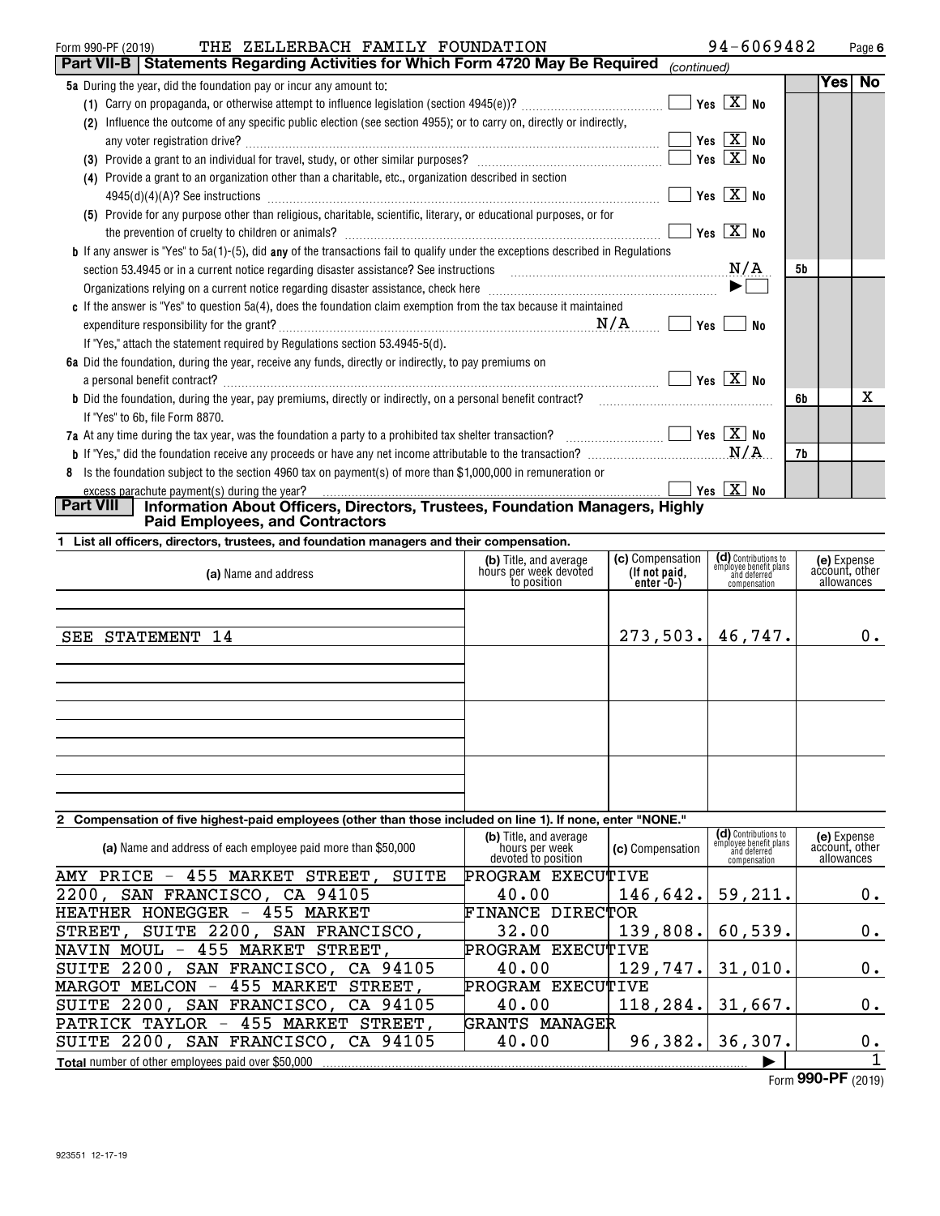Form 990-PF (2019) THE ZELLERBACH FAMILY FOUNDATION 94-6069482

## Part VII-B Statements Regarding Activities for Which Form 4720 May Be Required *(continued)*

| | | Yes | No |
|---|---|---|---|
| **5a** During the year, did the foundation pay or incur any amount to: | | | |
| (1) Carry on propaganda, or otherwise attempt to influence legislation (section 4945(e))? ☐ Yes ☒ No | | | |
| (2) Influence the outcome of any specific public election (see section 4955); or to carry on, directly or indirectly, any voter registration drive? ☐ Yes ☒ No | | | |
| (3) Provide a grant to an individual for travel, study, or other similar purposes? ☐ Yes ☒ No | | | |
| (4) Provide a grant to an organization other than a charitable, etc., organization described in section 4945(d)(4)(A)? See instructions ☐ Yes ☒ No | | | |
| (5) Provide for any purpose other than religious, charitable, scientific, literary, or educational purposes, or for the prevention of cruelty to children or animals? ☐ Yes ☒ No | | | |
| **b** If any answer is "Yes" to 5a(1)-(5), did **any** of the transactions fail to qualify under the exceptions described in Regulations section 53.4945 or in a current notice regarding disaster assistance? See instructions N/A | 5b | | |
| Organizations relying on a current notice regarding disaster assistance, check here ▶ ☐ | | | |
| **c** If the answer is "Yes" to question 5a(4), does the foundation claim exemption from the tax because it maintained expenditure responsibility for the grant? N/A ☐ Yes ☐ No | | | |
| If "Yes," attach the statement required by Regulations section 53.4945-5(d). | | | |
| **6a** Did the foundation, during the year, receive any funds, directly or indirectly, to pay premiums on a personal benefit contract? ☐ Yes ☒ No | | | |
| **b** Did the foundation, during the year, pay premiums, directly or indirectly, on a personal benefit contract? | 6b | | X |
| If "Yes" to 6b, file Form 8870. | | | |
| **7a** At any time during the tax year, was the foundation a party to a prohibited tax shelter transaction? ☐ Yes ☒ No | | | |
| **b** If "Yes," did the foundation receive any proceeds or have any net income attributable to the transaction? N/A | 7b | | |
| **8** Is the foundation subject to the section 4960 tax on payment(s) of more than $1,000,000 in remuneration or excess parachute payment(s) during the year? ☐ Yes ☒ No | | | |

## Part VIII Information About Officers, Directors, Trustees, Foundation Managers, Highly Paid Employees, and Contractors

**1 List all officers, directors, trustees, and foundation managers and their compensation.**

| (a) Name and address | (b) Title, and average hours per week devoted to position | (c) Compensation (If not paid, enter -0-) | (d) Contributions to employee benefit plans and deferred compensation | (e) Expense account, other allowances |
|---|---|---|---|---|
| SEE STATEMENT 14 | | 273,503. | 46,747. | 0. |

**2 Compensation of five highest-paid employees (other than those included on line 1). If none, enter "NONE."**

| (a) Name and address of each employee paid more than $50,000 | (b) Title, and average hours per week devoted to position | (c) Compensation | (d) Contributions to employee benefit plans and deferred compensation | (e) Expense account, other allowances |
|---|---|---|---|---|
| AMY PRICE - 455 MARKET STREET, SUITE 2200, SAN FRANCISCO, CA 94105 | PROGRAM EXECUTIVE 40.00 | 146,642. | 59,211. | 0. |
| HEATHER HONEGGER - 455 MARKET STREET, SUITE 2200, SAN FRANCISCO, | FINANCE DIRECTOR 32.00 | 139,808. | 60,539. | 0. |
| NAVIN MOUL - 455 MARKET STREET, SUITE 2200, SAN FRANCISCO, CA 94105 | PROGRAM EXECUTIVE 40.00 | 129,747. | 31,010. | 0. |
| MARGOT MELCON - 455 MARKET STREET, SUITE 2200, SAN FRANCISCO, CA 94105 | PROGRAM EXECUTIVE 40.00 | 118,284. | 31,667. | 0. |
| PATRICK TAYLOR - 455 MARKET STREET, SUITE 2200, SAN FRANCISCO, CA 94105 | GRANTS MANAGER 40.00 | 96,382. | 36,307. | 0. |

**Total** number of other employees paid over $50,000 ▶ 1

Form **990-PF** (2019)

923551 12-17-19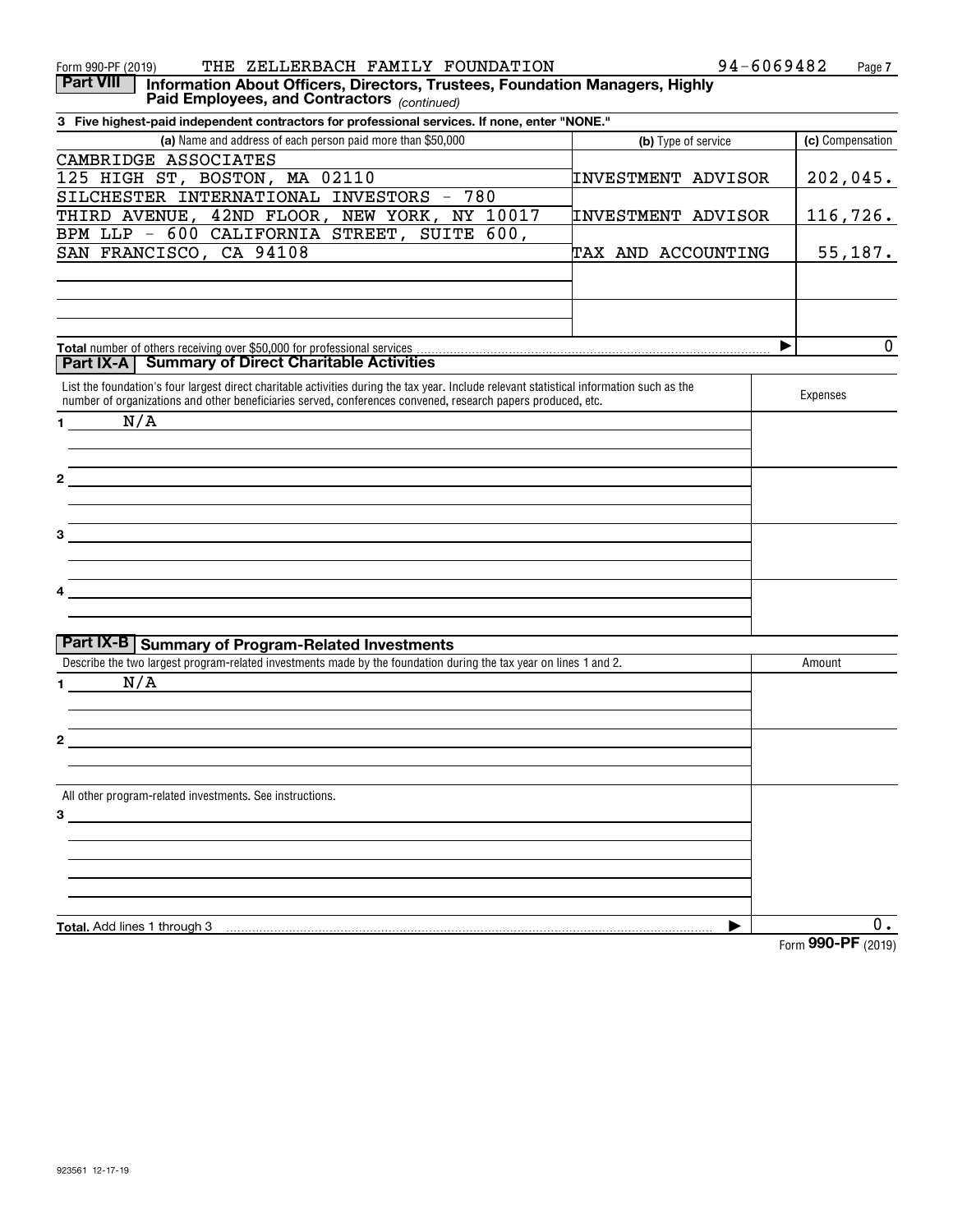Form 990-PF (2019) THE ZELLERBACH FAMILY FOUNDATION 94-6069482

## Part VIII Information About Officers, Directors, Trustees, Foundation Managers, Highly Paid Employees, and Contractors *(continued)*

**3 Five highest-paid independent contractors for professional services. If none, enter "NONE."**

| (a) Name and address of each person paid more than $50,000 | (b) Type of service | (c) Compensation |
|---|---|---|
| CAMBRIDGE ASSOCIATES<br>125 HIGH ST, BOSTON, MA 02110 | INVESTMENT ADVISOR | 202,045. |
| SILCHESTER INTERNATIONAL INVESTORS - 780<br>THIRD AVENUE, 42ND FLOOR, NEW YORK, NY 10017 | INVESTMENT ADVISOR | 116,726. |
| BPM LLP - 600 CALIFORNIA STREET, SUITE 600,<br>SAN FRANCISCO, CA 94108 | TAX AND ACCOUNTING | 55,187. |
| | | |
| | | |
| **Total** number of others receiving over $50,000 for professional services ▶ | | 0 |

## Part IX-A Summary of Direct Charitable Activities

| List the foundation's four largest direct charitable activities during the tax year. Include relevant statistical information such as the number of organizations and other beneficiaries served, conferences convened, research papers produced, etc. | Expenses |
|---|---|
| 1 N/A | |
| 2 | |
| 3 | |
| 4 | |

## Part IX-B Summary of Program-Related Investments

| Describe the two largest program-related investments made by the foundation during the tax year on lines 1 and 2. | Amount |
|---|---|
| 1 N/A | |
| 2 | |
| All other program-related investments. See instructions.<br>3 | |
| **Total.** Add lines 1 through 3 ▶ | 0. |

Form **990-PF** (2019)

923561 12-17-19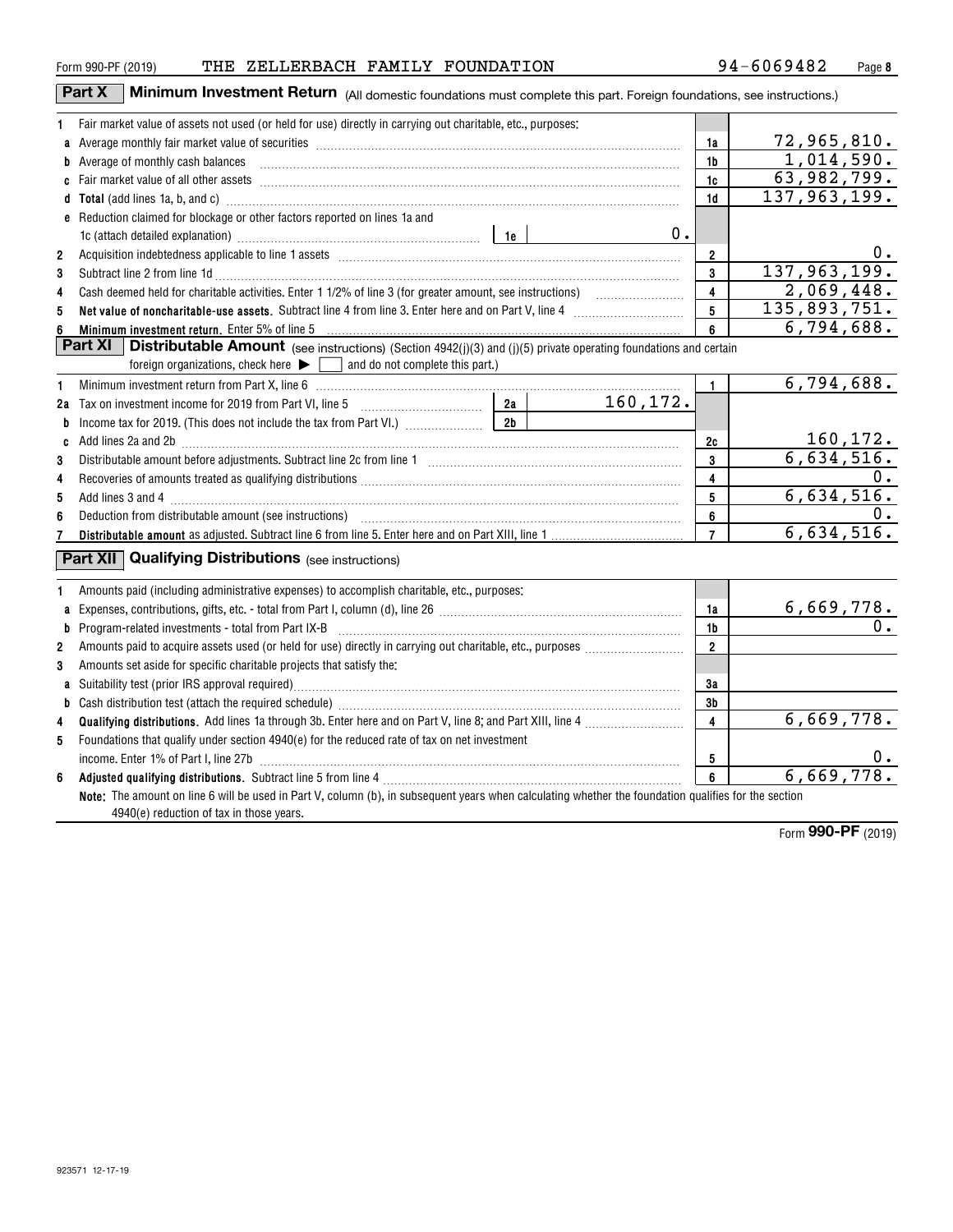Form 990-PF (2019) THE ZELLERBACH FAMILY FOUNDATION 94-6069482

## Part X Minimum Investment Return (All domestic foundations must complete this part. Foreign foundations, see instructions.)

| | | | | |
|---|---|---|---|---|
| 1 | Fair market value of assets not used (or held for use) directly in carrying out charitable, etc., purposes: | | | |
| a | Average monthly fair market value of securities | | 1a | 72,965,810. |
| b | Average of monthly cash balances | | 1b | 1,014,590. |
| c | Fair market value of all other assets | | 1c | 63,982,799. |
| d | **Total** (add lines 1a, b, and c) | | 1d | 137,963,199. |
| e | Reduction claimed for blockage or other factors reported on lines 1a and 1c (attach detailed explanation) | 1e 0. | | |
| 2 | Acquisition indebtedness applicable to line 1 assets | | 2 | 0. |
| 3 | Subtract line 2 from line 1d | | 3 | 137,963,199. |
| 4 | Cash deemed held for charitable activities. Enter 1 1/2% of line 3 (for greater amount, see instructions) | | 4 | 2,069,448. |
| 5 | **Net value of noncharitable-use assets.** Subtract line 4 from line 3. Enter here and on Part V, line 4 | | 5 | 135,893,751. |
| 6 | **Minimum investment return.** Enter 5% of line 5 | | 6 | 6,794,688. |

## Part XI Distributable Amount (see instructions) (Section 4942(j)(3) and (j)(5) private operating foundations and certain foreign organizations, check here ▶ ☐ and do not complete this part.)

| | | | | |
|---|---|---|---|---|
| 1 | Minimum investment return from Part X, line 6 | | 1 | 6,794,688. |
| 2a | Tax on investment income for 2019 from Part VI, line 5 | 2a 160,172. | | |
| b | Income tax for 2019. (This does not include the tax from Part VI.) | 2b | | |
| c | Add lines 2a and 2b | | 2c | 160,172. |
| 3 | Distributable amount before adjustments. Subtract line 2c from line 1 | | 3 | 6,634,516. |
| 4 | Recoveries of amounts treated as qualifying distributions | | 4 | 0. |
| 5 | Add lines 3 and 4 | | 5 | 6,634,516. |
| 6 | Deduction from distributable amount (see instructions) | | 6 | 0. |
| 7 | **Distributable amount** as adjusted. Subtract line 6 from line 5. Enter here and on Part XIII, line 1 | | 7 | 6,634,516. |

## Part XII Qualifying Distributions (see instructions)

| | | | |
|---|---|---|---|
| 1 | Amounts paid (including administrative expenses) to accomplish charitable, etc., purposes: | | |
| a | Expenses, contributions, gifts, etc. - total from Part I, column (d), line 26 | 1a | 6,669,778. |
| b | Program-related investments - total from Part IX-B | 1b | 0. |
| 2 | Amounts paid to acquire assets used (or held for use) directly in carrying out charitable, etc., purposes | 2 | |
| 3 | Amounts set aside for specific charitable projects that satisfy the: | | |
| a | Suitability test (prior IRS approval required) | 3a | |
| b | Cash distribution test (attach the required schedule) | 3b | |
| 4 | **Qualifying distributions.** Add lines 1a through 3b. Enter here and on Part V, line 8; and Part XIII, line 4 | 4 | 6,669,778. |
| 5 | Foundations that qualify under section 4940(e) for the reduced rate of tax on net investment income. Enter 1% of Part I, line 27b | 5 | 0. |
| 6 | **Adjusted qualifying distributions.** Subtract line 5 from line 4 | 6 | 6,669,778. |

**Note:** The amount on line 6 will be used in Part V, column (b), in subsequent years when calculating whether the foundation qualifies for the section 4940(e) reduction of tax in those years.

Form **990-PF** (2019)

923571 12-17-19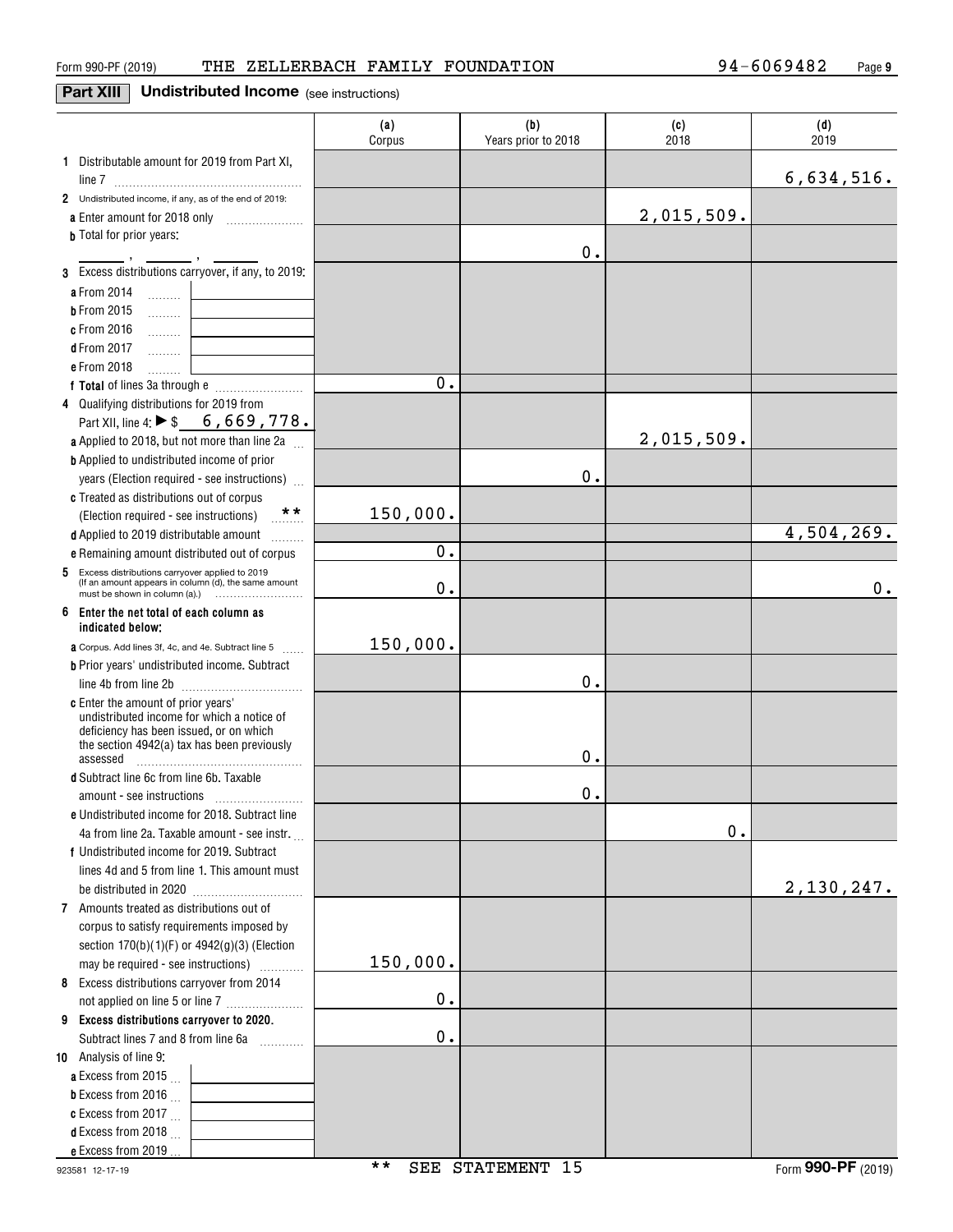Form 990-PF (2019) THE ZELLERBACH FAMILY FOUNDATION 94-6069482

## Part XIII Undistributed Income (see instructions)

| | (a) Corpus | (b) Years prior to 2018 | (c) 2018 | (d) 2019 |
|---|---|---|---|---|
| **1** Distributable amount for 2019 from Part XI, line 7 | | | | 6,634,516. |
| **2** Undistributed income, if any, as of the end of 2019: | | | | |
| **a** Enter amount for 2018 only | | | 2,015,509. | |
| **b** Total for prior years: ___ , ___ , ___ | | 0. | | |
| **3** Excess distributions carryover, if any, to 2019: | | | | |
| **a** From 2014 | | | | |
| **b** From 2015 | | | | |
| **c** From 2016 | | | | |
| **d** From 2017 | | | | |
| **e** From 2018 | | | | |
| **f Total** of lines 3a through e | 0. | | | |
| **4** Qualifying distributions for 2019 from Part XII, line 4: ▶ $ 6,669,778. | | | | |
| **a** Applied to 2018, but not more than line 2a | | | 2,015,509. | |
| **b** Applied to undistributed income of prior years (Election required - see instructions) | | 0. | | |
| **c** Treated as distributions out of corpus (Election required - see instructions) ** | 150,000. | | | |
| **d** Applied to 2019 distributable amount | | | | 4,504,269. |
| **e** Remaining amount distributed out of corpus | 0. | | | |
| **5** Excess distributions carryover applied to 2019 (If an amount appears in column (d), the same amount must be shown in column (a).) | 0. | | | 0. |
| **6 Enter the net total of each column as indicated below:** | | | | |
| **a** Corpus. Add lines 3f, 4c, and 4e. Subtract line 5 | 150,000. | | | |
| **b** Prior years' undistributed income. Subtract line 4b from line 2b | | 0. | | |
| **c** Enter the amount of prior years' undistributed income for which a notice of deficiency has been issued, or on which the section 4942(a) tax has been previously assessed | | 0. | | |
| **d** Subtract line 6c from line 6b. Taxable amount - see instructions | | 0. | | |
| **e** Undistributed income for 2018. Subtract line 4a from line 2a. Taxable amount - see instr. | | | 0. | |
| **f** Undistributed income for 2019. Subtract lines 4d and 5 from line 1. This amount must be distributed in 2020 | | | | 2,130,247. |
| **7** Amounts treated as distributions out of corpus to satisfy requirements imposed by section 170(b)(1)(F) or 4942(g)(3) (Election may be required - see instructions) | 150,000. | | | |
| **8** Excess distributions carryover from 2014 not applied on line 5 or line 7 | 0. | | | |
| **9 Excess distributions carryover to 2020.** Subtract lines 7 and 8 from line 6a | 0. | | | |
| **10** Analysis of line 9: | | | | |
| **a** Excess from 2015 | | | | |
| **b** Excess from 2016 | | | | |
| **c** Excess from 2017 | | | | |
| **d** Excess from 2018 | | | | |
| **e** Excess from 2019 | | | | |

** SEE STATEMENT 15

923581 12-17-19 Form **990-PF** (2019)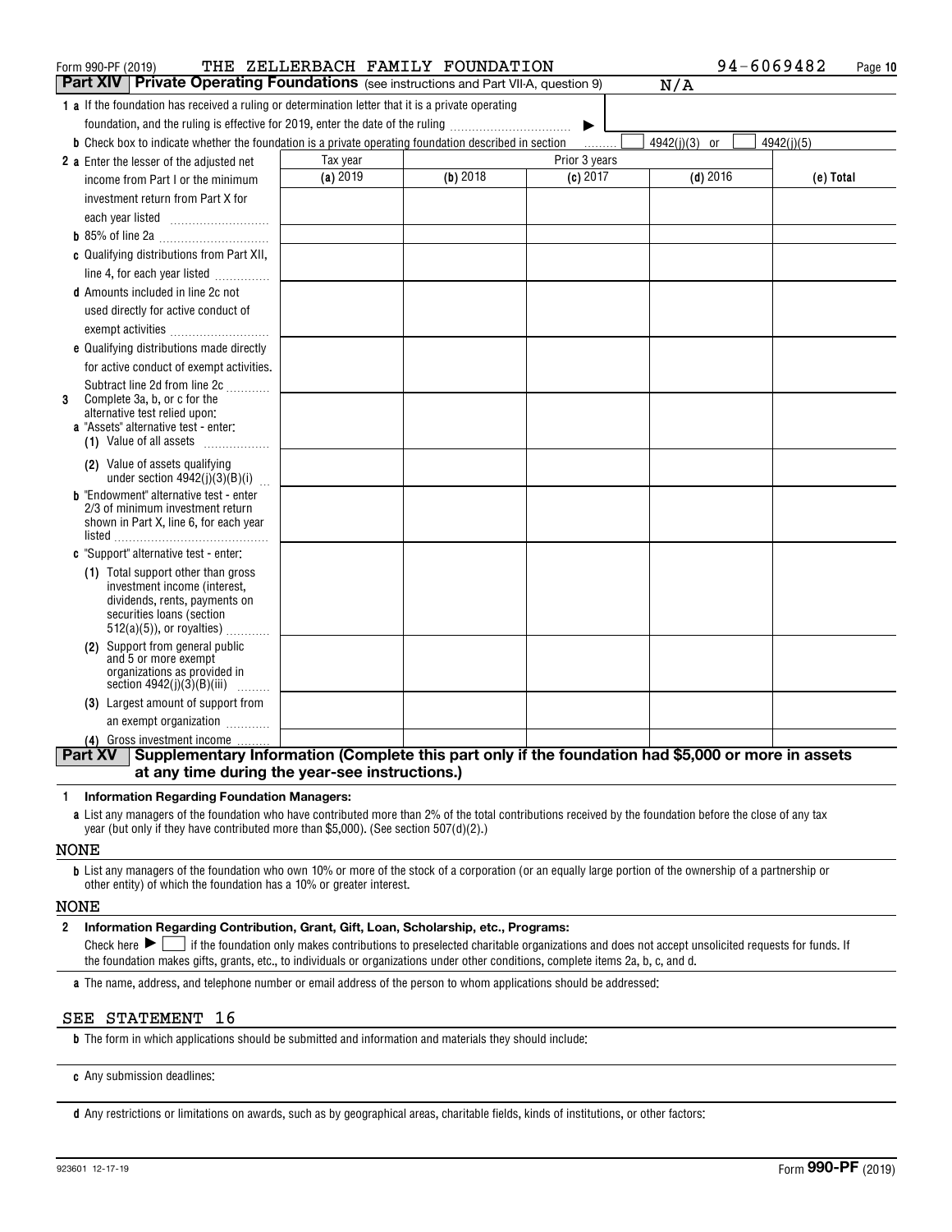Form 990-PF (2019) THE ZELLERBACH FAMILY FOUNDATION 94-6069482

## Part XIV Private Operating Foundations (see instructions and Part VII-A, question 9) N/A

**1 a** If the foundation has received a ruling or determination letter that it is a private operating foundation, and the ruling is effective for 2019, enter the date of the ruling ▶

**b** Check box to indicate whether the foundation is a private operating foundation described in section ☐ 4942(j)(3) or ☐ 4942(j)(5)

| | Tax year | Prior 3 years | | | |
|---|---|---|---|---|---|
| | (a) 2019 | (b) 2018 | (c) 2017 | (d) 2016 | (e) Total |
| **2 a** Enter the lesser of the adjusted net income from Part I or the minimum investment return from Part X for each year listed | | | | | |
| **b** 85% of line 2a | | | | | |
| **c** Qualifying distributions from Part XII, line 4, for each year listed | | | | | |
| **d** Amounts included in line 2c not used directly for active conduct of exempt activities | | | | | |
| **e** Qualifying distributions made directly for active conduct of exempt activities. Subtract line 2d from line 2c | | | | | |
| **3** Complete 3a, b, or c for the alternative test relied upon: **a** "Assets" alternative test - enter: (1) Value of all assets | | | | | |
| (2) Value of assets qualifying under section 4942(j)(3)(B)(i) | | | | | |
| **b** "Endowment" alternative test - enter 2/3 of minimum investment return shown in Part X, line 6, for each year listed | | | | | |
| **c** "Support" alternative test - enter: (1) Total support other than gross investment income (interest, dividends, rents, payments on securities loans (section 512(a)(5)), or royalties) | | | | | |
| (2) Support from general public and 5 or more exempt organizations as provided in section 4942(j)(3)(B)(iii) | | | | | |
| (3) Largest amount of support from an exempt organization | | | | | |
| (4) Gross investment income | | | | | |

## Part XV Supplementary Information (Complete this part only if the foundation had $5,000 or more in assets at any time during the year-see instructions.)

**1 Information Regarding Foundation Managers:**

**a** List any managers of the foundation who have contributed more than 2% of the total contributions received by the foundation before the close of any tax year (but only if they have contributed more than $5,000). (See section 507(d)(2).)

NONE

**b** List any managers of the foundation who own 10% or more of the stock of a corporation (or an equally large portion of the ownership of a partnership or other entity) of which the foundation has a 10% or greater interest.

NONE

**2 Information Regarding Contribution, Grant, Gift, Loan, Scholarship, etc., Programs:**

Check here ▶ ☐ if the foundation only makes contributions to preselected charitable organizations and does not accept unsolicited requests for funds. If the foundation makes gifts, grants, etc., to individuals or organizations under other conditions, complete items 2a, b, c, and d.

**a** The name, address, and telephone number or email address of the person to whom applications should be addressed:

SEE STATEMENT 16

**b** The form in which applications should be submitted and information and materials they should include:

**c** Any submission deadlines:

**d** Any restrictions or limitations on awards, such as by geographical areas, charitable fields, kinds of institutions, or other factors:

923601 12-17-19 Form **990-PF** (2019)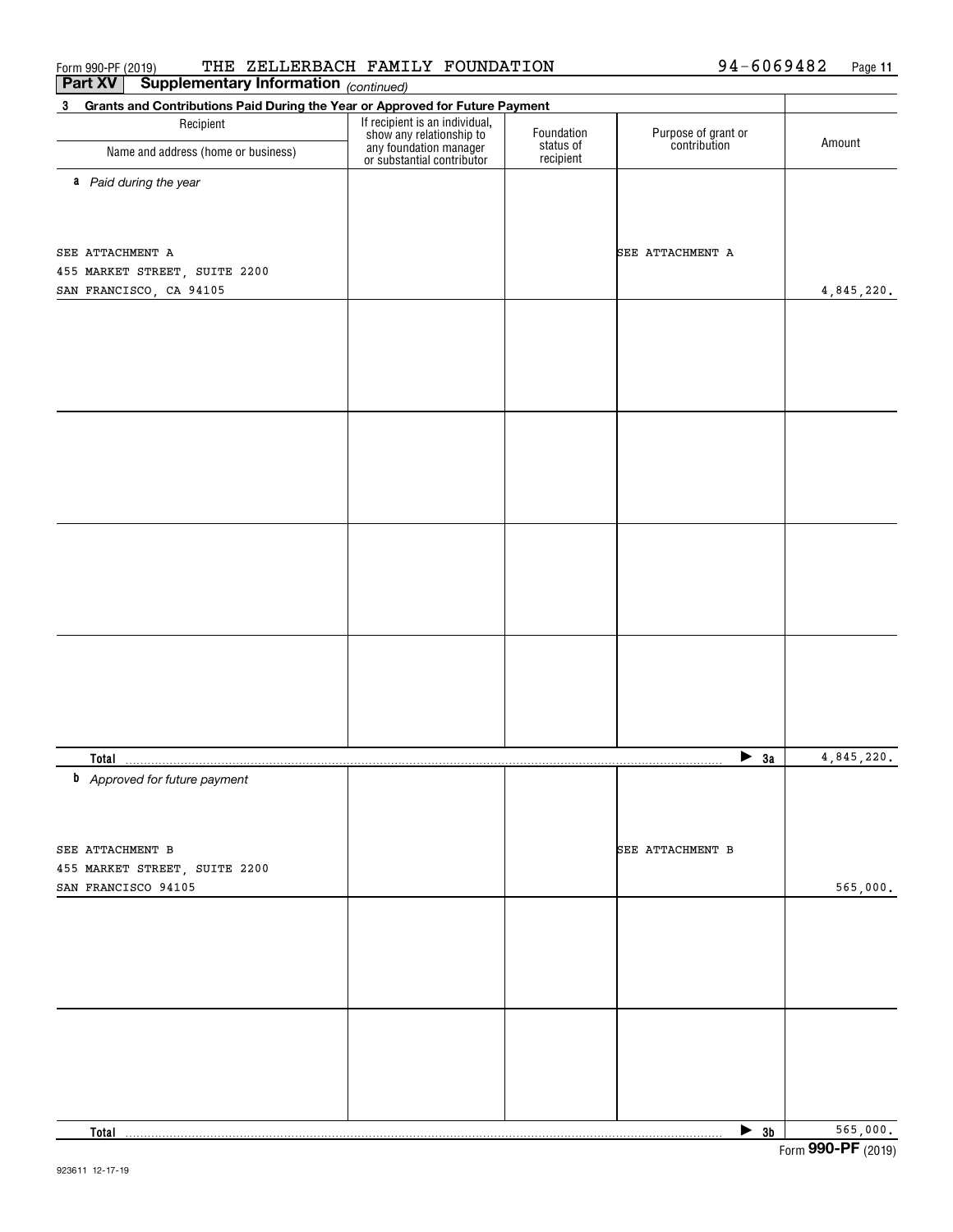Form 990-PF (2019) THE ZELLERBACH FAMILY FOUNDATION 94-6069482

**Part XV Supplementary Information** *(continued)*

**3 Grants and Contributions Paid During the Year or Approved for Future Payment**

| Recipient<br>Name and address (home or business) | If recipient is an individual, show any relationship to any foundation manager or substantial contributor | Foundation status of recipient | Purpose of grant or contribution | Amount |
|---|---|---|---|---|
| ***a** Paid during the year* | | | | |
| SEE ATTACHMENT A<br>455 MARKET STREET, SUITE 2200<br>SAN FRANCISCO, CA 94105 | | | SEE ATTACHMENT A | 4,845,220. |
| **Total** | | | ▶ **3a** | 4,845,220. |
| ***b** Approved for future payment* | | | | |
| SEE ATTACHMENT B<br>455 MARKET STREET, SUITE 2200<br>SAN FRANCISCO 94105 | | | SEE ATTACHMENT B | 565,000. |
| **Total** | | | ▶ **3b** | 565,000. |

923611 12-17-19

Form **990-PF** (2019)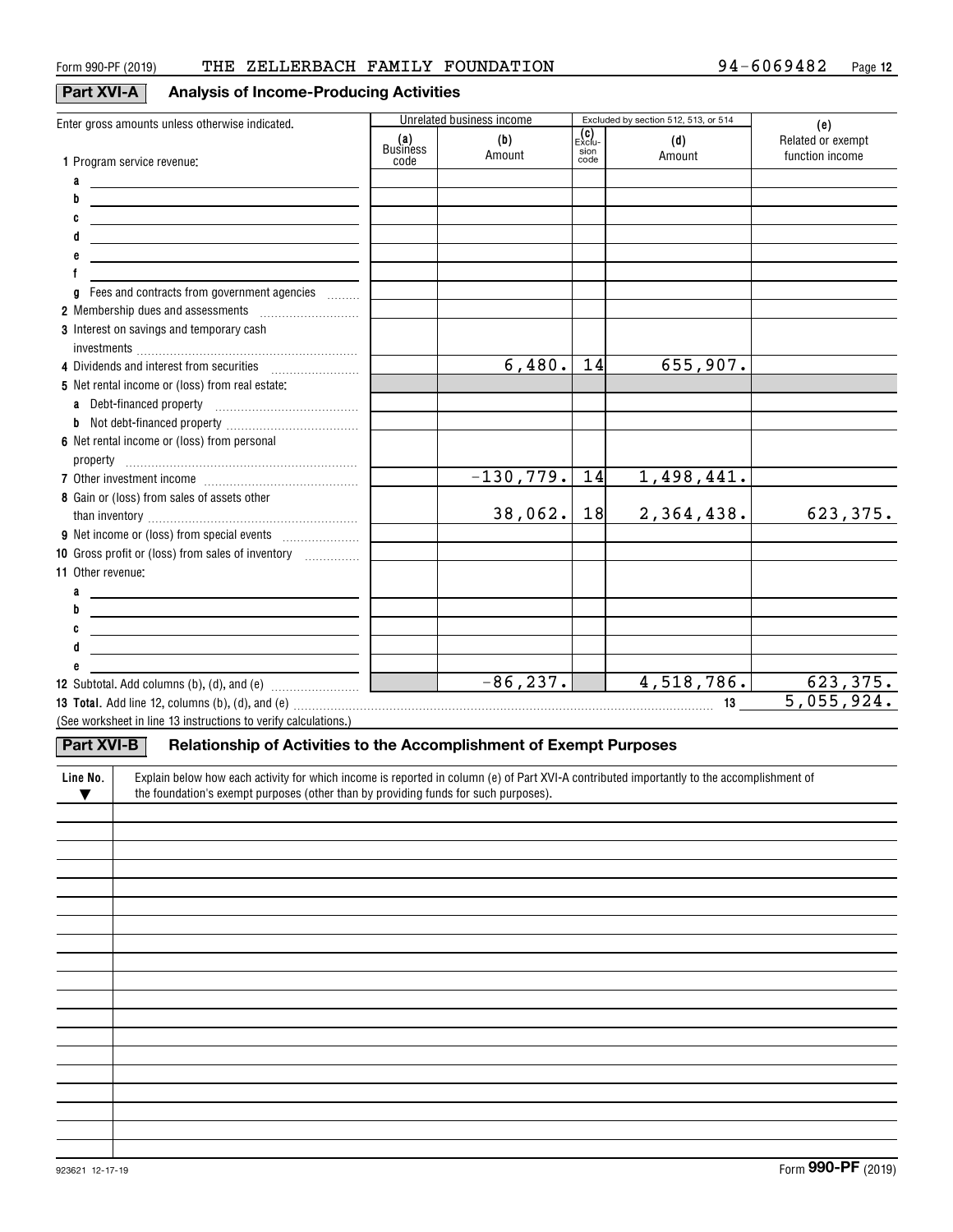Form 990-PF (2019) THE ZELLERBACH FAMILY FOUNDATION 94-6069482

## Part XVI-A Analysis of Income-Producing Activities

| Enter gross amounts unless otherwise indicated. | Unrelated business income | | Excluded by section 512, 513, or 514 | | (e) |
|---|---|---|---|---|---|
| | (a) Business code | (b) Amount | (c) Exclusion code | (d) Amount | Related or exempt function income |
| 1 Program service revenue: | | | | | |
| a | | | | | |
| b | | | | | |
| c | | | | | |
| d | | | | | |
| e | | | | | |
| f | | | | | |
| g Fees and contracts from government agencies | | | | | |
| 2 Membership dues and assessments | | | | | |
| 3 Interest on savings and temporary cash investments | | | | | |
| 4 Dividends and interest from securities | | 6,480. | 14 | 655,907. | |
| 5 Net rental income or (loss) from real estate: | | | | | |
| a Debt-financed property | | | | | |
| b Not debt-financed property | | | | | |
| 6 Net rental income or (loss) from personal property | | | | | |
| 7 Other investment income | | -130,779. | 14 | 1,498,441. | |
| 8 Gain or (loss) from sales of assets other than inventory | | 38,062. | 18 | 2,364,438. | 623,375. |
| 9 Net income or (loss) from special events | | | | | |
| 10 Gross profit or (loss) from sales of inventory | | | | | |
| 11 Other revenue: | | | | | |
| a | | | | | |
| b | | | | | |
| c | | | | | |
| d | | | | | |
| e | | | | | |
| 12 Subtotal. Add columns (b), (d), and (e) | | -86,237. | | 4,518,786. | 623,375. |

**13 Total.** Add line 12, columns (b), (d), and (e) ..... **13** 5,055,924.

(See worksheet in line 13 instructions to verify calculations.)

## Part XVI-B Relationship of Activities to the Accomplishment of Exempt Purposes

| Line No. ▼ | Explain below how each activity for which income is reported in column (e) of Part XVI-A contributed importantly to the accomplishment of the foundation's exempt purposes (other than by providing funds for such purposes). |
|---|---|
| | |

Form **990-PF** (2019)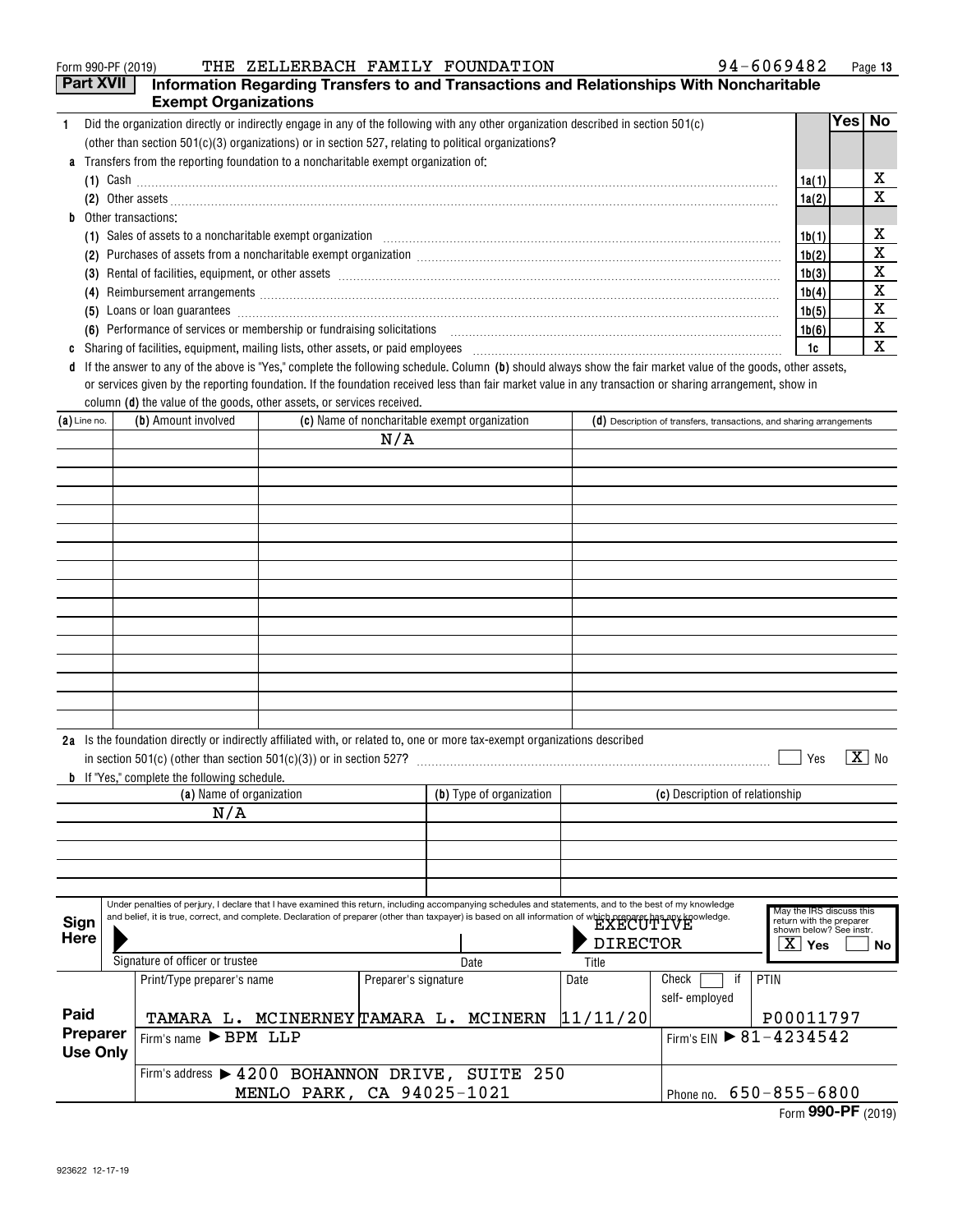Form 990-PF (2019) THE ZELLERBACH FAMILY FOUNDATION 94-6069482 Page 13

## Part XVII Information Regarding Transfers to and Transactions and Relationships With Noncharitable Exempt Organizations

| | | | Yes | No |
|---|---|---|---|---|
| **1** | Did the organization directly or indirectly engage in any of the following with any other organization described in section 501(c) (other than section 501(c)(3) organizations) or in section 527, relating to political organizations? | | | |
| **a** | Transfers from the reporting foundation to a noncharitable exempt organization of: | | | |
| | (1) Cash | 1a(1) | | X |
| | (2) Other assets | 1a(2) | | X |
| **b** | Other transactions: | | | |
| | (1) Sales of assets to a noncharitable exempt organization | 1b(1) | | X |
| | (2) Purchases of assets from a noncharitable exempt organization | 1b(2) | | X |
| | (3) Rental of facilities, equipment, or other assets | 1b(3) | | X |
| | (4) Reimbursement arrangements | 1b(4) | | X |
| | (5) Loans or loan guarantees | 1b(5) | | X |
| | (6) Performance of services or membership or fundraising solicitations | 1b(6) | | X |
| **c** | Sharing of facilities, equipment, mailing lists, other assets, or paid employees | 1c | | X |

**d** If the answer to any of the above is "Yes," complete the following schedule. Column **(b)** should always show the fair market value of the goods, other assets, or services given by the reporting foundation. If the foundation received less than fair market value in any transaction or sharing arrangement, show in column **(d)** the value of the goods, other assets, or services received.

| (a) Line no. | (b) Amount involved | (c) Name of noncharitable exempt organization | (d) Description of transfers, transactions, and sharing arrangements |
|---|---|---|---|
| | | N/A | |

**2a** Is the foundation directly or indirectly affiliated with, or related to, one or more tax-exempt organizations described in section 501(c) (other than section 501(c)(3)) or in section 527? ☐ Yes ☒ No

**b** If "Yes," complete the following schedule.

| (a) Name of organization | (b) Type of organization | (c) Description of relationship |
|---|---|---|
| N/A | | |

**Sign Here**

Under penalties of perjury, I declare that I have examined this return, including accompanying schedules and statements, and to the best of my knowledge and belief, it is true, correct, and complete. Declaration of preparer (other than taxpayer) is based on all information of which preparer has any knowledge.

Signature of officer or trustee | Date | Title: EXECUTIVE DIRECTOR

May the IRS discuss this return with the preparer shown below? See instr. ☒ Yes ☐ No

**Paid Preparer Use Only**

| Print/Type preparer's name | Preparer's signature | Date | Check ☐ if self-employed | PTIN |
|---|---|---|---|---|
| TAMARA L. MCINERNEY | TAMARA L. MCINERN | 11/11/20 | | P00011797 |

Firm's name ▶ BPM LLP — Firm's EIN ▶ 81-4234542

Firm's address ▶ 4200 BOHANNON DRIVE, SUITE 250, MENLO PARK, CA 94025-1021 — Phone no. 650-855-6800

Form **990-PF** (2019)

923622 12-17-19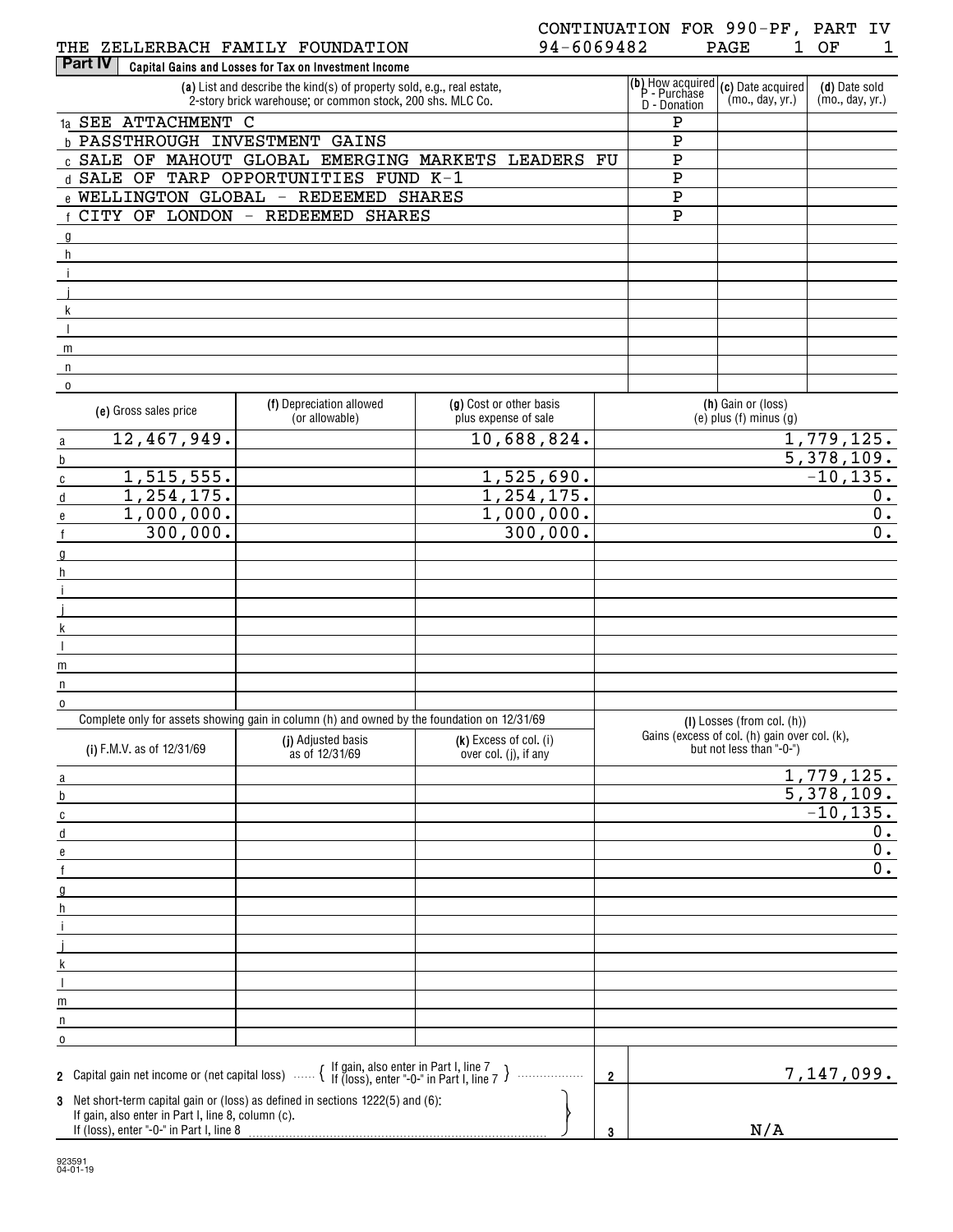THE ZELLERBACH FAMILY FOUNDATION 94-6069482

CONTINUATION FOR 990-PF, PART IV PAGE 1 OF 1

## Part IV Capital Gains and Losses for Tax on Investment Income

| | (a) List and describe the kind(s) of property sold, e.g., real estate, 2-story brick warehouse; or common stock, 200 shs. MLC Co. | (b) How acquired P - Purchase D - Donation | (c) Date acquired (mo., day, yr.) | (d) Date sold (mo., day, yr.) |
|---|---|---|---|---|
| 1a | SEE ATTACHMENT C | P | | |
| b | PASSTHROUGH INVESTMENT GAINS | P | | |
| c | SALE OF MAHOUT GLOBAL EMERGING MARKETS LEADERS FU | P | | |
| d | SALE OF TARP OPPORTUNITIES FUND K-1 | P | | |
| e | WELLINGTON GLOBAL - REDEEMED SHARES | P | | |
| f | CITY OF LONDON - REDEEMED SHARES | P | | |
| g | | | | |
| h | | | | |
| i | | | | |
| j | | | | |
| k | | | | |
| l | | | | |
| m | | | | |
| n | | | | |
| o | | | | |

| | (e) Gross sales price | (f) Depreciation allowed (or allowable) | (g) Cost or other basis plus expense of sale | (h) Gain or (loss) (e) plus (f) minus (g) |
|---|---|---|---|---|
| a | 12,467,949. | | 10,688,824. | 1,779,125. |
| b | | | | 5,378,109. |
| c | 1,515,555. | | 1,525,690. | -10,135. |
| d | 1,254,175. | | 1,254,175. | 0. |
| e | 1,000,000. | | 1,000,000. | 0. |
| f | 300,000. | | 300,000. | 0. |
| g | | | | |
| h | | | | |
| i | | | | |
| j | | | | |
| k | | | | |
| l | | | | |
| m | | | | |
| n | | | | |
| o | | | | |

Complete only for assets showing gain in column (h) and owned by the foundation on 12/31/69

| | (i) F.M.V. as of 12/31/69 | (j) Adjusted basis as of 12/31/69 | (k) Excess of col. (i) over col. (j), if any | (l) Losses (from col. (h)) Gains (excess of col. (h) gain over col. (k), but not less than "-0-") |
|---|---|---|---|---|
| a | | | | 1,779,125. |
| b | | | | 5,378,109. |
| c | | | | -10,135. |
| d | | | | 0. |
| e | | | | 0. |
| f | | | | 0. |
| g | | | | |
| h | | | | |
| i | | | | |
| j | | | | |
| k | | | | |
| l | | | | |
| m | | | | |
| n | | | | |
| o | | | | |

| | | | |
|---|---|---|---|
| 2 | Capital gain net income or (net capital loss) { If gain, also enter in Part I, line 7; If (loss), enter "-0-" in Part I, line 7 } | 2 | 7,147,099. |
| 3 | Net short-term capital gain or (loss) as defined in sections 1222(5) and (6): If gain, also enter in Part I, line 8, column (c). If (loss), enter "-0-" in Part I, line 8 | 3 | N/A |

923591 04-01-19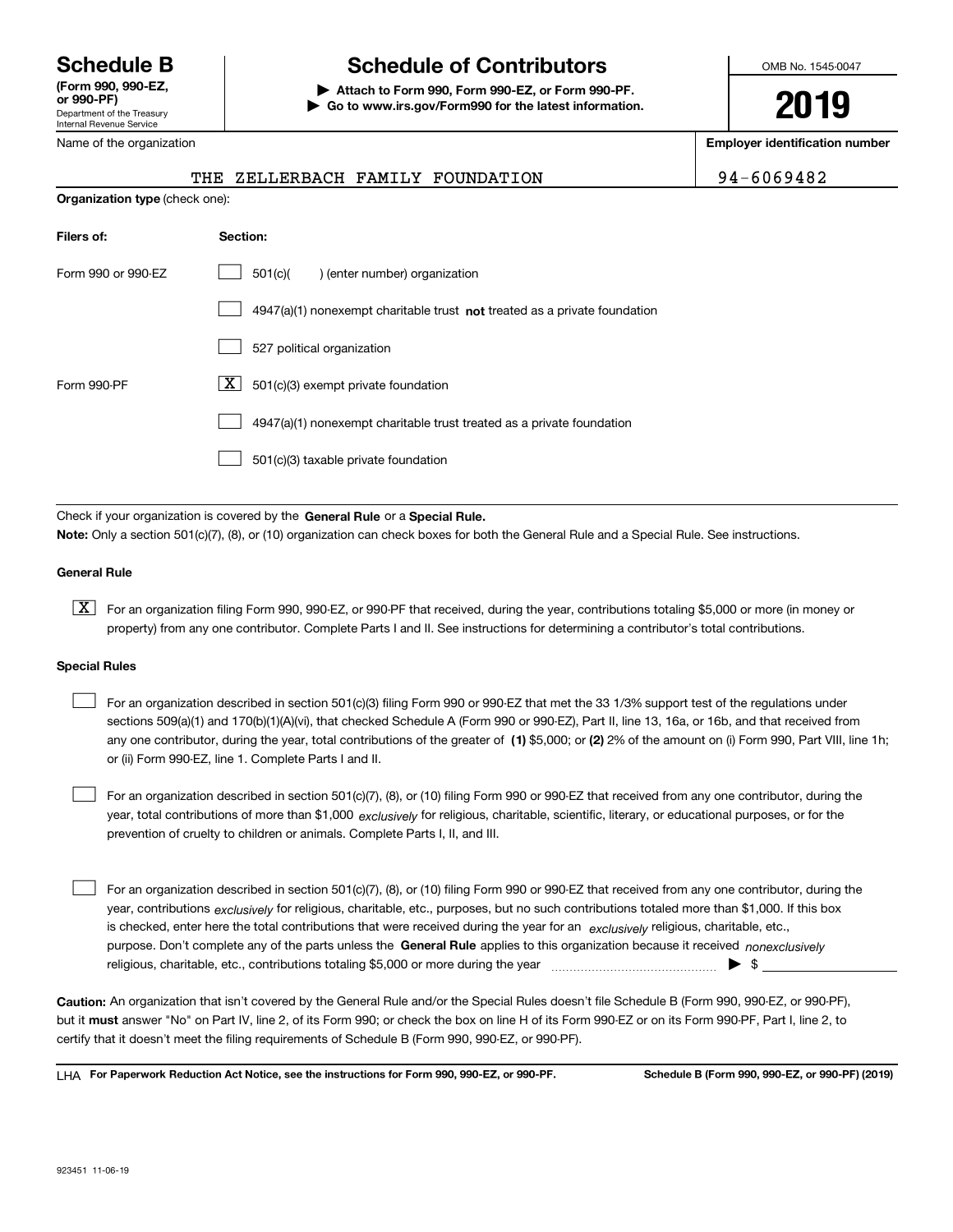# Schedule B

**(Form 990, 990-EZ, or 990-PF)**

Department of the Treasury
Internal Revenue Service

## Schedule of Contributors

▶ **Attach to Form 990, Form 990-EZ, or Form 990-PF.**
▶ **Go to www.irs.gov/Form990 for the latest information.**

OMB No. 1545-0047

**2019**

| Name of the organization | Employer identification number |
|---|---|
| THE ZELLERBACH FAMILY FOUNDATION | 94-6069482 |

**Organization type** (check one):

| Filers of: | Section: |
|---|---|
| Form 990 or 990-EZ | ☐ 501(c)(   ) (enter number) organization |
| | ☐ 4947(a)(1) nonexempt charitable trust **not** treated as a private foundation |
| | ☐ 527 political organization |
| Form 990-PF | ☒ 501(c)(3) exempt private foundation |
| | ☐ 4947(a)(1) nonexempt charitable trust treated as a private foundation |
| | ☐ 501(c)(3) taxable private foundation |

Check if your organization is covered by the **General Rule** or a **Special Rule.**

**Note:** Only a section 501(c)(7), (8), or (10) organization can check boxes for both the General Rule and a Special Rule. See instructions.

**General Rule**

☒ For an organization filing Form 990, 990-EZ, or 990-PF that received, during the year, contributions totaling $5,000 or more (in money or property) from any one contributor. Complete Parts I and II. See instructions for determining a contributor's total contributions.

**Special Rules**

☐ For an organization described in section 501(c)(3) filing Form 990 or 990-EZ that met the 33 1/3% support test of the regulations under sections 509(a)(1) and 170(b)(1)(A)(vi), that checked Schedule A (Form 990 or 990-EZ), Part II, line 13, 16a, or 16b, and that received from any one contributor, during the year, total contributions of the greater of **(1)** $5,000; or **(2)** 2% of the amount on (i) Form 990, Part VIII, line 1h; or (ii) Form 990-EZ, line 1. Complete Parts I and II.

☐ For an organization described in section 501(c)(7), (8), or (10) filing Form 990 or 990-EZ that received from any one contributor, during the year, total contributions of more than $1,000 *exclusively* for religious, charitable, scientific, literary, or educational purposes, or for the prevention of cruelty to children or animals. Complete Parts I, II, and III.

☐ For an organization described in section 501(c)(7), (8), or (10) filing Form 990 or 990-EZ that received from any one contributor, during the year, contributions *exclusively* for religious, charitable, etc., purposes, but no such contributions totaled more than $1,000. If this box is checked, enter here the total contributions that were received during the year for an *exclusively* religious, charitable, etc., purpose. Don't complete any of the parts unless the **General Rule** applies to this organization because it received *nonexclusively* religious, charitable, etc., contributions totaling $5,000 or more during the year ▶ $

**Caution:** An organization that isn't covered by the General Rule and/or the Special Rules doesn't file Schedule B (Form 990, 990-EZ, or 990-PF), but it **must** answer "No" on Part IV, line 2, of its Form 990; or check the box on line H of its Form 990-EZ or on its Form 990-PF, Part I, line 2, to certify that it doesn't meet the filing requirements of Schedule B (Form 990, 990-EZ, or 990-PF).

LHA **For Paperwork Reduction Act Notice, see the instructions for Form 990, 990-EZ, or 990-PF.** **Schedule B (Form 990, 990-EZ, or 990-PF) (2019)**

923451 11-06-19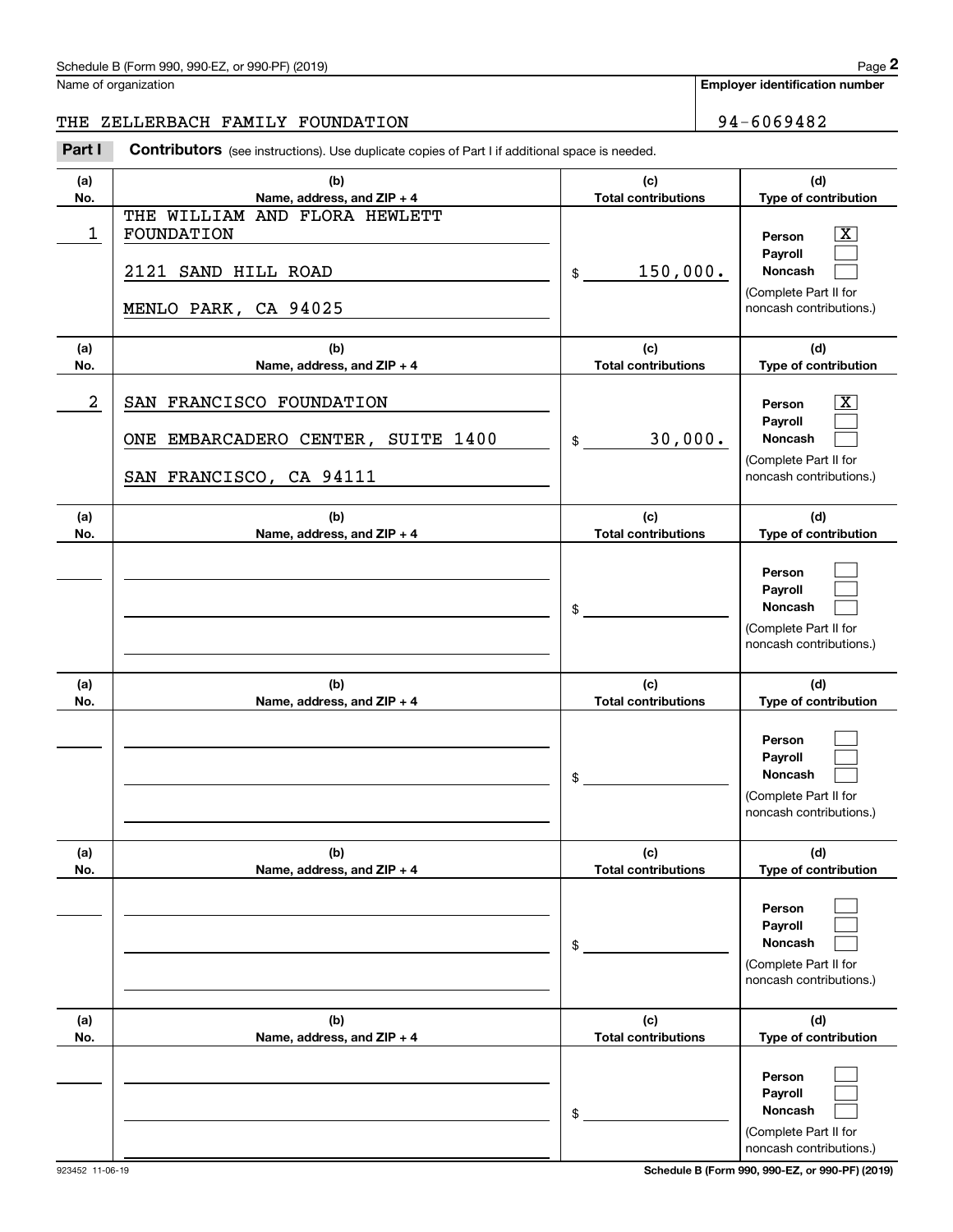Schedule B (Form 990, 990-EZ, or 990-PF) (2019)

Name of organization

THE ZELLERBACH FAMILY FOUNDATION

Employer identification number

94-6069482

**Part I** **Contributors** (see instructions). Use duplicate copies of Part I if additional space is needed.

| (a) No. | (b) Name, address, and ZIP + 4 | (c) Total contributions | (d) Type of contribution |
|---|---|---|---|
| 1 | THE WILLIAM AND FLORA HEWLETT FOUNDATION<br>2121 SAND HILL ROAD<br>MENLO PARK, CA 94025 | $ 150,000. | Person [X]<br>Payroll [ ]<br>Noncash [ ]<br>(Complete Part II for noncash contributions.) |
| 2 | SAN FRANCISCO FOUNDATION<br>ONE EMBARCADERO CENTER, SUITE 1400<br>SAN FRANCISCO, CA 94111 | $ 30,000. | Person [X]<br>Payroll [ ]<br>Noncash [ ]<br>(Complete Part II for noncash contributions.) |
| | | $ | Person [ ]<br>Payroll [ ]<br>Noncash [ ]<br>(Complete Part II for noncash contributions.) |
| | | $ | Person [ ]<br>Payroll [ ]<br>Noncash [ ]<br>(Complete Part II for noncash contributions.) |
| | | $ | Person [ ]<br>Payroll [ ]<br>Noncash [ ]<br>(Complete Part II for noncash contributions.) |
| | | $ | Person [ ]<br>Payroll [ ]<br>Noncash [ ]<br>(Complete Part II for noncash contributions.) |

923452 11-06-19

Schedule B (Form 990, 990-EZ, or 990-PF) (2019)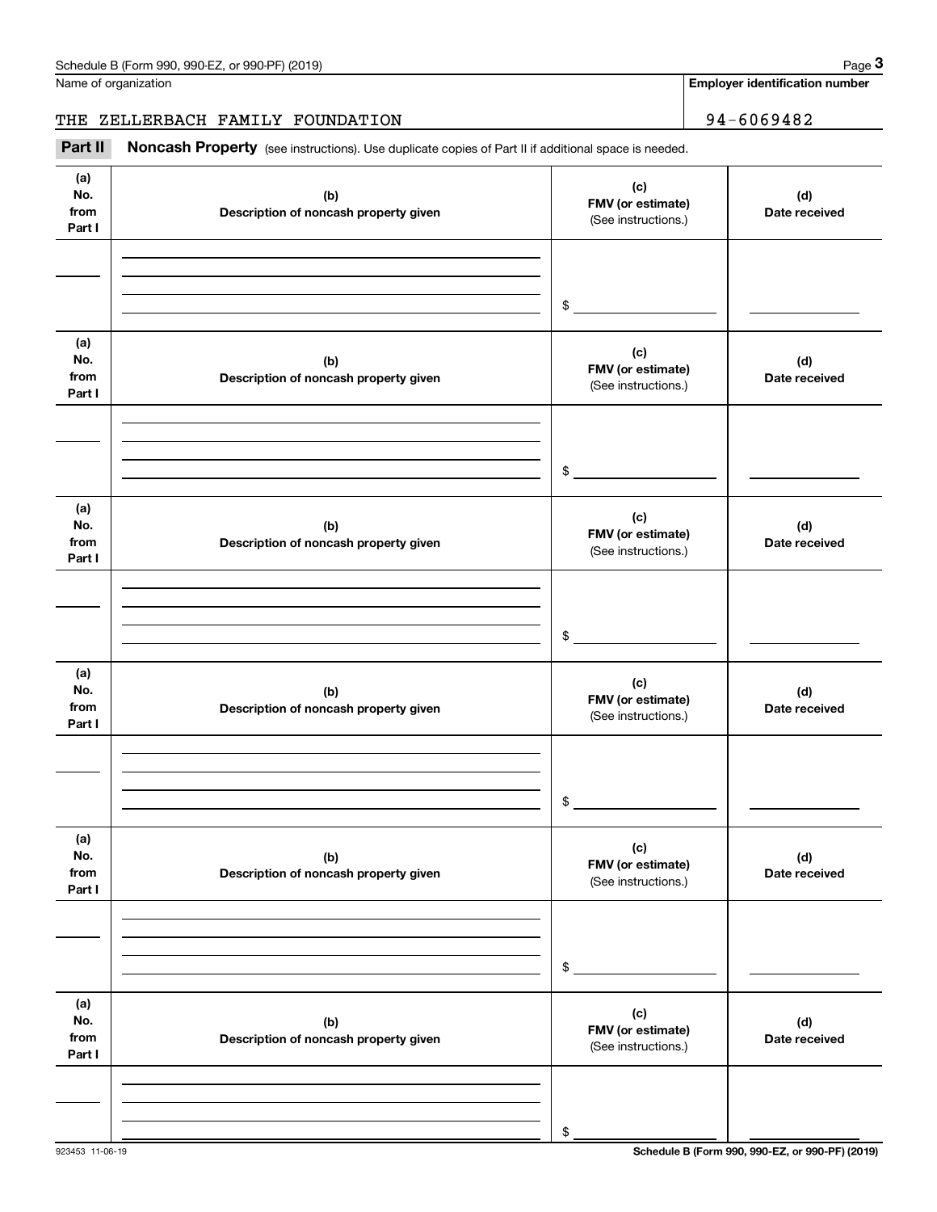Name of organization

**Employer identification number**

THE ZELLERBACH FAMILY FOUNDATION 94-6069482

**Part II** **Noncash Property** (see instructions). Use duplicate copies of Part II if additional space is needed.

| (a) No. from Part I | (b) Description of noncash property given | (c) FMV (or estimate) (See instructions.) | (d) Date received |
|---|---|---|---|
| | | $ | |

| (a) No. from Part I | (b) Description of noncash property given | (c) FMV (or estimate) (See instructions.) | (d) Date received |
|---|---|---|---|
| | | $ | |

| (a) No. from Part I | (b) Description of noncash property given | (c) FMV (or estimate) (See instructions.) | (d) Date received |
|---|---|---|---|
| | | $ | |

| (a) No. from Part I | (b) Description of noncash property given | (c) FMV (or estimate) (See instructions.) | (d) Date received |
|---|---|---|---|
| | | $ | |

| (a) No. from Part I | (b) Description of noncash property given | (c) FMV (or estimate) (See instructions.) | (d) Date received |
|---|---|---|---|
| | | $ | |

| (a) No. from Part I | (b) Description of noncash property given | (c) FMV (or estimate) (See instructions.) | (d) Date received |
|---|---|---|---|
| | | $ | |

923453 11-06-19 **Schedule B (Form 990, 990-EZ, or 990-PF) (2019)**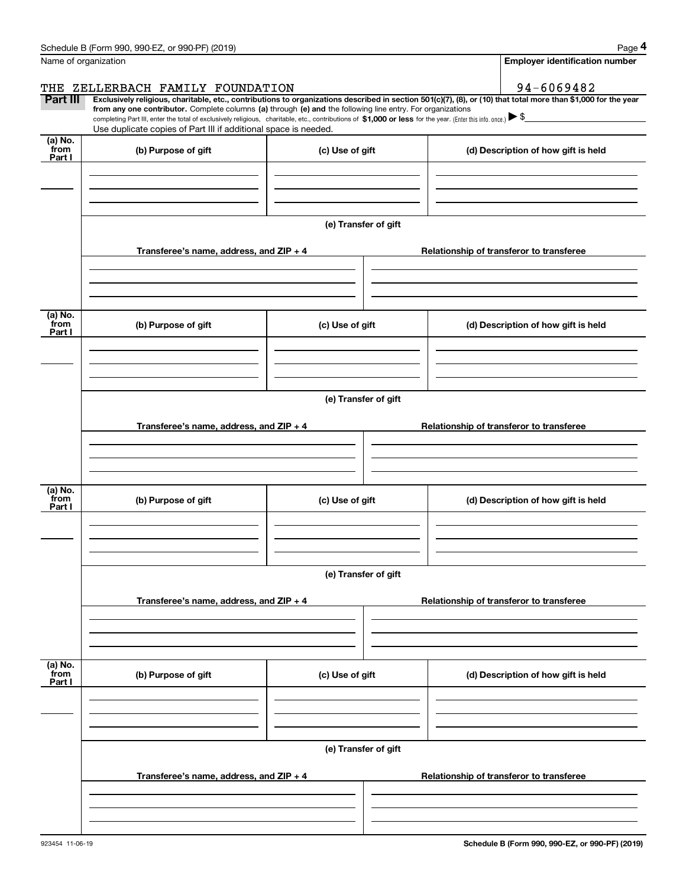Name of organization

**Employer identification number**

THE ZELLERBACH FAMILY FOUNDATION

94-6069482

**Part III** **Exclusively religious, charitable, etc., contributions to organizations described in section 501(c)(7), (8), or (10) that total more than $1,000 for the year from any one contributor.** Complete columns **(a)** through **(e) and** the following line entry. For organizations completing Part III, enter the total of exclusively religious, charitable, etc., contributions of **$1,000 or less** for the year. (Enter this info. once.) ▶ $

Use duplicate copies of Part III if additional space is needed.

| (a) No. from Part I | (b) Purpose of gift | (c) Use of gift | (d) Description of how gift is held |
|---|---|---|---|
| | | | |

(e) Transfer of gift

| Transferee's name, address, and ZIP + 4 | Relationship of transferor to transferee |
|---|---|
| | |

| (a) No. from Part I | (b) Purpose of gift | (c) Use of gift | (d) Description of how gift is held |
|---|---|---|---|
| | | | |

(e) Transfer of gift

| Transferee's name, address, and ZIP + 4 | Relationship of transferor to transferee |
|---|---|
| | |

| (a) No. from Part I | (b) Purpose of gift | (c) Use of gift | (d) Description of how gift is held |
|---|---|---|---|
| | | | |

(e) Transfer of gift

| Transferee's name, address, and ZIP + 4 | Relationship of transferor to transferee |
|---|---|
| | |

| (a) No. from Part I | (b) Purpose of gift | (c) Use of gift | (d) Description of how gift is held |
|---|---|---|---|
| | | | |

(e) Transfer of gift

| Transferee's name, address, and ZIP + 4 | Relationship of transferor to transferee |
|---|---|
| | |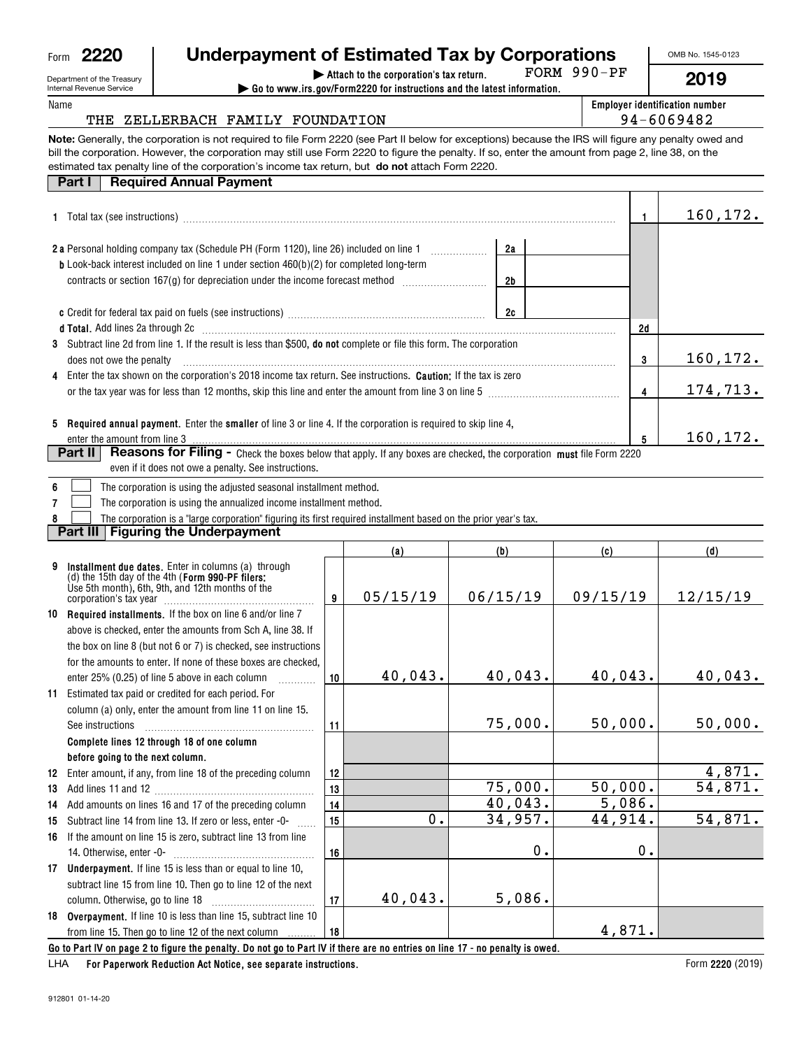Form **2220**

Department of the Treasury
Internal Revenue Service

# Underpayment of Estimated Tax by Corporations

▶ Attach to the corporation's tax return. FORM 990-PF

▶ Go to www.irs.gov/Form2220 for instructions and the latest information.

OMB No. 1545-0123

**2019**

Name: THE ZELLERBACH FAMILY FOUNDATION

Employer identification number: 94-6069482

**Note:** Generally, the corporation is not required to file Form 2220 (see Part II below for exceptions) because the IRS will figure any penalty owed and bill the corporation. However, the corporation may still use Form 2220 to figure the penalty. If so, enter the amount from page 2, line 38, on the estimated tax penalty line of the corporation's income tax return, but **do not** attach Form 2220.

## Part I Required Annual Payment

| Line | Description | | | Line | Amount |
|---|---|---|---|---|---|
| 1 | Total tax (see instructions) | | | 1 | 160,172. |
| 2a | Personal holding company tax (Schedule PH (Form 1120), line 26) included on line 1 | 2a | | | |
| b | Look-back interest included on line 1 under section 460(b)(2) for completed long-term contracts or section 167(g) for depreciation under the income forecast method | 2b | | | |
| c | Credit for federal tax paid on fuels (see instructions) | 2c | | | |
| d | **Total.** Add lines 2a through 2c | | | 2d | |
| 3 | Subtract line 2d from line 1. If the result is less than $500, **do not** complete or file this form. The corporation does not owe the penalty | | | 3 | 160,172. |
| 4 | Enter the tax shown on the corporation's 2018 income tax return. See instructions. **Caution:** If the tax is zero or the tax year was for less than 12 months, skip this line and enter the amount from line 3 on line 5 | | | 4 | 174,713. |
| 5 | **Required annual payment.** Enter the **smaller** of line 3 or line 4. If the corporation is required to skip line 4, enter the amount from line 3 | | | 5 | 160,172. |

## Part II Reasons for Filing - Check the boxes below that apply. If any boxes are checked, the corporation **must** file Form 2220 even if it does not owe a penalty. See instructions.

6 ☐ The corporation is using the adjusted seasonal installment method.

7 ☐ The corporation is using the annualized income installment method.

8 ☐ The corporation is a "large corporation" figuring its first required installment based on the prior year's tax.

## Part III Figuring the Underpayment

| | Description | Line | (a) | (b) | (c) | (d) |
|---|---|---|---|---|---|---|
| 9 | **Installment due dates.** Enter in columns (a) through (d) the 15th day of the 4th (**Form 990-PF filers:** Use 5th month), 6th, 9th, and 12th months of the corporation's tax year | 9 | 05/15/19 | 06/15/19 | 09/15/19 | 12/15/19 |
| 10 | **Required installments.** If the box on line 6 and/or line 7 above is checked, enter the amounts from Sch A, line 38. If the box on line 8 (but not 6 or 7) is checked, see instructions for the amounts to enter. If none of these boxes are checked, enter 25% (0.25) of line 5 above in each column | 10 | 40,043. | 40,043. | 40,043. | 40,043. |
| 11 | Estimated tax paid or credited for each period. For column (a) only, enter the amount from line 11 on line 15. See instructions | 11 | | 75,000. | 50,000. | 50,000. |
| | **Complete lines 12 through 18 of one column before going to the next column.** | | | | | |
| 12 | Enter amount, if any, from line 18 of the preceding column | 12 | | | | 4,871. |
| 13 | Add lines 11 and 12 | 13 | | 75,000. | 50,000. | 54,871. |
| 14 | Add amounts on lines 16 and 17 of the preceding column | 14 | | 40,043. | 5,086. | |
| 15 | Subtract line 14 from line 13. If zero or less, enter -0- | 15 | 0. | 34,957. | 44,914. | 54,871. |
| 16 | If the amount on line 15 is zero, subtract line 13 from line 14. Otherwise, enter -0- | 16 | | 0. | 0. | |
| 17 | **Underpayment.** If line 15 is less than or equal to line 10, subtract line 15 from line 10. Then go to line 12 of the next column. Otherwise, go to line 18 | 17 | 40,043. | 5,086. | | |
| 18 | **Overpayment.** If line 10 is less than line 15, subtract line 10 from line 15. Then go to line 12 of the next column | 18 | | | 4,871. | |

**Go to Part IV on page 2 to figure the penalty. Do not go to Part IV if there are no entries on line 17 - no penalty is owed.**

LHA **For Paperwork Reduction Act Notice, see separate instructions.** Form **2220** (2019)

912801 01-14-20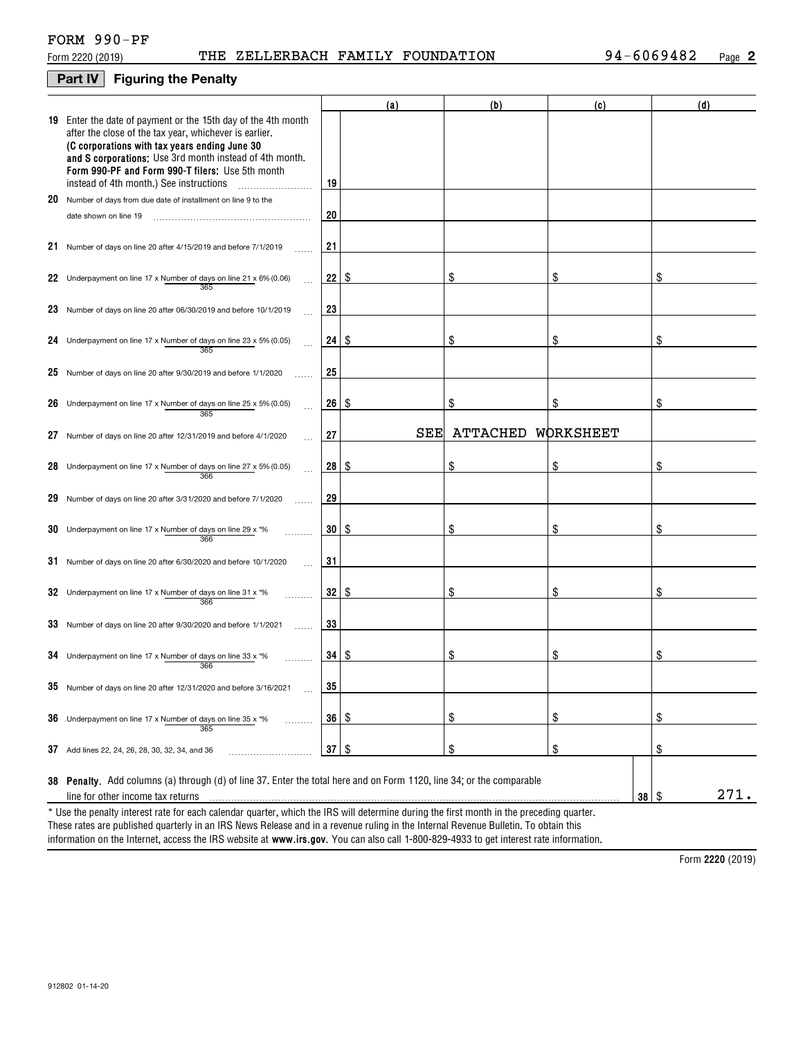FORM 990-PF

Form 2220 (2019) THE ZELLERBACH FAMILY FOUNDATION 94-6069482 Page **2**

## Part IV Figuring the Penalty

| | | | (a) | (b) | (c) | (d) |
|---|---|---|---|---|---|---|
| **19** | Enter the date of payment or the 15th day of the 4th month after the close of the tax year, whichever is earlier. **(C corporations with tax years ending June 30 and S corporations:** Use 3rd month instead of 4th month. **Form 990-PF and Form 990-T filers:** Use 5th month instead of 4th month.) See instructions | 19 | | | | |
| **20** | Number of days from due date of installment on line 9 to the date shown on line 19 | 20 | | | | |
| **21** | Number of days on line 20 after 4/15/2019 and before 7/1/2019 | 21 | | | | |
| **22** | Underpayment on line 17 x Number of days on line 21 / 365 x 6% (0.06) | 22 | $ | $ | $ | $ |
| **23** | Number of days on line 20 after 06/30/2019 and before 10/1/2019 | 23 | | | | |
| **24** | Underpayment on line 17 x Number of days on line 23 / 365 x 5% (0.05) | 24 | $ | $ | $ | $ |
| **25** | Number of days on line 20 after 9/30/2019 and before 1/1/2020 | 25 | | | | |
| **26** | Underpayment on line 17 x Number of days on line 25 / 365 x 5% (0.05) | 26 | $ | $ | $ | $ |
| **27** | Number of days on line 20 after 12/31/2019 and before 4/1/2020 | 27 | SEE | ATTACHED | WORKSHEET | |
| **28** | Underpayment on line 17 x Number of days on line 27 / 366 x 5% (0.05) | 28 | $ | $ | $ | $ |
| **29** | Number of days on line 20 after 3/31/2020 and before 7/1/2020 | 29 | | | | |
| **30** | Underpayment on line 17 x Number of days on line 29 / 366 x *% | 30 | $ | $ | $ | $ |
| **31** | Number of days on line 20 after 6/30/2020 and before 10/1/2020 | 31 | | | | |
| **32** | Underpayment on line 17 x Number of days on line 31 / 366 x *% | 32 | $ | $ | $ | $ |
| **33** | Number of days on line 20 after 9/30/2020 and before 1/1/2021 | 33 | | | | |
| **34** | Underpayment on line 17 x Number of days on line 33 / 366 x *% | 34 | $ | $ | $ | $ |
| **35** | Number of days on line 20 after 12/31/2020 and before 3/16/2021 | 35 | | | | |
| **36** | Underpayment on line 17 x Number of days on line 35 / 365 x *% | 36 | $ | $ | $ | $ |
| **37** | Add lines 22, 24, 26, 28, 30, 32, 34, and 36 | 37 | $ | $ | $ | $ |

**38** **Penalty.** Add columns (a) through (d) of line 37. Enter the total here and on Form 1120, line 34; or the comparable line for other income tax returns ..... **38** $ 271.

* Use the penalty interest rate for each calendar quarter, which the IRS will determine during the first month in the preceding quarter. These rates are published quarterly in an IRS News Release and in a revenue ruling in the Internal Revenue Bulletin. To obtain this information on the Internet, access the IRS website at **www.irs.gov**. You can also call 1-800-829-4933 to get interest rate information.

Form **2220** (2019)

912802 01-14-20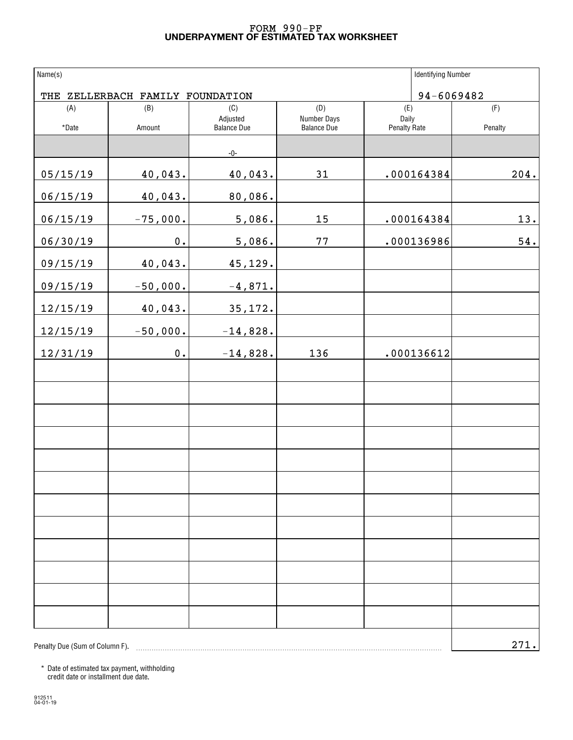# FORM 990-PF
## UNDERPAYMENT OF ESTIMATED TAX WORKSHEET

| Name(s) | | | | Identifying Number | |
|---|---|---|---|---|---|
| THE ZELLERBACH FAMILY FOUNDATION | | | | 94-6069482 | |
| (A) *Date | (B) Amount | (C) Adjusted Balance Due | (D) Number Days Balance Due | (E) Daily Penalty Rate | (F) Penalty |
| | | -0- | | | |
| 05/15/19 | 40,043. | 40,043. | 31 | .000164384 | 204. |
| 06/15/19 | 40,043. | 80,086. | | | |
| 06/15/19 | -75,000. | 5,086. | 15 | .000164384 | 13. |
| 06/30/19 | 0. | 5,086. | 77 | .000136986 | 54. |
| 09/15/19 | 40,043. | 45,129. | | | |
| 09/15/19 | -50,000. | -4,871. | | | |
| 12/15/19 | 40,043. | 35,172. | | | |
| 12/15/19 | -50,000. | -14,828. | | | |
| 12/31/19 | 0. | -14,828. | 136 | .000136612 | |

Penalty Due (Sum of Column F). 271.

\* Date of estimated tax payment, withholding credit date or installment due date.

912511
04-01-19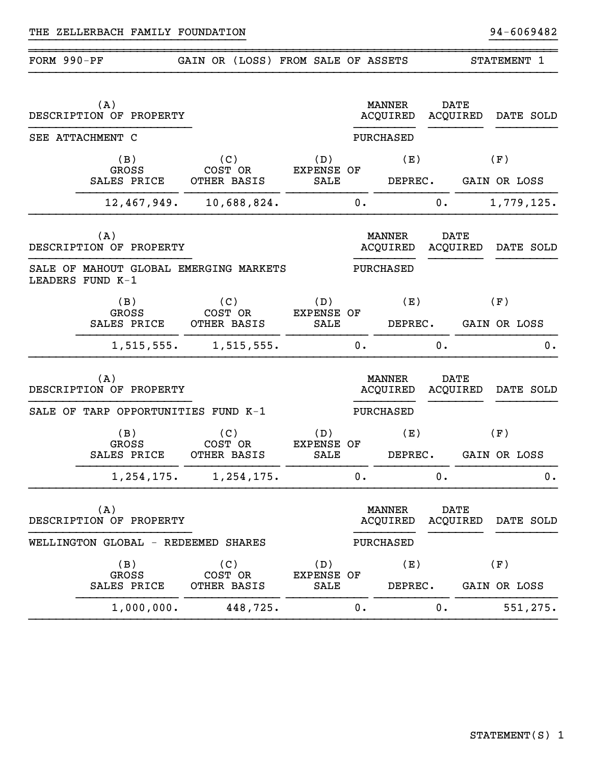THE ZELLERBACH FAMILY FOUNDATION 94-6069482

## FORM 990-PF GAIN OR (LOSS) FROM SALE OF ASSETS STATEMENT 1

| (A) DESCRIPTION OF PROPERTY | | | | MANNER ACQUIRED | DATE ACQUIRED | DATE SOLD |
|---|---|---|---|---|---|---|
| SEE ATTACHMENT C | | | | PURCHASED | | |

| (B) GROSS SALES PRICE | (C) COST OR OTHER BASIS | (D) EXPENSE OF SALE | (E) DEPREC. | (F) GAIN OR LOSS |
|---|---|---|---|---|
| 12,467,949. | 10,688,824. | 0. | 0. | 1,779,125. |

| (A) DESCRIPTION OF PROPERTY | | | | MANNER ACQUIRED | DATE ACQUIRED | DATE SOLD |
|---|---|---|---|---|---|---|
| SALE OF MAHOUT GLOBAL EMERGING MARKETS LEADERS FUND K-1 | | | | PURCHASED | | |

| (B) GROSS SALES PRICE | (C) COST OR OTHER BASIS | (D) EXPENSE OF SALE | (E) DEPREC. | (F) GAIN OR LOSS |
|---|---|---|---|---|
| 1,515,555. | 1,515,555. | 0. | 0. | 0. |

| (A) DESCRIPTION OF PROPERTY | | | | MANNER ACQUIRED | DATE ACQUIRED | DATE SOLD |
|---|---|---|---|---|---|---|
| SALE OF TARP OPPORTUNITIES FUND K-1 | | | | PURCHASED | | |

| (B) GROSS SALES PRICE | (C) COST OR OTHER BASIS | (D) EXPENSE OF SALE | (E) DEPREC. | (F) GAIN OR LOSS |
|---|---|---|---|---|
| 1,254,175. | 1,254,175. | 0. | 0. | 0. |

| (A) DESCRIPTION OF PROPERTY | | | | MANNER ACQUIRED | DATE ACQUIRED | DATE SOLD |
|---|---|---|---|---|---|---|
| WELLINGTON GLOBAL - REDEEMED SHARES | | | | PURCHASED | | |

| (B) GROSS SALES PRICE | (C) COST OR OTHER BASIS | (D) EXPENSE OF SALE | (E) DEPREC. | (F) GAIN OR LOSS |
|---|---|---|---|---|
| 1,000,000. | 448,725. | 0. | 0. | 551,275. |

STATEMENT(S) 1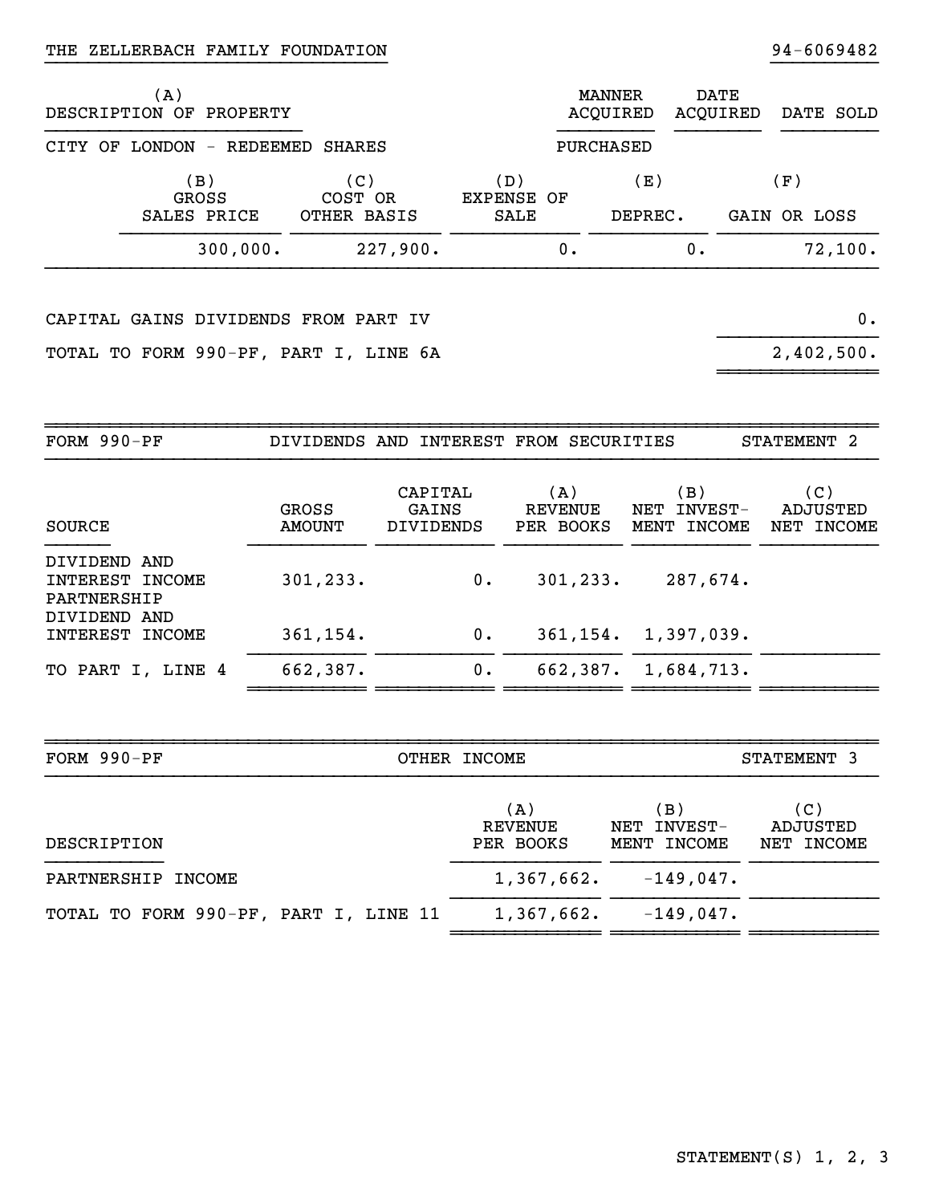THE ZELLERBACH FAMILY FOUNDATION 94-6069482

| (A) DESCRIPTION OF PROPERTY | MANNER ACQUIRED | DATE ACQUIRED | DATE SOLD |
|---|---|---|---|
| CITY OF LONDON - REDEEMED SHARES | PURCHASED | | |

| (B) GROSS SALES PRICE | (C) COST OR OTHER BASIS | (D) EXPENSE OF SALE | (E) DEPREC. | (F) GAIN OR LOSS |
|---|---|---|---|---|
| 300,000. | 227,900. | 0. | 0. | 72,100. |

| | |
|---|---|
| CAPITAL GAINS DIVIDENDS FROM PART IV | 0. |
| TOTAL TO FORM 990-PF, PART I, LINE 6A | 2,402,500. |

## FORM 990-PF DIVIDENDS AND INTEREST FROM SECURITIES STATEMENT 2

| SOURCE | GROSS AMOUNT | CAPITAL GAINS DIVIDENDS | (A) REVENUE PER BOOKS | (B) NET INVEST-MENT INCOME | (C) ADJUSTED NET INCOME |
|---|---|---|---|---|---|
| DIVIDEND AND INTEREST INCOME | 301,233. | 0. | 301,233. | 287,674. | |
| PARTNERSHIP DIVIDEND AND INTEREST INCOME | 361,154. | 0. | 361,154. | 1,397,039. | |
| TO PART I, LINE 4 | 662,387. | 0. | 662,387. | 1,684,713. | |

## FORM 990-PF OTHER INCOME STATEMENT 3

| DESCRIPTION | (A) REVENUE PER BOOKS | (B) NET INVEST-MENT INCOME | (C) ADJUSTED NET INCOME |
|---|---|---|---|
| PARTNERSHIP INCOME | 1,367,662. | -149,047. | |
| TOTAL TO FORM 990-PF, PART I, LINE 11 | 1,367,662. | -149,047. | |

STATEMENT(S) 1, 2, 3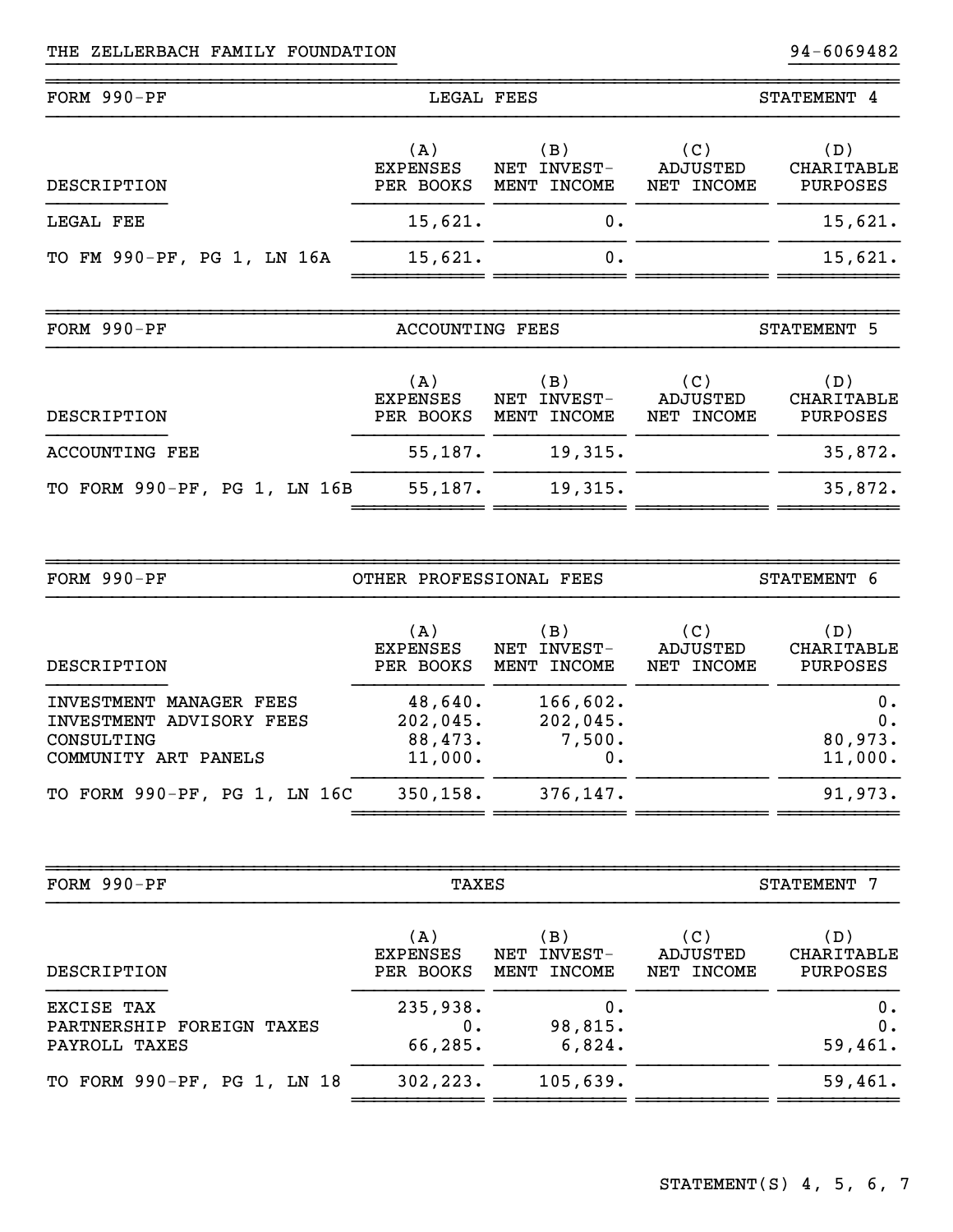THE ZELLERBACH FAMILY FOUNDATION 94-6069482

## FORM 990-PF — LEGAL FEES — STATEMENT 4

| DESCRIPTION | (A) EXPENSES PER BOOKS | (B) NET INVEST- MENT INCOME | (C) ADJUSTED NET INCOME | (D) CHARITABLE PURPOSES |
|---|---|---|---|---|
| LEGAL FEE | 15,621. | 0. | | 15,621. |
| TO FM 990-PF, PG 1, LN 16A | 15,621. | 0. | | 15,621. |

## FORM 990-PF — ACCOUNTING FEES — STATEMENT 5

| DESCRIPTION | (A) EXPENSES PER BOOKS | (B) NET INVEST- MENT INCOME | (C) ADJUSTED NET INCOME | (D) CHARITABLE PURPOSES |
|---|---|---|---|---|
| ACCOUNTING FEE | 55,187. | 19,315. | | 35,872. |
| TO FORM 990-PF, PG 1, LN 16B | 55,187. | 19,315. | | 35,872. |

## FORM 990-PF — OTHER PROFESSIONAL FEES — STATEMENT 6

| DESCRIPTION | (A) EXPENSES PER BOOKS | (B) NET INVEST- MENT INCOME | (C) ADJUSTED NET INCOME | (D) CHARITABLE PURPOSES |
|---|---|---|---|---|
| INVESTMENT MANAGER FEES | 48,640. | 166,602. | | 0. |
| INVESTMENT ADVISORY FEES | 202,045. | 202,045. | | 0. |
| CONSULTING | 88,473. | 7,500. | | 80,973. |
| COMMUNITY ART PANELS | 11,000. | 0. | | 11,000. |
| TO FORM 990-PF, PG 1, LN 16C | 350,158. | 376,147. | | 91,973. |

## FORM 990-PF — TAXES — STATEMENT 7

| DESCRIPTION | (A) EXPENSES PER BOOKS | (B) NET INVEST- MENT INCOME | (C) ADJUSTED NET INCOME | (D) CHARITABLE PURPOSES |
|---|---|---|---|---|
| EXCISE TAX | 235,938. | 0. | | 0. |
| PARTNERSHIP FOREIGN TAXES | 0. | 98,815. | | 0. |
| PAYROLL TAXES | 66,285. | 6,824. | | 59,461. |
| TO FORM 990-PF, PG 1, LN 18 | 302,223. | 105,639. | | 59,461. |

STATEMENT(S) 4, 5, 6, 7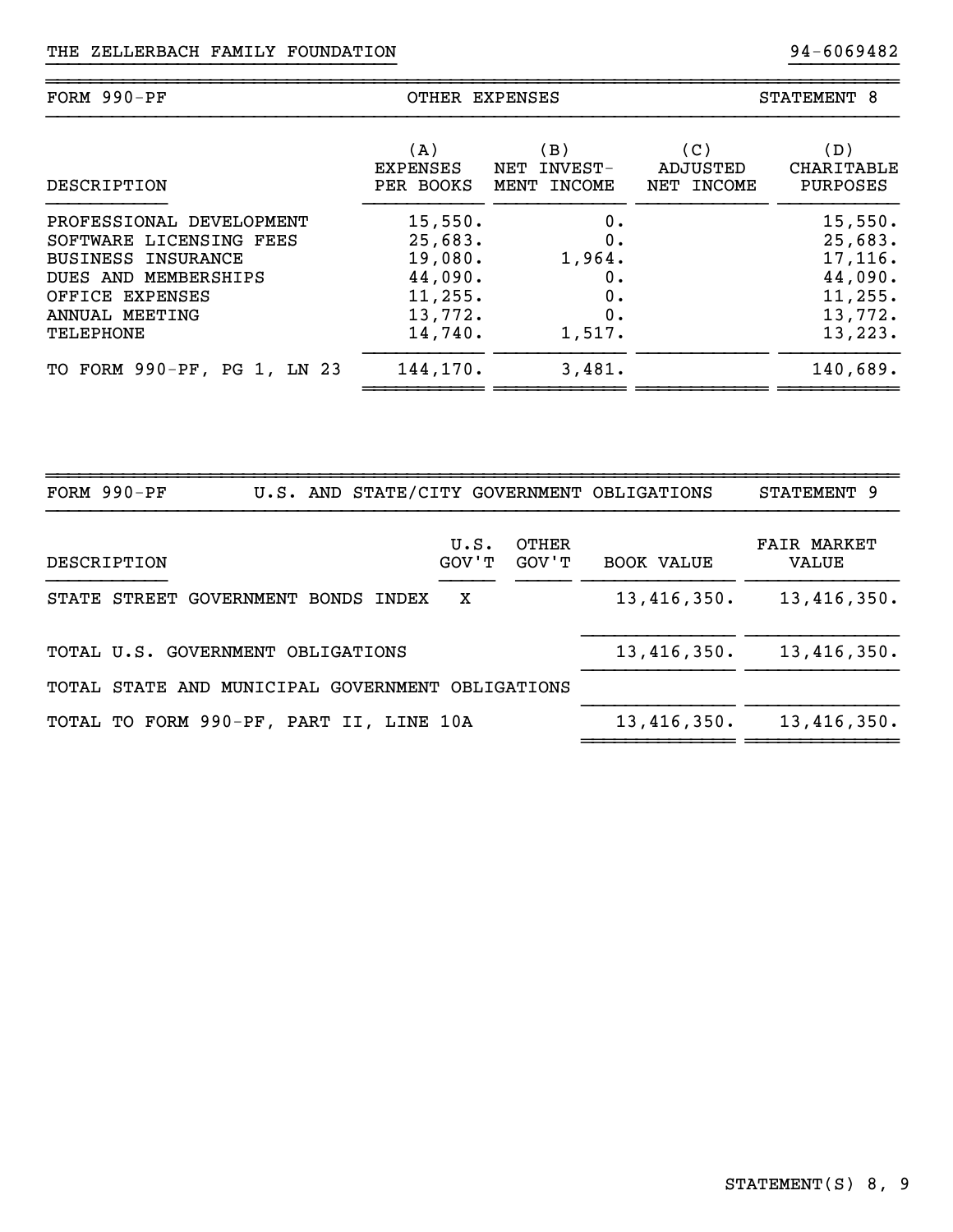THE ZELLERBACH FAMILY FOUNDATION 94-6069482

## FORM 990-PF OTHER EXPENSES STATEMENT 8

| DESCRIPTION | (A) EXPENSES PER BOOKS | (B) NET INVEST-MENT INCOME | (C) ADJUSTED NET INCOME | (D) CHARITABLE PURPOSES |
|---|---|---|---|---|
| PROFESSIONAL DEVELOPMENT | 15,550. | 0. | | 15,550. |
| SOFTWARE LICENSING FEES | 25,683. | 0. | | 25,683. |
| BUSINESS INSURANCE | 19,080. | 1,964. | | 17,116. |
| DUES AND MEMBERSHIPS | 44,090. | 0. | | 44,090. |
| OFFICE EXPENSES | 11,255. | 0. | | 11,255. |
| ANNUAL MEETING | 13,772. | 0. | | 13,772. |
| TELEPHONE | 14,740. | 1,517. | | 13,223. |
| TO FORM 990-PF, PG 1, LN 23 | 144,170. | 3,481. | | 140,689. |

## FORM 990-PF U.S. AND STATE/CITY GOVERNMENT OBLIGATIONS STATEMENT 9

| DESCRIPTION | U.S. GOV'T | OTHER GOV'T | BOOK VALUE | FAIR MARKET VALUE |
|---|---|---|---|---|
| STATE STREET GOVERNMENT BONDS INDEX | X | | 13,416,350. | 13,416,350. |
| TOTAL U.S. GOVERNMENT OBLIGATIONS | | | 13,416,350. | 13,416,350. |
| TOTAL STATE AND MUNICIPAL GOVERNMENT OBLIGATIONS | | | | |
| TOTAL TO FORM 990-PF, PART II, LINE 10A | | | 13,416,350. | 13,416,350. |

STATEMENT(S) 8, 9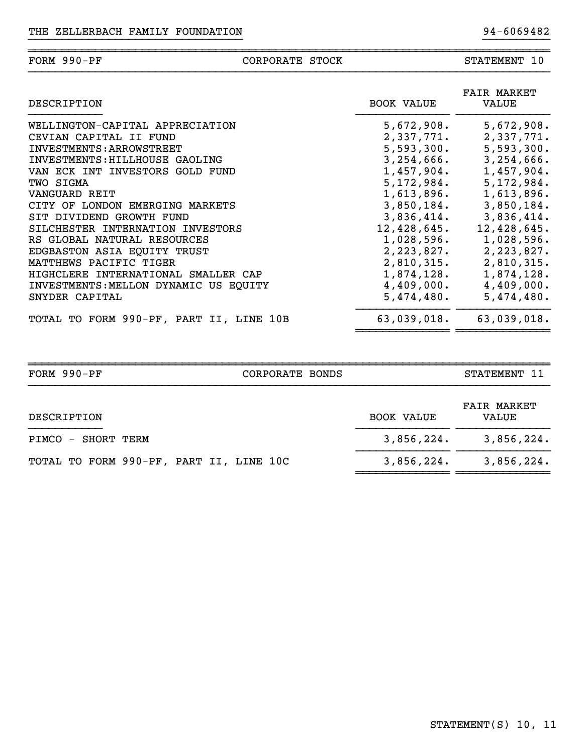THE ZELLERBACH FAMILY FOUNDATION 94-6069482

| FORM 990-PF | CORPORATE STOCK | STATEMENT 10 |
|---|---|---|

| DESCRIPTION | BOOK VALUE | FAIR MARKET VALUE |
|---|---|---|
| WELLINGTON-CAPITAL APPRECIATION | 5,672,908. | 5,672,908. |
| CEVIAN CAPITAL II FUND | 2,337,771. | 2,337,771. |
| INVESTMENTS:ARROWSTREET | 5,593,300. | 5,593,300. |
| INVESTMENTS:HILLHOUSE GAOLING | 3,254,666. | 3,254,666. |
| VAN ECK INT INVESTORS GOLD FUND | 1,457,904. | 1,457,904. |
| TWO SIGMA | 5,172,984. | 5,172,984. |
| VANGUARD REIT | 1,613,896. | 1,613,896. |
| CITY OF LONDON EMERGING MARKETS | 3,850,184. | 3,850,184. |
| SIT DIVIDEND GROWTH FUND | 3,836,414. | 3,836,414. |
| SILCHESTER INTERNATION INVESTORS | 12,428,645. | 12,428,645. |
| RS GLOBAL NATURAL RESOURCES | 1,028,596. | 1,028,596. |
| EDGBASTON ASIA EQUITY TRUST | 2,223,827. | 2,223,827. |
| MATTHEWS PACIFIC TIGER | 2,810,315. | 2,810,315. |
| HIGHCLERE INTERNATIONAL SMALLER CAP | 1,874,128. | 1,874,128. |
| INVESTMENTS:MELLON DYNAMIC US EQUITY | 4,409,000. | 4,409,000. |
| SNYDER CAPITAL | 5,474,480. | 5,474,480. |
| TOTAL TO FORM 990-PF, PART II, LINE 10B | 63,039,018. | 63,039,018. |

| FORM 990-PF | CORPORATE BONDS | STATEMENT 11 |
|---|---|---|

| DESCRIPTION | BOOK VALUE | FAIR MARKET VALUE |
|---|---|---|
| PIMCO - SHORT TERM | 3,856,224. | 3,856,224. |
| TOTAL TO FORM 990-PF, PART II, LINE 10C | 3,856,224. | 3,856,224. |

STATEMENT(S) 10, 11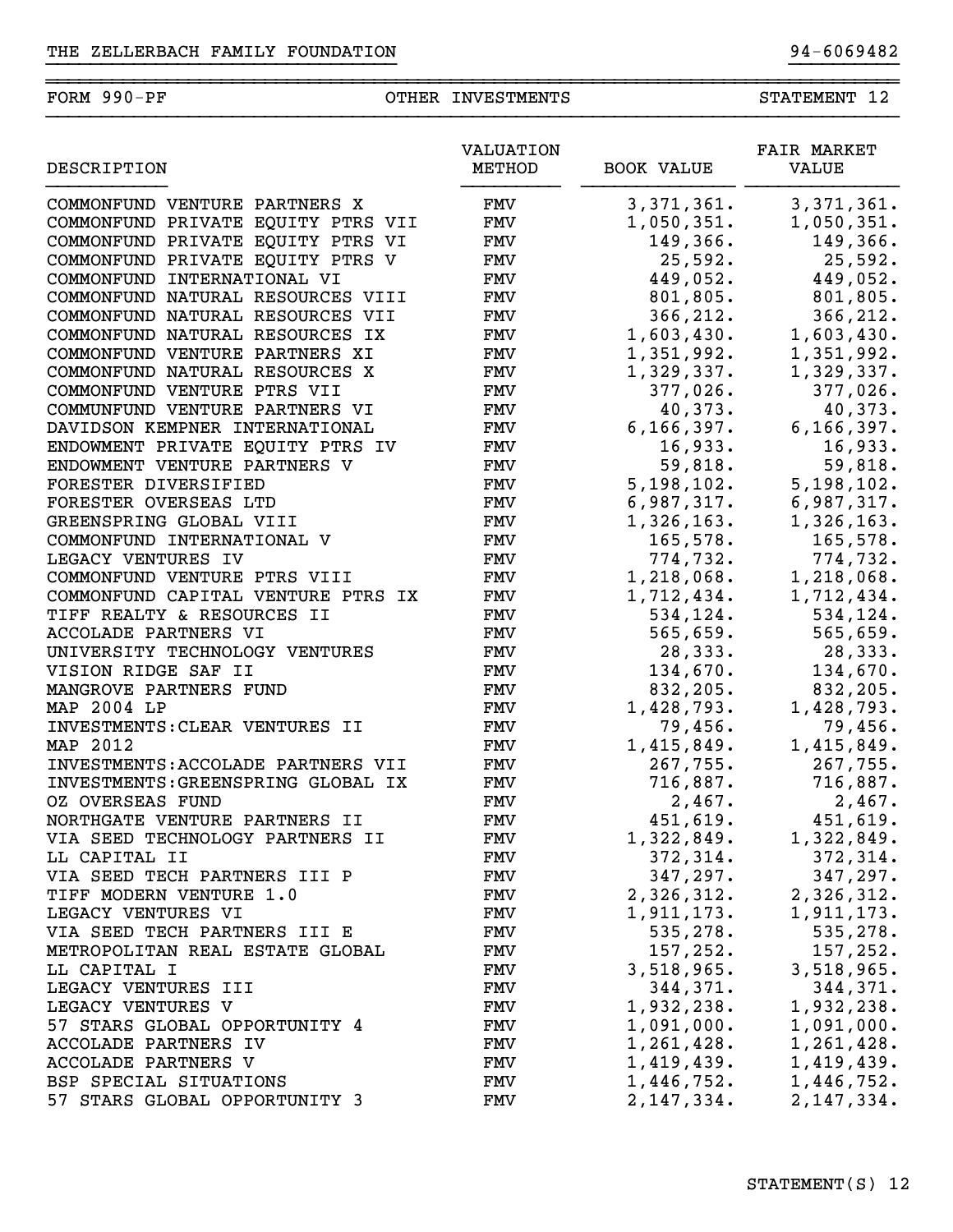THE ZELLERBACH FAMILY FOUNDATION 94-6069482

FORM 990-PF OTHER INVESTMENTS STATEMENT 12

| DESCRIPTION | VALUATION METHOD | BOOK VALUE | FAIR MARKET VALUE |
|---|---|---|---|
| COMMONFUND VENTURE PARTNERS X | FMV | 3,371,361. | 3,371,361. |
| COMMONFUND PRIVATE EQUITY PTRS VII | FMV | 1,050,351. | 1,050,351. |
| COMMONFUND PRIVATE EQUITY PTRS VI | FMV | 149,366. | 149,366. |
| COMMONFUND PRIVATE EQUITY PTRS V | FMV | 25,592. | 25,592. |
| COMMONFUND INTERNATIONAL VI | FMV | 449,052. | 449,052. |
| COMMONFUND NATURAL RESOURCES VIII | FMV | 801,805. | 801,805. |
| COMMONFUND NATURAL RESOURCES VII | FMV | 366,212. | 366,212. |
| COMMONFUND NATURAL RESOURCES IX | FMV | 1,603,430. | 1,603,430. |
| COMMONFUND VENTURE PARTNERS XI | FMV | 1,351,992. | 1,351,992. |
| COMMONFUND NATURAL RESOURCES X | FMV | 1,329,337. | 1,329,337. |
| COMMONFUND VENTURE PTRS VII | FMV | 377,026. | 377,026. |
| COMMUNFUND VENTURE PARTNERS VI | FMV | 40,373. | 40,373. |
| DAVIDSON KEMPNER INTERNATIONAL | FMV | 6,166,397. | 6,166,397. |
| ENDOWMENT PRIVATE EQUITY PTRS IV | FMV | 16,933. | 16,933. |
| ENDOWMENT VENTURE PARTNERS V | FMV | 59,818. | 59,818. |
| FORESTER DIVERSIFIED | FMV | 5,198,102. | 5,198,102. |
| FORESTER OVERSEAS LTD | FMV | 6,987,317. | 6,987,317. |
| GREENSPRING GLOBAL VIII | FMV | 1,326,163. | 1,326,163. |
| COMMONFUND INTERNATIONAL V | FMV | 165,578. | 165,578. |
| LEGACY VENTURES IV | FMV | 774,732. | 774,732. |
| COMMONFUND VENTURE PTRS VIII | FMV | 1,218,068. | 1,218,068. |
| COMMONFUND CAPITAL VENTURE PTRS IX | FMV | 1,712,434. | 1,712,434. |
| TIFF REALTY & RESOURCES II | FMV | 534,124. | 534,124. |
| ACCOLADE PARTNERS VI | FMV | 565,659. | 565,659. |
| UNIVERSITY TECHNOLOGY VENTURES | FMV | 28,333. | 28,333. |
| VISION RIDGE SAF II | FMV | 134,670. | 134,670. |
| MANGROVE PARTNERS FUND | FMV | 832,205. | 832,205. |
| MAP 2004 LP | FMV | 1,428,793. | 1,428,793. |
| INVESTMENTS:CLEAR VENTURES II | FMV | 79,456. | 79,456. |
| MAP 2012 | FMV | 1,415,849. | 1,415,849. |
| INVESTMENTS:ACCOLADE PARTNERS VII | FMV | 267,755. | 267,755. |
| INVESTMENTS:GREENSPRING GLOBAL IX | FMV | 716,887. | 716,887. |
| OZ OVERSEAS FUND | FMV | 2,467. | 2,467. |
| NORTHGATE VENTURE PARTNERS II | FMV | 451,619. | 451,619. |
| VIA SEED TECHNOLOGY PARTNERS II | FMV | 1,322,849. | 1,322,849. |
| LL CAPITAL II | FMV | 372,314. | 372,314. |
| VIA SEED TECH PARTNERS III P | FMV | 347,297. | 347,297. |
| TIFF MODERN VENTURE 1.0 | FMV | 2,326,312. | 2,326,312. |
| LEGACY VENTURES VI | FMV | 1,911,173. | 1,911,173. |
| VIA SEED TECH PARTNERS III E | FMV | 535,278. | 535,278. |
| METROPOLITAN REAL ESTATE GLOBAL | FMV | 157,252. | 157,252. |
| LL CAPITAL I | FMV | 3,518,965. | 3,518,965. |
| LEGACY VENTURES III | FMV | 344,371. | 344,371. |
| LEGACY VENTURES V | FMV | 1,932,238. | 1,932,238. |
| 57 STARS GLOBAL OPPORTUNITY 4 | FMV | 1,091,000. | 1,091,000. |
| ACCOLADE PARTNERS IV | FMV | 1,261,428. | 1,261,428. |
| ACCOLADE PARTNERS V | FMV | 1,419,439. | 1,419,439. |
| BSP SPECIAL SITUATIONS | FMV | 1,446,752. | 1,446,752. |
| 57 STARS GLOBAL OPPORTUNITY 3 | FMV | 2,147,334. | 2,147,334. |

STATEMENT(S) 12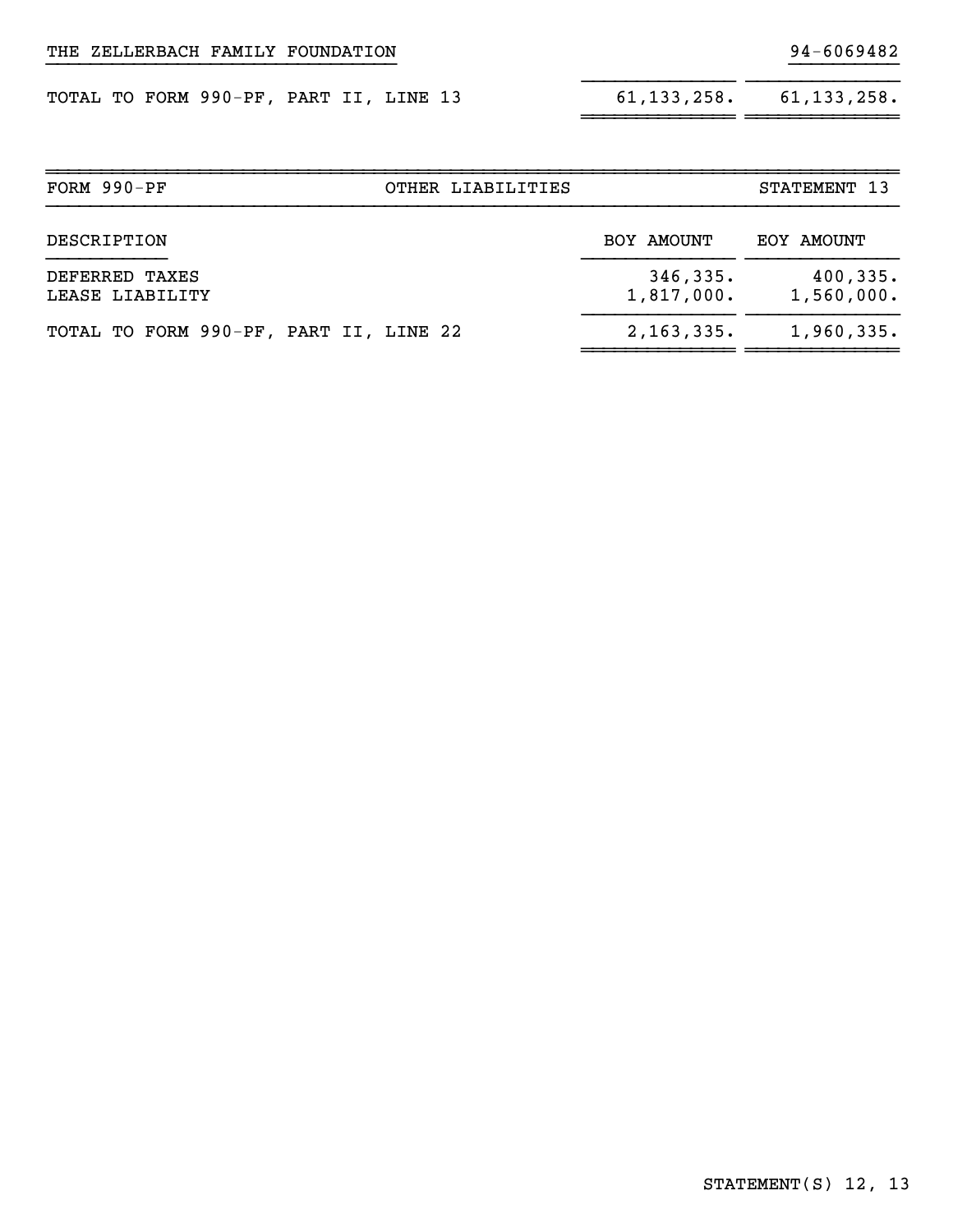THE ZELLERBACH FAMILY FOUNDATION 94-6069482

| | | |
|---|---|---|
| TOTAL TO FORM 990-PF, PART II, LINE 13 | 61,133,258. | 61,133,258. |

| FORM 990-PF | OTHER LIABILITIES | STATEMENT 13 |
|---|---|---|

| DESCRIPTION | BOY AMOUNT | EOY AMOUNT |
|---|---|---|
| DEFERRED TAXES | 346,335. | 400,335. |
| LEASE LIABILITY | 1,817,000. | 1,560,000. |
| TOTAL TO FORM 990-PF, PART II, LINE 22 | 2,163,335. | 1,960,335. |

STATEMENT(S) 12, 13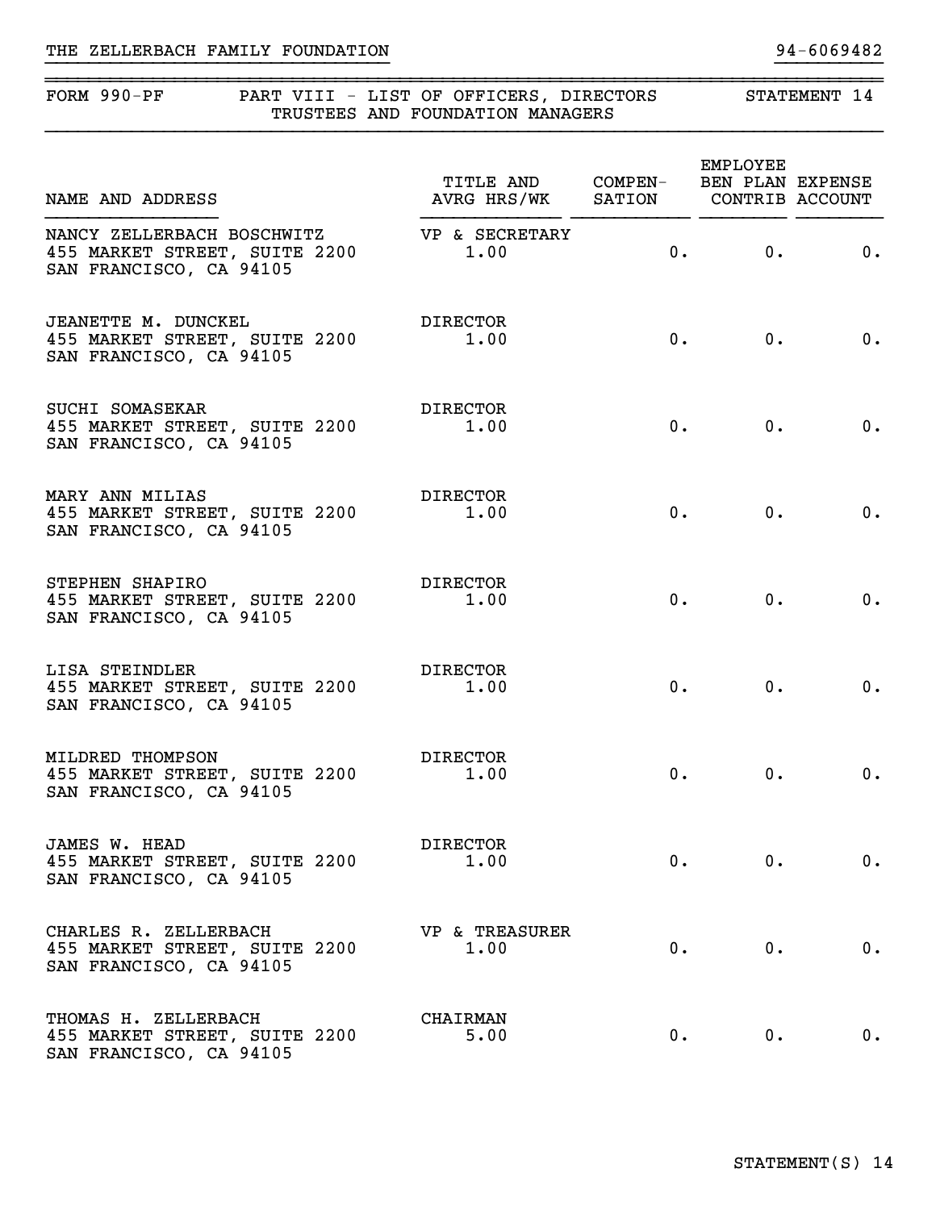THE ZELLERBACH FAMILY FOUNDATION 94-6069482

## FORM 990-PF PART VIII - LIST OF OFFICERS, DIRECTORS TRUSTEES AND FOUNDATION MANAGERS STATEMENT 14

| NAME AND ADDRESS | TITLE AND AVRG HRS/WK | COMPEN-SATION | EMPLOYEE BEN PLAN CONTRIB | EXPENSE ACCOUNT |
|---|---|---|---|---|
| NANCY ZELLERBACH BOSCHWITZ<br>455 MARKET STREET, SUITE 2200<br>SAN FRANCISCO, CA 94105 | VP & SECRETARY<br>1.00 | 0. | 0. | 0. |
| JEANETTE M. DUNCKEL<br>455 MARKET STREET, SUITE 2200<br>SAN FRANCISCO, CA 94105 | DIRECTOR<br>1.00 | 0. | 0. | 0. |
| SUCHI SOMASEKAR<br>455 MARKET STREET, SUITE 2200<br>SAN FRANCISCO, CA 94105 | DIRECTOR<br>1.00 | 0. | 0. | 0. |
| MARY ANN MILIAS<br>455 MARKET STREET, SUITE 2200<br>SAN FRANCISCO, CA 94105 | DIRECTOR<br>1.00 | 0. | 0. | 0. |
| STEPHEN SHAPIRO<br>455 MARKET STREET, SUITE 2200<br>SAN FRANCISCO, CA 94105 | DIRECTOR<br>1.00 | 0. | 0. | 0. |
| LISA STEINDLER<br>455 MARKET STREET, SUITE 2200<br>SAN FRANCISCO, CA 94105 | DIRECTOR<br>1.00 | 0. | 0. | 0. |
| MILDRED THOMPSON<br>455 MARKET STREET, SUITE 2200<br>SAN FRANCISCO, CA 94105 | DIRECTOR<br>1.00 | 0. | 0. | 0. |
| JAMES W. HEAD<br>455 MARKET STREET, SUITE 2200<br>SAN FRANCISCO, CA 94105 | DIRECTOR<br>1.00 | 0. | 0. | 0. |
| CHARLES R. ZELLERBACH<br>455 MARKET STREET, SUITE 2200<br>SAN FRANCISCO, CA 94105 | VP & TREASURER<br>1.00 | 0. | 0. | 0. |
| THOMAS H. ZELLERBACH<br>455 MARKET STREET, SUITE 2200<br>SAN FRANCISCO, CA 94105 | CHAIRMAN<br>5.00 | 0. | 0. | 0. |

STATEMENT(S) 14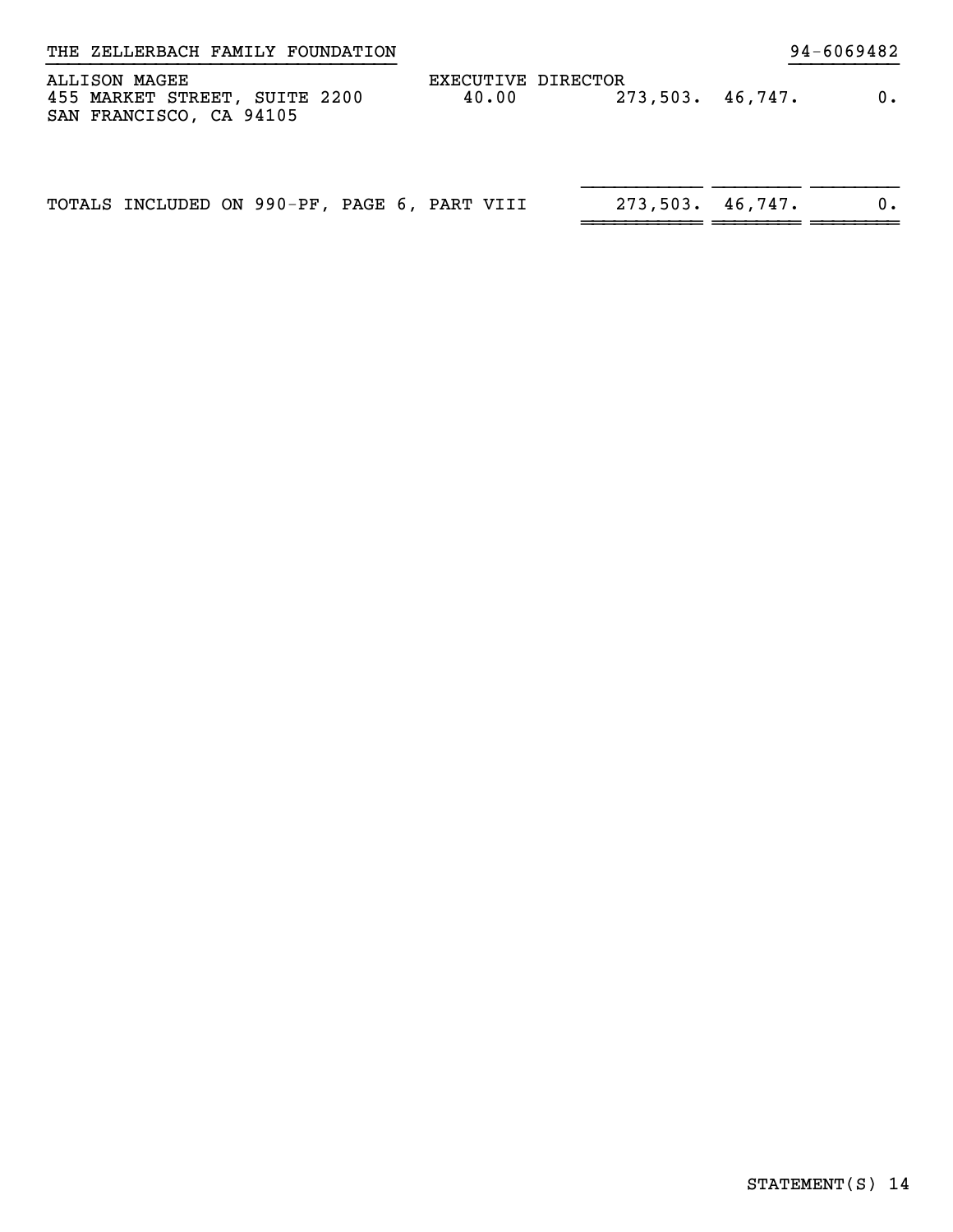THE ZELLERBACH FAMILY FOUNDATION 94-6069482

| | | | | |
|---|---|---|---|---|
| ALLISON MAGEE<br>455 MARKET STREET, SUITE 2200<br>SAN FRANCISCO, CA 94105 | EXECUTIVE DIRECTOR<br>40.00 | 273,503. | 46,747. | 0. |
| TOTALS INCLUDED ON 990-PF, PAGE 6, PART VIII | | 273,503. | 46,747. | 0. |

STATEMENT(S) 14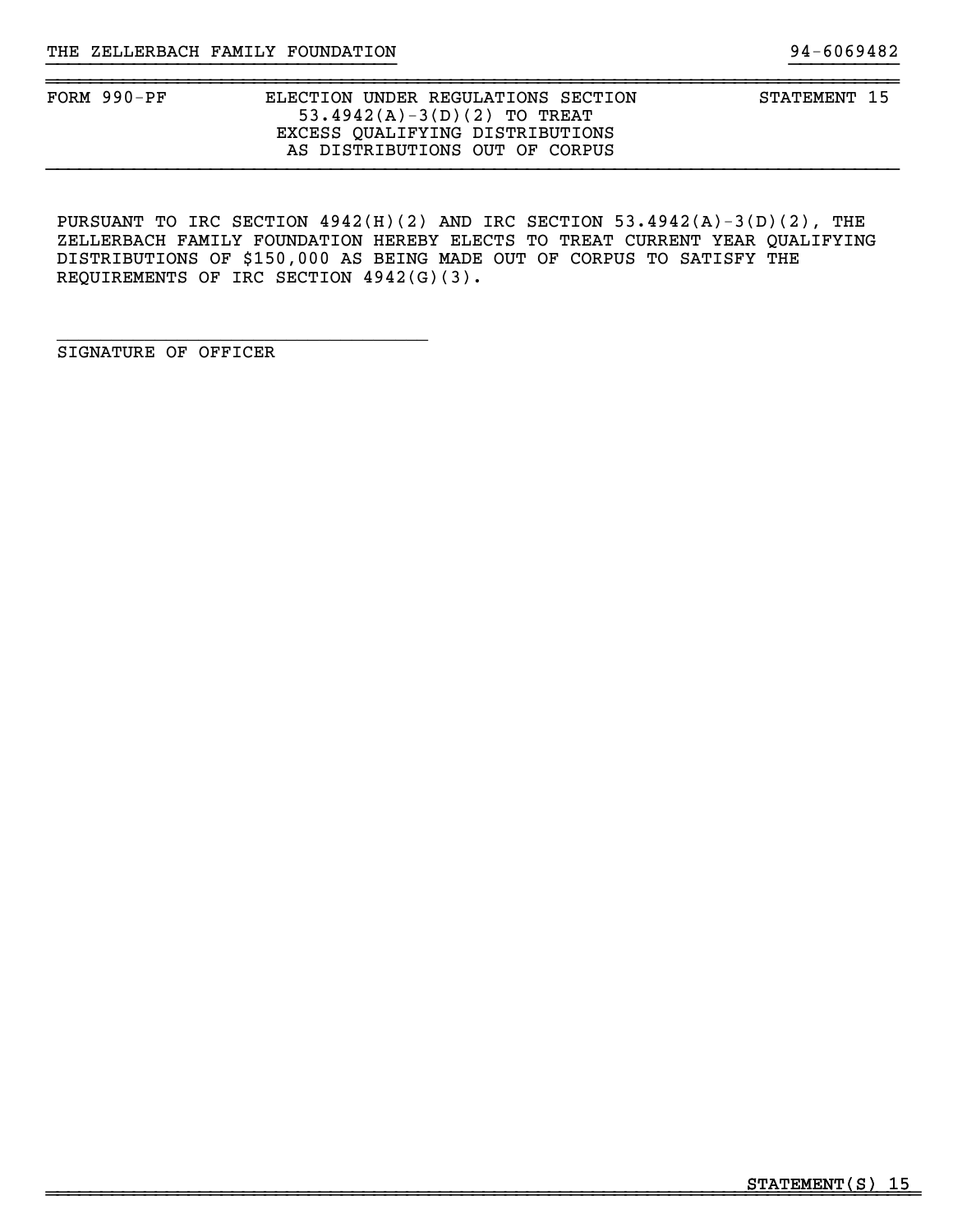THE ZELLERBACH FAMILY FOUNDATION 94-6069482

FORM 990-PF — ELECTION UNDER REGULATIONS SECTION 53.4942(A)-3(D)(2) TO TREAT EXCESS QUALIFYING DISTRIBUTIONS AS DISTRIBUTIONS OUT OF CORPUS — STATEMENT 15

PURSUANT TO IRC SECTION 4942(H)(2) AND IRC SECTION 53.4942(A)-3(D)(2), THE ZELLERBACH FAMILY FOUNDATION HEREBY ELECTS TO TREAT CURRENT YEAR QUALIFYING DISTRIBUTIONS OF $150,000 AS BEING MADE OUT OF CORPUS TO SATISFY THE REQUIREMENTS OF IRC SECTION 4942(G)(3).

\_\_\_\_\_\_\_\_\_\_\_\_\_\_\_\_\_\_\_\_\_\_\_\_\_\_\_\_\_\_\_\_\_\_\_

SIGNATURE OF OFFICER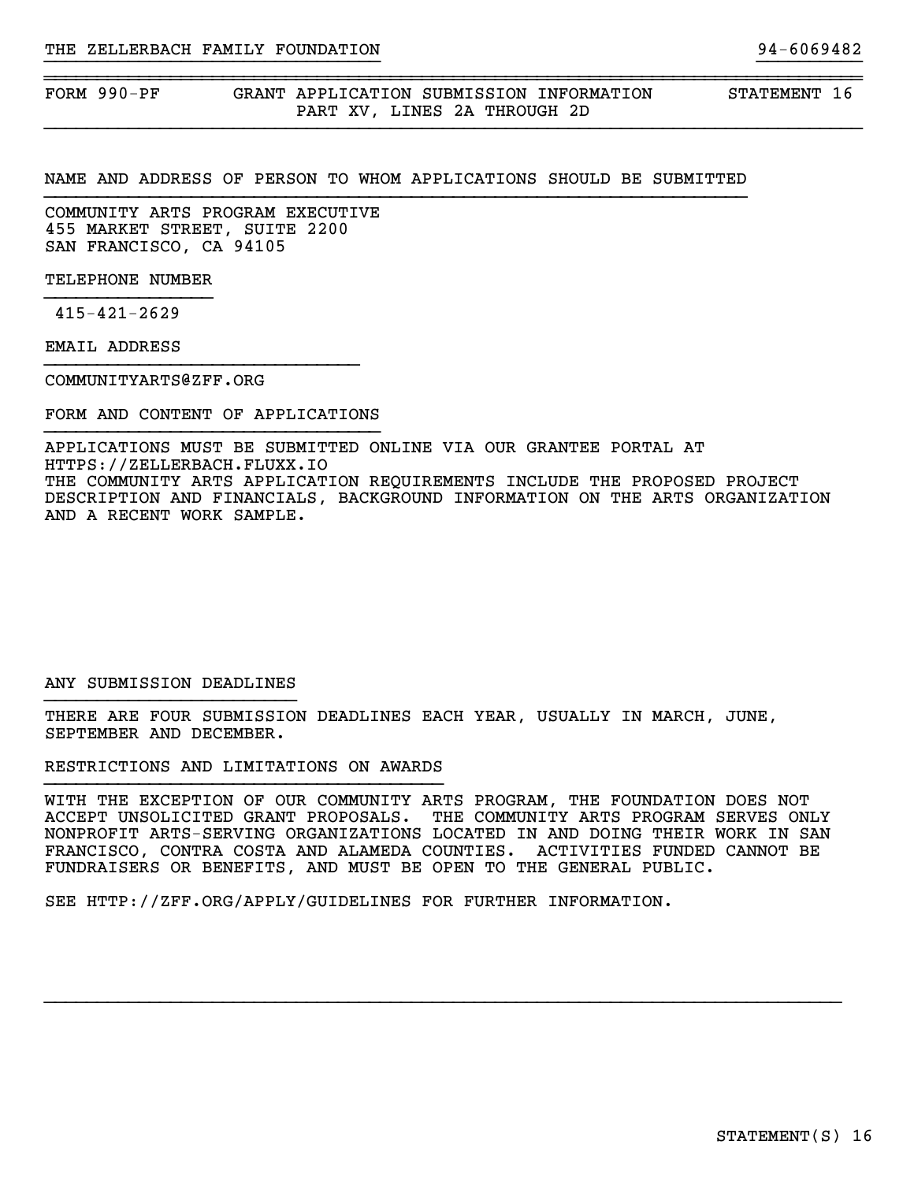THE ZELLERBACH FAMILY FOUNDATION 94-6069482

FORM 990-PF GRANT APPLICATION SUBMISSION INFORMATION STATEMENT 16
PART XV, LINES 2A THROUGH 2D

NAME AND ADDRESS OF PERSON TO WHOM APPLICATIONS SHOULD BE SUBMITTED

COMMUNITY ARTS PROGRAM EXECUTIVE
455 MARKET STREET, SUITE 2200
SAN FRANCISCO, CA 94105

TELEPHONE NUMBER

415-421-2629

EMAIL ADDRESS

COMMUNITYARTS@ZFF.ORG

FORM AND CONTENT OF APPLICATIONS

APPLICATIONS MUST BE SUBMITTED ONLINE VIA OUR GRANTEE PORTAL AT HTTPS://ZELLERBACH.FLUXX.IO
THE COMMUNITY ARTS APPLICATION REQUIREMENTS INCLUDE THE PROPOSED PROJECT DESCRIPTION AND FINANCIALS, BACKGROUND INFORMATION ON THE ARTS ORGANIZATION AND A RECENT WORK SAMPLE.

ANY SUBMISSION DEADLINES

THERE ARE FOUR SUBMISSION DEADLINES EACH YEAR, USUALLY IN MARCH, JUNE, SEPTEMBER AND DECEMBER.

RESTRICTIONS AND LIMITATIONS ON AWARDS

WITH THE EXCEPTION OF OUR COMMUNITY ARTS PROGRAM, THE FOUNDATION DOES NOT ACCEPT UNSOLICITED GRANT PROPOSALS. THE COMMUNITY ARTS PROGRAM SERVES ONLY NONPROFIT ARTS-SERVING ORGANIZATIONS LOCATED IN AND DOING THEIR WORK IN SAN FRANCISCO, CONTRA COSTA AND ALAMEDA COUNTIES. ACTIVITIES FUNDED CANNOT BE FUNDRAISERS OR BENEFITS, AND MUST BE OPEN TO THE GENERAL PUBLIC.

SEE HTTP://ZFF.ORG/APPLY/GUIDELINES FOR FURTHER INFORMATION.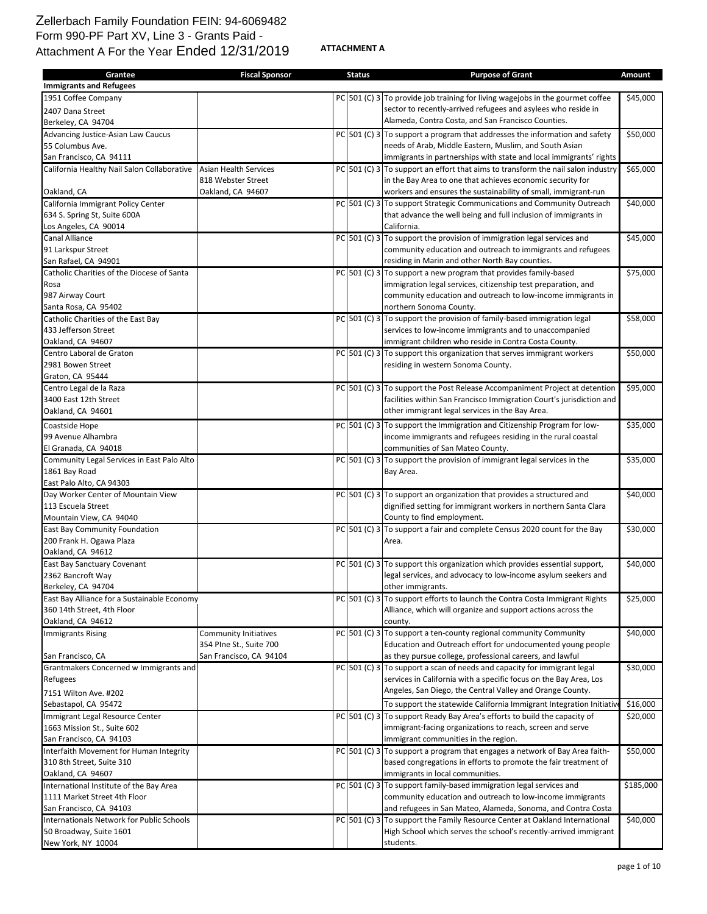Zellerbach Family Foundation FEIN: 94-6069482
Form 990-PF Part XV, Line 3 - Grants Paid -
Attachment A For the Year Ended 12/31/2019

**ATTACHMENT A**

| Grantee | Fiscal Sponsor | Status | | Purpose of Grant | Amount |
|---|---|---|---|---|---|
| **Immigrants and Refugees** | | | | | |
| 1951 Coffee Company<br>2407 Dana Street<br>Berkeley, CA 94704 | | PC | 501 (C) 3 | To provide job training for living wagejobs in the gourmet coffee sector to recently-arrived refugees and asylees who reside in Alameda, Contra Costa, and San Francisco Counties. | $45,000 |
| Advancing Justice-Asian Law Caucus<br>55 Columbus Ave.<br>San Francisco, CA 94111 | | PC | 501 (C) 3 | To support a program that addresses the information and safety needs of Arab, Middle Eastern, Muslim, and South Asian immigrants in partnerships with state and local immigrants' rights | $50,000 |
| California Healthy Nail Salon Collaborative<br>Oakland, CA | Asian Health Services<br>818 Webster Street<br>Oakland, CA 94607 | PC | 501 (C) 3 | To support an effort that aims to transform the nail salon industry in the Bay Area to one that achieves economic security for workers and ensures the sustainability of small, immigrant-run | $65,000 |
| California Immigrant Policy Center<br>634 S. Spring St, Suite 600A<br>Los Angeles, CA 90014 | | PC | 501 (C) 3 | To support Strategic Communications and Community Outreach that advance the well being and full inclusion of immigrants in California. | $40,000 |
| Canal Alliance<br>91 Larkspur Street<br>San Rafael, CA 94901 | | PC | 501 (C) 3 | To support the provision of immigration legal services and community education and outreach to immigrants and refugees residing in Marin and other North Bay counties. | $45,000 |
| Catholic Charities of the Diocese of Santa Rosa<br>987 Airway Court<br>Santa Rosa, CA 95402 | | PC | 501 (C) 3 | To support a new program that provides family-based immigration legal services, citizenship test preparation, and community education and outreach to low-income immigrants in northern Sonoma County. | $75,000 |
| Catholic Charities of the East Bay<br>433 Jefferson Street<br>Oakland, CA 94607 | | PC | 501 (C) 3 | To support the provision of family-based immigration legal services to low-income immigrants and to unaccompanied immigrant children who reside in Contra Costa County. | $58,000 |
| Centro Laboral de Graton<br>2981 Bowen Street<br>Graton, CA 95444 | | PC | 501 (C) 3 | To support this organization that serves immigrant workers residing in western Sonoma County. | $50,000 |
| Centro Legal de la Raza<br>3400 East 12th Street<br>Oakland, CA 94601 | | PC | 501 (C) 3 | To support the Post Release Accompaniment Project at detention facilities within San Francisco Immigration Court's jurisdiction and other immigrant legal services in the Bay Area. | $95,000 |
| Coastside Hope<br>99 Avenue Alhambra<br>El Granada, CA 94018 | | PC | 501 (C) 3 | To support the Immigration and Citizenship Program for low-income immigrants and refugees residing in the rural coastal communities of San Mateo County. | $35,000 |
| Community Legal Services in East Palo Alto<br>1861 Bay Road<br>East Palo Alto, CA 94303 | | PC | 501 (C) 3 | To support the provision of immigrant legal services in the Bay Area. | $35,000 |
| Day Worker Center of Mountain View<br>113 Escuela Street<br>Mountain View, CA 94040 | | PC | 501 (C) 3 | To support an organization that provides a structured and dignified setting for immigrant workers in northern Santa Clara County to find employment. | $40,000 |
| East Bay Community Foundation<br>200 Frank H. Ogawa Plaza<br>Oakland, CA 94612 | | PC | 501 (C) 3 | To support a fair and complete Census 2020 count for the Bay Area. | $30,000 |
| East Bay Sanctuary Covenant<br>2362 Bancroft Way<br>Berkeley, CA 94704 | | PC | 501 (C) 3 | To support this organization which provides essential support, legal services, and advocacy to low-income asylum seekers and other immigrants. | $40,000 |
| East Bay Alliance for a Sustainable Economy<br>360 14th Street, 4th Floor<br>Oakland, CA 94612 | | PC | 501 (C) 3 | To support efforts to launch the Contra Costa Immigrant Rights Alliance, which will organize and support actions across the county. | $25,000 |
| Immigrants Rising<br>San Francisco, CA | Community Initiatives<br>354 PIne St., Suite 700<br>San Francisco, CA 94104 | PC | 501 (C) 3 | To support a ten-county regional community Community Education and Outreach effort for undocumented young people as they pursue college, professional careers, and lawful | $40,000 |
| Grantmakers Concerned w Immigrants and Refugees<br>7151 Wilton Ave. #202<br>Sebastapol, CA 95472 | | PC | 501 (C) 3 | To support a scan of needs and capacity for immigrant legal services in California with a specific focus on the Bay Area, Los Angeles, San Diego, the Central Valley and Orange County. | $30,000 |
| | | | | To support the statewide California Immigrant Integration Initiative | $16,000 |
| Immigrant Legal Resource Center<br>1663 Mission St., Suite 602<br>San Francisco, CA 94103 | | PC | 501 (C) 3 | To support Ready Bay Area's efforts to build the capacity of immigrant-facing organizations to reach, screen and serve immigrant communities in the region. | $20,000 |
| Interfaith Movement for Human Integrity<br>310 8th Street, Suite 310<br>Oakland, CA 94607 | | PC | 501 (C) 3 | To support a program that engages a network of Bay Area faith-based congregations in efforts to promote the fair treatment of immigrants in local communities. | $50,000 |
| International Institute of the Bay Area<br>1111 Market Street 4th Floor<br>San Francisco, CA 94103 | | PC | 501 (C) 3 | To support family-based immigration legal services and community education and outreach to low-income immigrants and refugees in San Mateo, Alameda, Sonoma, and Contra Costa | $185,000 |
| Internationals Network for Public Schools<br>50 Broadway, Suite 1601<br>New York, NY 10004 | | PC | 501 (C) 3 | To support the Family Resource Center at Oakland International High School which serves the school's recently-arrived immigrant students. | $40,000 |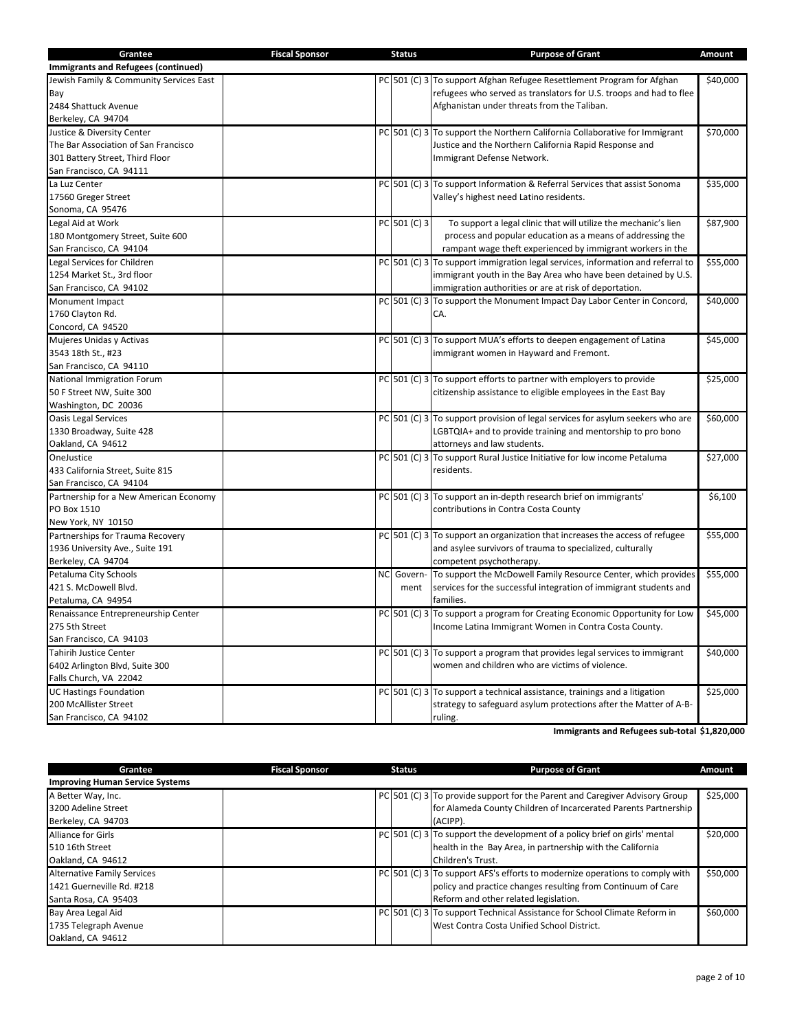| Grantee | Fiscal Sponsor | Status | | Purpose of Grant | Amount |
|---|---|---|---|---|---|
| **Immigrants and Refugees (continued)** | | | | | |
| Jewish Family & Community Services East Bay<br>2484 Shattuck Avenue<br>Berkeley, CA 94704 | | PC | 501 (C) 3 | To support Afghan Refugee Resettlement Program for Afghan refugees who served as translators for U.S. troops and had to flee Afghanistan under threats from the Taliban. | $40,000 |
| Justice & Diversity Center<br>The Bar Association of San Francisco<br>301 Battery Street, Third Floor<br>San Francisco, CA 94111 | | PC | 501 (C) 3 | To support the Northern California Collaborative for Immigrant Justice and the Northern California Rapid Response and Immigrant Defense Network. | $70,000 |
| La Luz Center<br>17560 Greger Street<br>Sonoma, CA 95476 | | PC | 501 (C) 3 | To support Information & Referral Services that assist Sonoma Valley's highest need Latino residents. | $35,000 |
| Legal Aid at Work<br>180 Montgomery Street, Suite 600<br>San Francisco, CA 94104 | | PC | 501 (C) 3 | To support a legal clinic that will utilize the mechanic's lien process and popular education as a means of addressing the rampant wage theft experienced by immigrant workers in the | $87,900 |
| Legal Services for Children<br>1254 Market St., 3rd floor<br>San Francisco, CA 94102 | | PC | 501 (C) 3 | To support immigration legal services, information and referral to immigrant youth in the Bay Area who have been detained by U.S. immigration authorities or are at risk of deportation. | $55,000 |
| Monument Impact<br>1760 Clayton Rd.<br>Concord, CA 94520 | | PC | 501 (C) 3 | To support the Monument Impact Day Labor Center in Concord, CA. | $40,000 |
| Mujeres Unidas y Activas<br>3543 18th St., #23<br>San Francisco, CA 94110 | | PC | 501 (C) 3 | To support MUA's efforts to deepen engagement of Latina immigrant women in Hayward and Fremont. | $45,000 |
| National Immigration Forum<br>50 F Street NW, Suite 300<br>Washington, DC 20036 | | PC | 501 (C) 3 | To support efforts to partner with employers to provide citizenship assistance to eligible employees in the East Bay | $25,000 |
| Oasis Legal Services<br>1330 Broadway, Suite 428<br>Oakland, CA 94612 | | PC | 501 (C) 3 | To support provision of legal services for asylum seekers who are LGBTQIA+ and to provide training and mentorship to pro bono attorneys and law students. | $60,000 |
| OneJustice<br>433 California Street, Suite 815<br>San Francisco, CA 94104 | | PC | 501 (C) 3 | To support Rural Justice Initiative for low income Petaluma residents. | $27,000 |
| Partnership for a New American Economy<br>PO Box 1510<br>New York, NY 10150 | | PC | 501 (C) 3 | To support an in-depth research brief on immigrants' contributions in Contra Costa County | $6,100 |
| Partnerships for Trauma Recovery<br>1936 University Ave., Suite 191<br>Berkeley, CA 94704 | | PC | 501 (C) 3 | To support an organization that increases the access of refugee and asylee survivors of trauma to specialized, culturally competent psychotherapy. | $55,000 |
| Petaluma City Schools<br>421 S. McDowell Blvd.<br>Petaluma, CA 94954 | | NC | Government | To support the McDowell Family Resource Center, which provides services for the successful integration of immigrant students and families. | $55,000 |
| Renaissance Entrepreneurship Center<br>275 5th Street<br>San Francisco, CA 94103 | | PC | 501 (C) 3 | To support a program for Creating Economic Opportunity for Low Income Latina Immigrant Women in Contra Costa County. | $45,000 |
| Tahirih Justice Center<br>6402 Arlington Blvd, Suite 300<br>Falls Church, VA 22042 | | PC | 501 (C) 3 | To support a program that provides legal services to immigrant women and children who are victims of violence. | $40,000 |
| UC Hastings Foundation<br>200 McAllister Street<br>San Francisco, CA 94102 | | PC | 501 (C) 3 | To support a technical assistance, trainings and a litigation strategy to safeguard asylum protections after the Matter of A-B-ruling. | $25,000 |
| | | | | **Immigrants and Refugees sub-total** | **$1,820,000** |

| Grantee | Fiscal Sponsor | Status | | Purpose of Grant | Amount |
|---|---|---|---|---|---|
| **Improving Human Service Systems** | | | | | |
| A Better Way, Inc.<br>3200 Adeline Street<br>Berkeley, CA 94703 | | PC | 501 (C) 3 | To provide support for the Parent and Caregiver Advisory Group for Alameda County Children of Incarcerated Parents Partnership (ACIPP). | $25,000 |
| Alliance for Girls<br>510 16th Street<br>Oakland, CA 94612 | | PC | 501 (C) 3 | To support the development of a policy brief on girls' mental health in the Bay Area, in partnership with the California Children's Trust. | $20,000 |
| Alternative Family Services<br>1421 Guerneville Rd. #218<br>Santa Rosa, CA 95403 | | PC | 501 (C) 3 | To support AFS's efforts to modernize operations to comply with policy and practice changes resulting from Continuum of Care Reform and other related legislation. | $50,000 |
| Bay Area Legal Aid<br>1735 Telegraph Avenue<br>Oakland, CA 94612 | | PC | 501 (C) 3 | To support Technical Assistance for School Climate Reform in West Contra Costa Unified School District. | $60,000 |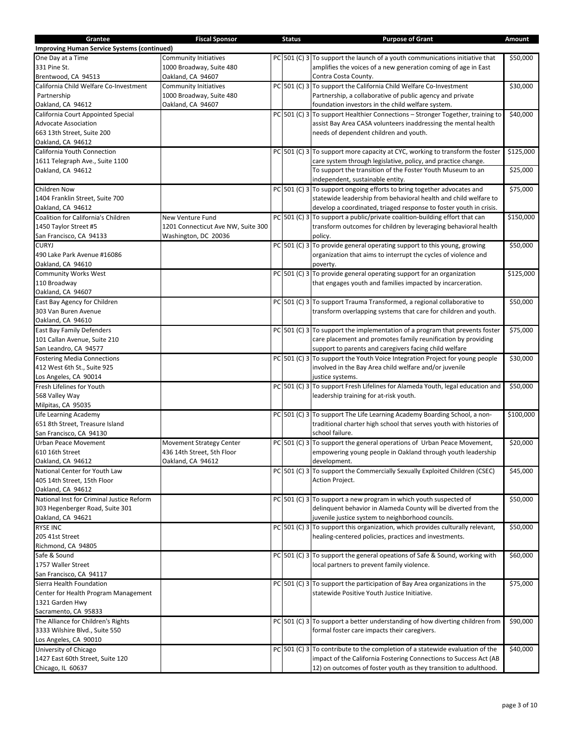| Grantee | Fiscal Sponsor | Status | | Purpose of Grant | Amount |
|---|---|---|---|---|---|
| **Improving Human Service Systems (continued)** | | | | | |
| One Day at a Time<br>331 Pine St.<br>Brentwood, CA 94513 | Community Initiatives<br>1000 Broadway, Suite 480<br>Oakland, CA 94607 | PC | 501 (C) 3 | To support the launch of a youth communications initiative that amplifies the voices of a new generation coming of age in East Contra Costa County. | $50,000 |
| California Child Welfare Co-Investment Partnership<br>Oakland, CA 94612 | Community Initiatives<br>1000 Broadway, Suite 480<br>Oakland, CA 94607 | PC | 501 (C) 3 | To support the California Child Welfare Co-Investment Partnership, a collaborative of public agency and private foundation investors in the child welfare system. | $30,000 |
| California Court Appointed Special Advocate Association<br>663 13th Street, Suite 200<br>Oakland, CA 94612 | | PC | 501 (C) 3 | To support Healthier Connections – Stronger Together, training to assist Bay Area CASA volunteers inaddressing the mental health needs of dependent children and youth. | $40,000 |
| California Youth Connection<br>1611 Telegraph Ave., Suite 1100<br>Oakland, CA 94612 | | PC | 501 (C) 3 | To support more capacity at CYC, working to transform the foster care system through legislative, policy, and practice change. | $125,000 |
| | | | | To support the transition of the Foster Youth Museum to an independent, sustainable entity. | $25,000 |
| Children Now<br>1404 Franklin Street, Suite 700<br>Oakland, CA 94612 | | PC | 501 (C) 3 | To support ongoing efforts to bring together advocates and statewide leadership from behavioral health and child welfare to develop a coordinated, triaged response to foster youth in crisis. | $75,000 |
| Coalition for California's Children<br>1450 Taylor Street #5<br>San Francisco, CA 94133 | New Venture Fund<br>1201 Connecticut Ave NW, Suite 300<br>Washington, DC 20036 | PC | 501 (C) 3 | To support a public/private coalition-building effort that can transform outcomes for children by leveraging behavioral health policy. | $150,000 |
| CURYJ<br>490 Lake Park Avenue #16086<br>Oakland, CA 94610 | | PC | 501 (C) 3 | To provide general operating support to this young, growing organization that aims to interrupt the cycles of violence and poverty. | $50,000 |
| Community Works West<br>110 Broadway<br>Oakland, CA 94607 | | PC | 501 (C) 3 | To provide general operating support for an organization that engages youth and families impacted by incarceration. | $125,000 |
| East Bay Agency for Children<br>303 Van Buren Avenue<br>Oakland, CA 94610 | | PC | 501 (C) 3 | To support Trauma Transformed, a regional collaborative to transform overlapping systems that care for children and youth. | $50,000 |
| East Bay Family Defenders<br>101 Callan Avenue, Suite 210<br>San Leandro, CA 94577 | | PC | 501 (C) 3 | To support the implementation of a program that prevents foster care placement and promotes family reunification by providing support to parents and caregivers facing child welfare | $75,000 |
| Fostering Media Connections<br>412 West 6th St., Suite 925<br>Los Angeles, CA 90014 | | PC | 501 (C) 3 | To support the Youth Voice Integration Project for young people involved in the Bay Area child welfare and/or juvenile justice systems. | $30,000 |
| Fresh Lifelines for Youth<br>568 Valley Way<br>Milpitas, CA 95035 | | PC | 501 (C) 3 | To support Fresh Lifelines for Alameda Youth, legal education and leadership training for at-risk youth. | $50,000 |
| Life Learning Academy<br>651 8th Street, Treasure Island<br>San Francisco, CA 94130 | | PC | 501 (C) 3 | To support The Life Learning Academy Boarding School, a non-traditional charter high school that serves youth with histories of school failure. | $100,000 |
| Urban Peace Movement<br>610 16th Street<br>Oakland, CA 94612 | Movement Strategy Center<br>436 14th Street, 5th Floor<br>Oakland, CA 94612 | PC | 501 (C) 3 | To support the general operations of Urban Peace Movement, empowering young people in Oakland through youth leadership development. | $20,000 |
| National Center for Youth Law<br>405 14th Street, 15th Floor<br>Oakland, CA 94612 | | PC | 501 (C) 3 | To support the Commercially Sexually Exploited Children (CSEC) Action Project. | $45,000 |
| National Inst for Criminal Justice Reform<br>303 Hegenberger Road, Suite 301<br>Oakland, CA 94621 | | PC | 501 (C) 3 | To support a new program in which youth suspected of delinquent behavior in Alameda County will be diverted from the juvenile justice system to neighborhood councils. | $50,000 |
| RYSE INC<br>205 41st Street<br>Richmond, CA 94805 | | PC | 501 (C) 3 | To support this organization, which provides culturally relevant, healing-centered policies, practices and investments. | $50,000 |
| Safe & Sound<br>1757 Waller Street<br>San Francisco, CA 94117 | | PC | 501 (C) 3 | To support the general opeations of Safe & Sound, working with local partners to prevent family violence. | $60,000 |
| Sierra Health Foundation<br>Center for Health Program Management<br>1321 Garden Hwy<br>Sacramento, CA 95833 | | PC | 501 (C) 3 | To support the participation of Bay Area organizations in the statewide Positive Youth Justice Initiative. | $75,000 |
| The Alliance for Children's Rights<br>3333 Wilshire Blvd., Suite 550<br>Los Angeles, CA 90010 | | PC | 501 (C) 3 | To support a better understanding of how diverting children from formal foster care impacts their caregivers. | $90,000 |
| University of Chicago<br>1427 East 60th Street, Suite 120<br>Chicago, IL 60637 | | PC | 501 (C) 3 | To contribute to the completion of a statewide evaluation of the impact of the California Fostering Connections to Success Act (AB 12) on outcomes of foster youth as they transition to adulthood. | $40,000 |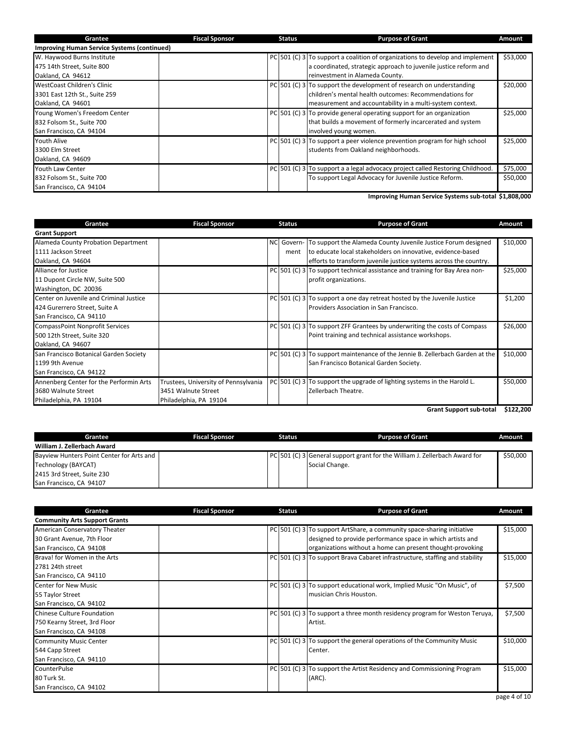| Grantee | Fiscal Sponsor | Status | | Purpose of Grant | Amount |
|---|---|---|---|---|---|
| **Improving Human Service Systems (continued)** | | | | | |
| W. Haywood Burns Institute<br>475 14th Street, Suite 800<br>Oakland, CA 94612 | | PC | 501 (C) 3 | To support a coalition of organizations to develop and implement a coordinated, strategic approach to juvenile justice reform and reinvestment in Alameda County. | $53,000 |
| WestCoast Children's Clinic<br>3301 East 12th St., Suite 259<br>Oakland, CA 94601 | | PC | 501 (C) 3 | To support the development of research on understanding children's mental health outcomes: Recommendations for measurement and accountability in a multi-system context. | $20,000 |
| Young Women's Freedom Center<br>832 Folsom St., Suite 700<br>San Francisco, CA 94104 | | PC | 501 (C) 3 | To provide general operating support for an organization that builds a movement of formerly incarcerated and system involved young women. | $25,000 |
| Youth Alive<br>3300 Elm Street<br>Oakland, CA 94609 | | PC | 501 (C) 3 | To support a peer violence prevention program for high school students from Oakland neighborhoods. | $25,000 |
| Youth Law Center<br>832 Folsom St., Suite 700<br>San Francisco, CA 94104 | | PC | 501 (C) 3 | To support a a legal advocacy project called Restoring Childhood.<br>To support Legal Advocacy for Juvenile Justice Reform. | $75,000<br>$50,000 |
| | | | | **Improving Human Service Systems sub-total** | **$1,808,000** |

| Grantee | Fiscal Sponsor | Status | | Purpose of Grant | Amount |
|---|---|---|---|---|---|
| **Grant Support** | | | | | |
| Alameda County Probation Department<br>1111 Jackson Street<br>Oakland, CA 94604 | | NC | Govern-ment | To support the Alameda County Juvenile Justice Forum designed to educate local stakeholders on innovative, evidence-based efforts to transform juvenile justice systems across the country. | $10,000 |
| Alliance for Justice<br>11 Dupont Circle NW, Suite 500<br>Washington, DC 20036 | | PC | 501 (C) 3 | To support technical assistance and training for Bay Area non-profit organizations. | $25,000 |
| Center on Juvenile and Criminal Justice<br>424 Gurerrero Street, Suite A<br>San Francisco, CA 94110 | | PC | 501 (C) 3 | To support a one day retreat hosted by the Juvenile Justice Providers Association in San Francisco. | $1,200 |
| CompassPoint Nonprofit Services<br>500 12th Street, Suite 320<br>Oakland, CA 94607 | | PC | 501 (C) 3 | To support ZFF Grantees by underwriting the costs of Compass Point training and technical assistance workshops. | $26,000 |
| San Francisco Botanical Garden Society<br>1199 9th Avenue<br>San Francisco, CA 94122 | | PC | 501 (C) 3 | To support maintenance of the Jennie B. Zellerbach Garden at the San Francisco Botanical Garden Society. | $10,000 |
| Annenberg Center for the Performin Arts<br>3680 Walnute Street<br>Philadelphia, PA 19104 | Trustees, University of Pennsylvania<br>3451 Walnute Street<br>Philadelphia, PA 19104 | PC | 501 (C) 3 | To support the upgrade of lighting systems in the Harold L. Zellerbach Theatre. | $50,000 |
| | | | | **Grant Support sub-total** | **$122,200** |

| Grantee | Fiscal Sponsor | Status | | Purpose of Grant | Amount |
|---|---|---|---|---|---|
| **William J. Zellerbach Award** | | | | | |
| Bayview Hunters Point Center for Arts and Technology (BAYCAT)<br>2415 3rd Street, Suite 230<br>San Francisco, CA 94107 | | PC | 501 (C) 3 | General support grant for the William J. Zellerbach Award for Social Change. | $50,000 |

| Grantee | Fiscal Sponsor | Status | | Purpose of Grant | Amount |
|---|---|---|---|---|---|
| **Community Arts Support Grants** | | | | | |
| American Conservatory Theater<br>30 Grant Avenue, 7th Floor<br>San Francisco, CA 94108 | | PC | 501 (C) 3 | To support ArtShare, a community space-sharing initiative designed to provide performance space in which artists and organizations without a home can present thought-provoking | $15,000 |
| Brava! for Women in the Arts<br>2781 24th street<br>San Francisco, CA 94110 | | PC | 501 (C) 3 | To support Brava Cabaret infrastructure, staffing and stability | $15,000 |
| Center for New Music<br>55 Taylor Street<br>San Francisco, CA 94102 | | PC | 501 (C) 3 | To support educational work, Implied Music "On Music", of musician Chris Houston. | $7,500 |
| Chinese Culture Foundation<br>750 Kearny Street, 3rd Floor<br>San Francisco, CA 94108 | | PC | 501 (C) 3 | To support a three month residency program for Weston Teruya, Artist. | $7,500 |
| Community Music Center<br>544 Capp Street<br>San Francisco, CA 94110 | | PC | 501 (C) 3 | To support the general operations of the Community Music Center. | $10,000 |
| CounterPulse<br>80 Turk St.<br>San Francisco, CA 94102 | | PC | 501 (C) 3 | To support the Artist Residency and Commissioning Program (ARC). | $15,000 |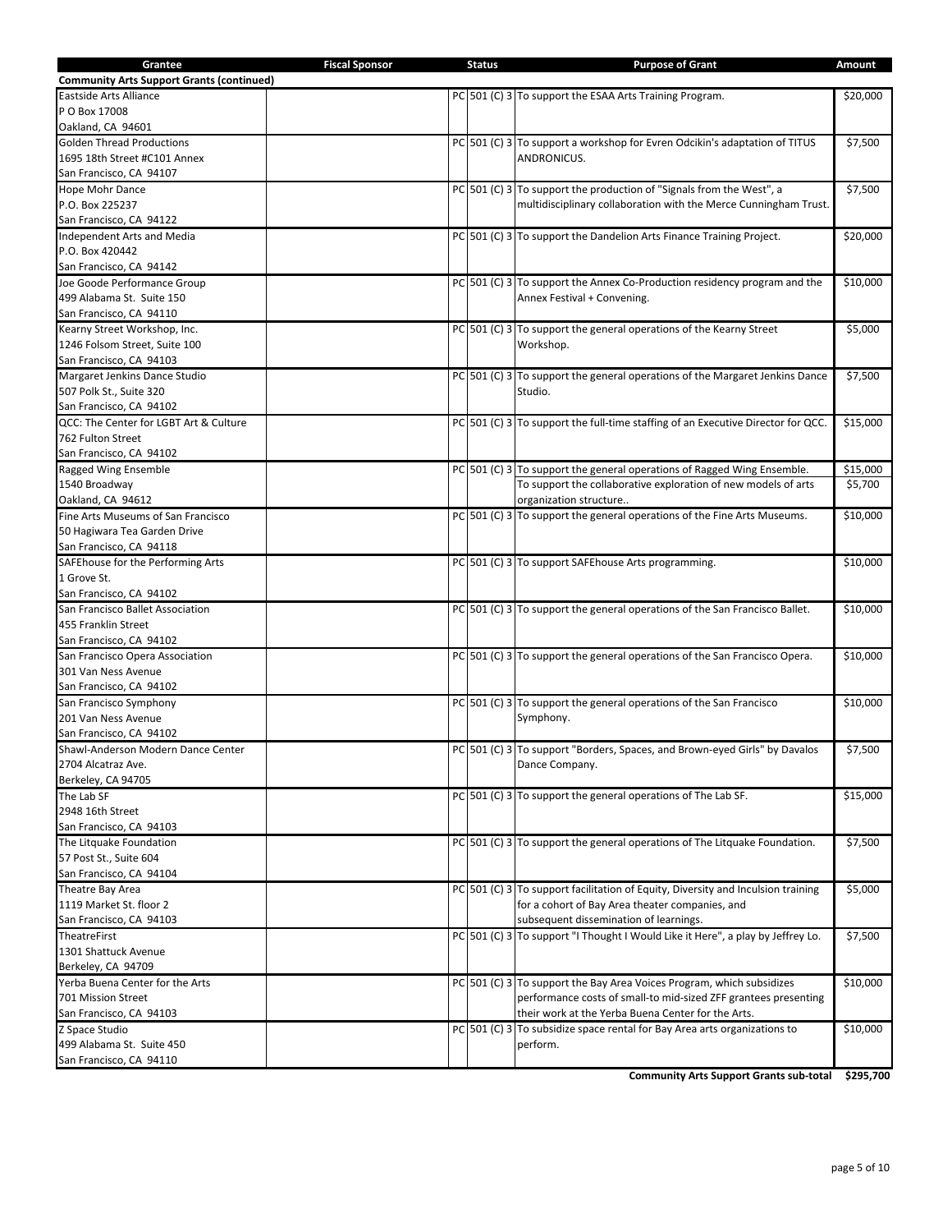| Grantee | Fiscal Sponsor | Status | | Purpose of Grant | Amount |
|---|---|---|---|---|---|
| **Community Arts Support Grants (continued)** | | | | | |
| Eastside Arts Alliance<br>P O Box 17008<br>Oakland, CA 94601 | | PC | 501 (C) 3 | To support the ESAA Arts Training Program. | $20,000 |
| Golden Thread Productions<br>1695 18th Street #C101 Annex<br>San Francisco, CA 94107 | | PC | 501 (C) 3 | To support a workshop for Evren Odcikin's adaptation of TITUS ANDRONICUS. | $7,500 |
| Hope Mohr Dance<br>P.O. Box 225237<br>San Francisco, CA 94122 | | PC | 501 (C) 3 | To support the production of "Signals from the West", a multidisciplinary collaboration with the Merce Cunningham Trust. | $7,500 |
| Independent Arts and Media<br>P.O. Box 420442<br>San Francisco, CA 94142 | | PC | 501 (C) 3 | To support the Dandelion Arts Finance Training Project. | $20,000 |
| Joe Goode Performance Group<br>499 Alabama St. Suite 150<br>San Francisco, CA 94110 | | PC | 501 (C) 3 | To support the Annex Co-Production residency program and the Annex Festival + Convening. | $10,000 |
| Kearny Street Workshop, Inc.<br>1246 Folsom Street, Suite 100<br>San Francisco, CA 94103 | | PC | 501 (C) 3 | To support the general operations of the Kearny Street Workshop. | $5,000 |
| Margaret Jenkins Dance Studio<br>507 Polk St., Suite 320<br>San Francisco, CA 94102 | | PC | 501 (C) 3 | To support the general operations of the Margaret Jenkins Dance Studio. | $7,500 |
| QCC: The Center for LGBT Art & Culture<br>762 Fulton Street<br>San Francisco, CA 94102 | | PC | 501 (C) 3 | To support the full-time staffing of an Executive Director for QCC. | $15,000 |
| Ragged Wing Ensemble<br>1540 Broadway<br>Oakland, CA 94612 | | PC | 501 (C) 3 | To support the general operations of Ragged Wing Ensemble.<br>To support the collaborative exploration of new models of arts organization structure.. | $15,000<br>$5,700 |
| Fine Arts Museums of San Francisco<br>50 Hagiwara Tea Garden Drive<br>San Francisco, CA 94118 | | PC | 501 (C) 3 | To support the general operations of the Fine Arts Museums. | $10,000 |
| SAFEhouse for the Performing Arts<br>1 Grove St.<br>San Francisco, CA 94102 | | PC | 501 (C) 3 | To support SAFEhouse Arts programming. | $10,000 |
| San Francisco Ballet Association<br>455 Franklin Street<br>San Francisco, CA 94102 | | PC | 501 (C) 3 | To support the general operations of the San Francisco Ballet. | $10,000 |
| San Francisco Opera Association<br>301 Van Ness Avenue<br>San Francisco, CA 94102 | | PC | 501 (C) 3 | To support the general operations of the San Francisco Opera. | $10,000 |
| San Francisco Symphony<br>201 Van Ness Avenue<br>San Francisco, CA 94102 | | PC | 501 (C) 3 | To support the general operations of the San Francisco Symphony. | $10,000 |
| Shawl-Anderson Modern Dance Center<br>2704 Alcatraz Ave.<br>Berkeley, CA 94705 | | PC | 501 (C) 3 | To support "Borders, Spaces, and Brown-eyed Girls" by Davalos Dance Company. | $7,500 |
| The Lab SF<br>2948 16th Street<br>San Francisco, CA 94103 | | PC | 501 (C) 3 | To support the general operations of The Lab SF. | $15,000 |
| The Litquake Foundation<br>57 Post St., Suite 604<br>San Francisco, CA 94104 | | PC | 501 (C) 3 | To support the general operations of The Litquake Foundation. | $7,500 |
| Theatre Bay Area<br>1119 Market St. floor 2<br>San Francisco, CA 94103 | | PC | 501 (C) 3 | To support facilitation of Equity, Diversity and Inculsion training for a cohort of Bay Area theater companies, and subsequent dissemination of learnings. | $5,000 |
| TheatreFirst<br>1301 Shattuck Avenue<br>Berkeley, CA 94709 | | PC | 501 (C) 3 | To support "I Thought I Would Like it Here", a play by Jeffrey Lo. | $7,500 |
| Yerba Buena Center for the Arts<br>701 Mission Street<br>San Francisco, CA 94103 | | PC | 501 (C) 3 | To support the Bay Area Voices Program, which subsidizes performance costs of small-to mid-sized ZFF grantees presenting their work at the Yerba Buena Center for the Arts. | $10,000 |
| Z Space Studio<br>499 Alabama St. Suite 450<br>San Francisco, CA 94110 | | PC | 501 (C) 3 | To subsidize space rental for Bay Area arts organizations to perform. | $10,000 |
| | | | | **Community Arts Support Grants sub-total** | **$295,700** |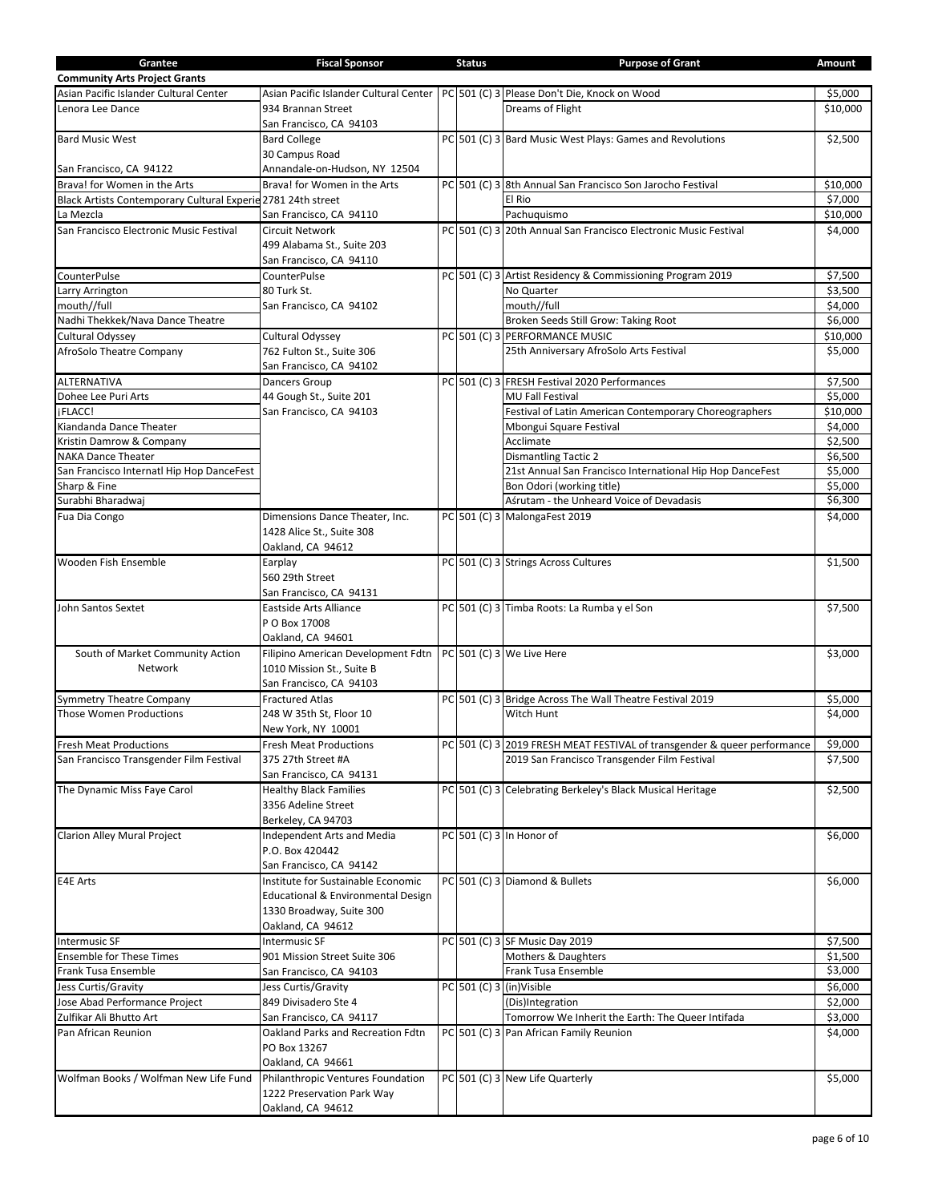| Grantee | Fiscal Sponsor | Status | | Purpose of Grant | Amount |
|---|---|---|---|---|---|
| **Community Arts Project Grants** | | | | | |
| Asian Pacific Islander Cultural Center | Asian Pacific Islander Cultural Center | PC | 501 (C) 3 | Please Don't Die, Knock on Wood | $5,000 |
| Lenora Lee Dance | 934 Brannan Street | | | Dreams of Flight | $10,000 |
| | San Francisco, CA 94103 | | | | |
| Bard Music West | Bard College | PC | 501 (C) 3 | Bard Music West Plays: Games and Revolutions | $2,500 |
| | 30 Campus Road | | | | |
| San Francisco, CA 94122 | Annandale-on-Hudson, NY 12504 | | | | |
| Brava! for Women in the Arts | Brava! for Women in the Arts | PC | 501 (C) 3 | 8th Annual San Francisco Son Jarocho Festival | $10,000 |
| Black Artists Contemporary Cultural Experie | 2781 24th street | | | El Rio | $7,000 |
| La Mezcla | San Francisco, CA 94110 | | | Pachuquismo | $10,000 |
| San Francisco Electronic Music Festival | Circuit Network | PC | 501 (C) 3 | 20th Annual San Francisco Electronic Music Festival | $4,000 |
| | 499 Alabama St., Suite 203 | | | | |
| | San Francisco, CA 94110 | | | | |
| CounterPulse | CounterPulse | PC | 501 (C) 3 | Artist Residency & Commissioning Program 2019 | $7,500 |
| Larry Arrington | 80 Turk St. | | | No Quarter | $3,500 |
| mouth//full | San Francisco, CA 94102 | | | mouth//full | $4,000 |
| Nadhi Thekkek/Nava Dance Theatre | | | | Broken Seeds Still Grow: Taking Root | $6,000 |
| Cultural Odyssey | Cultural Odyssey | PC | 501 (C) 3 | PERFORMANCE MUSIC | $10,000 |
| AfroSolo Theatre Company | 762 Fulton St., Suite 306 | | | 25th Anniversary AfroSolo Arts Festival | $5,000 |
| | San Francisco, CA 94102 | | | | |
| ALTERNATIVA | Dancers Group | PC | 501 (C) 3 | FRESH Festival 2020 Performances | $7,500 |
| Dohee Lee Puri Arts | 44 Gough St., Suite 201 | | | MU Fall Festival | $5,000 |
| ¡FLACC! | San Francisco, CA 94103 | | | Festival of Latin American Contemporary Choreographers | $10,000 |
| Kiandanda Dance Theater | | | | Mbongui Square Festival | $4,000 |
| Kristin Damrow & Company | | | | Acclimate | $2,500 |
| NAKA Dance Theater | | | | Dismantling Tactic 2 | $6,500 |
| San Francisco Internatl Hip Hop DanceFest | | | | 21st Annual San Francisco International Hip Hop DanceFest | $5,000 |
| Sharp & Fine | | | | Bon Odori (working title) | $5,000 |
| Surabhi Bharadwaj | | | | Aśrutam - the Unheard Voice of Devadasis | $6,300 |
| Fua Dia Congo | Dimensions Dance Theater, Inc. | PC | 501 (C) 3 | MalongaFest 2019 | $4,000 |
| | 1428 Alice St., Suite 308 | | | | |
| | Oakland, CA 94612 | | | | |
| Wooden Fish Ensemble | Earplay | PC | 501 (C) 3 | Strings Across Cultures | $1,500 |
| | 560 29th Street | | | | |
| | San Francisco, CA 94131 | | | | |
| John Santos Sextet | Eastside Arts Alliance | PC | 501 (C) 3 | Timba Roots: La Rumba y el Son | $7,500 |
| | P O Box 17008 | | | | |
| | Oakland, CA 94601 | | | | |
| South of Market Community Action Network | Filipino American Development Fdtn | PC | 501 (C) 3 | We Live Here | $3,000 |
| | 1010 Mission St., Suite B | | | | |
| | San Francisco, CA 94103 | | | | |
| Symmetry Theatre Company | Fractured Atlas | PC | 501 (C) 3 | Bridge Across The Wall Theatre Festival 2019 | $5,000 |
| Those Women Productions | 248 W 35th St, Floor 10 | | | Witch Hunt | $4,000 |
| | New York, NY 10001 | | | | |
| Fresh Meat Productions | Fresh Meat Productions | PC | 501 (C) 3 | 2019 FRESH MEAT FESTIVAL of transgender & queer performance | $9,000 |
| San Francisco Transgender Film Festival | 375 27th Street #A | | | 2019 San Francisco Transgender Film Festival | $7,500 |
| | San Francisco, CA 94131 | | | | |
| The Dynamic Miss Faye Carol | Healthy Black Families | PC | 501 (C) 3 | Celebrating Berkeley's Black Musical Heritage | $2,500 |
| | 3356 Adeline Street | | | | |
| | Berkeley, CA 94703 | | | | |
| Clarion Alley Mural Project | Independent Arts and Media | PC | 501 (C) 3 | In Honor of | $6,000 |
| | P.O. Box 420442 | | | | |
| | San Francisco, CA 94142 | | | | |
| E4E Arts | Institute for Sustainable Economic | PC | 501 (C) 3 | Diamond & Bullets | $6,000 |
| | Educational & Environmental Design | | | | |
| | 1330 Broadway, Suite 300 | | | | |
| | Oakland, CA 94612 | | | | |
| Intermusic SF | Intermusic SF | PC | 501 (C) 3 | SF Music Day 2019 | $7,500 |
| Ensemble for These Times | 901 Mission Street Suite 306 | | | Mothers & Daughters | $1,500 |
| Frank Tusa Ensemble | San Francisco, CA 94103 | | | Frank Tusa Ensemble | $3,000 |
| Jess Curtis/Gravity | Jess Curtis/Gravity | PC | 501 (C) 3 | (in)Visible | $6,000 |
| Jose Abad Performance Project | 849 Divisadero Ste 4 | | | (Dis)Integration | $2,000 |
| Zulfikar Ali Bhutto Art | San Francisco, CA 94117 | | | Tomorrow We Inherit the Earth: The Queer Intifada | $3,000 |
| Pan African Reunion | Oakland Parks and Recreation Fdtn | PC | 501 (C) 3 | Pan African Family Reunion | $4,000 |
| | PO Box 13267 | | | | |
| | Oakland, CA 94661 | | | | |
| Wolfman Books / Wolfman New Life Fund | Philanthropic Ventures Foundation | PC | 501 (C) 3 | New Life Quarterly | $5,000 |
| | 1222 Preservation Park Way | | | | |
| | Oakland, CA 94612 | | | | |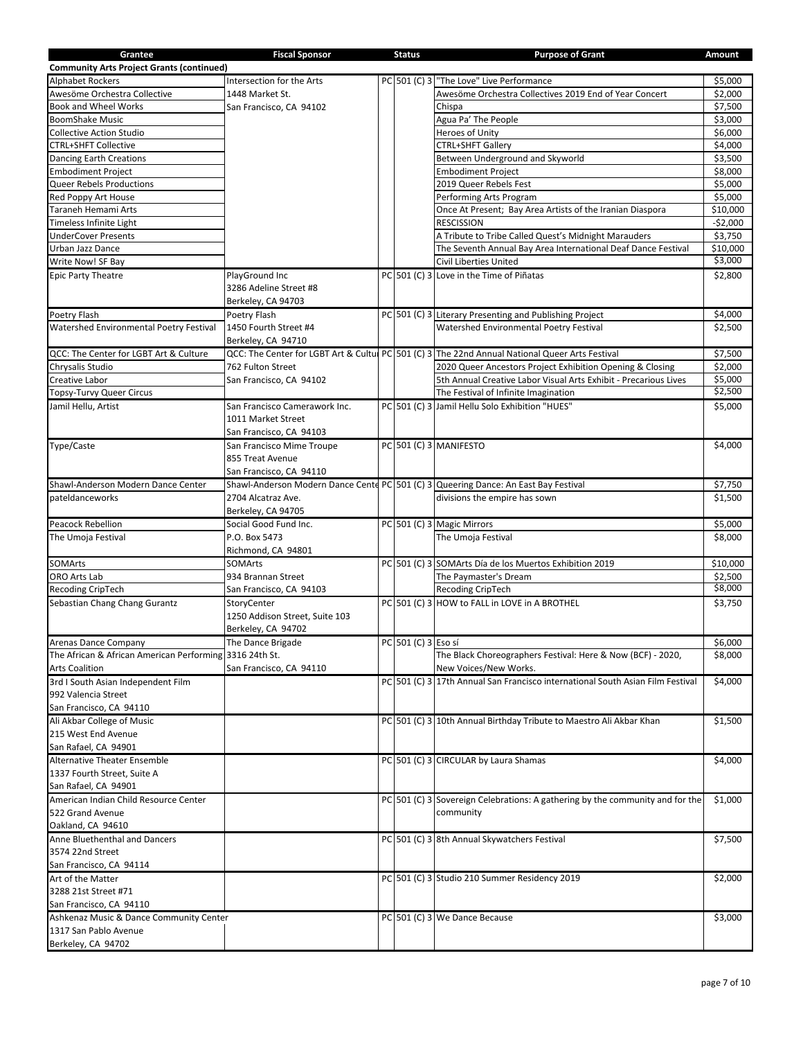| Grantee | Fiscal Sponsor | Status | | Purpose of Grant | Amount |
|---|---|---|---|---|---|
| **Community Arts Project Grants (continued)** | | | | | |
| Alphabet Rockers | Intersection for the Arts | PC | 501 (C) 3 | "The Love" Live Performance | $5,000 |
| Awesöme Orchestra Collective | 1448 Market St. | | | Awesöme Orchestra Collectives 2019 End of Year Concert | $2,000 |
| Book and Wheel Works | San Francisco, CA 94102 | | | Chispa | $7,500 |
| BoomShake Music | | | | Agua Pa' The People | $3,000 |
| Collective Action Studio | | | | Heroes of Unity | $6,000 |
| CTRL+SHFT Collective | | | | CTRL+SHFT Gallery | $4,000 |
| Dancing Earth Creations | | | | Between Underground and Skyworld | $3,500 |
| Embodiment Project | | | | Embodiment Project | $8,000 |
| Queer Rebels Productions | | | | 2019 Queer Rebels Fest | $5,000 |
| Red Poppy Art House | | | | Performing Arts Program | $5,000 |
| Taraneh Hemami Arts | | | | Once At Present; Bay Area Artists of the Iranian Diaspora | $10,000 |
| Timeless Infinite Light | | | | RESCISSION | -$2,000 |
| UnderCover Presents | | | | A Tribute to Tribe Called Quest's Midnight Marauders | $3,750 |
| Urban Jazz Dance | | | | The Seventh Annual Bay Area International Deaf Dance Festival | $10,000 |
| Write Now! SF Bay | | | | Civil Liberties United | $3,000 |
| Epic Party Theatre | PlayGround Inc<br>3286 Adeline Street #8<br>Berkeley, CA 94703 | PC | 501 (C) 3 | Love in the Time of Piñatas | $2,800 |
| Poetry Flash | Poetry Flash | PC | 501 (C) 3 | Literary Presenting and Publishing Project | $4,000 |
| Watershed Environmental Poetry Festival | 1450 Fourth Street #4<br>Berkeley, CA 94710 | | | Watershed Environmental Poetry Festival | $2,500 |
| QCC: The Center for LGBT Art & Culture | QCC: The Center for LGBT Art & Cultu | PC | 501 (C) 3 | The 22nd Annual National Queer Arts Festival | $7,500 |
| Chrysalis Studio | 762 Fulton Street | | | 2020 Queer Ancestors Project Exhibition Opening & Closing | $2,000 |
| Creative Labor | San Francisco, CA 94102 | | | 5th Annual Creative Labor Visual Arts Exhibit - Precarious Lives | $5,000 |
| Topsy-Turvy Queer Circus | | | | The Festival of Infinite Imagination | $2,500 |
| Jamil Hellu, Artist | San Francisco Camerawork Inc.<br>1011 Market Street<br>San Francisco, CA 94103 | PC | 501 (C) 3 | Jamil Hellu Solo Exhibition "HUES" | $5,000 |
| Type/Caste | San Francisco Mime Troupe<br>855 Treat Avenue<br>San Francisco, CA 94110 | PC | 501 (C) 3 | MANIFESTO | $4,000 |
| Shawl-Anderson Modern Dance Center | Shawl-Anderson Modern Dance Cente | PC | 501 (C) 3 | Queering Dance: An East Bay Festival | $7,750 |
| pateldanceworks | 2704 Alcatraz Ave.<br>Berkeley, CA 94705 | | | divisions the empire has sown | $1,500 |
| Peacock Rebellion | Social Good Fund Inc. | PC | 501 (C) 3 | Magic Mirrors | $5,000 |
| The Umoja Festival | P.O. Box 5473<br>Richmond, CA 94801 | | | The Umoja Festival | $8,000 |
| SOMArts | SOMArts | PC | 501 (C) 3 | SOMArts Día de los Muertos Exhibition 2019 | $10,000 |
| ORO Arts Lab | 934 Brannan Street | | | The Paymaster's Dream | $2,500 |
| Recoding CripTech | San Francisco, CA 94103 | | | Recoding CripTech | $8,000 |
| Sebastian Chang Chang Gurantz | StoryCenter<br>1250 Addison Street, Suite 103<br>Berkeley, CA 94702 | PC | 501 (C) 3 | HOW to FALL in LOVE in A BROTHEL | $3,750 |
| Arenas Dance Company | The Dance Brigade | PC | 501 (C) 3 | Eso sí | $6,000 |
| The African & African American Performing Arts Coalition | 3316 24th St.<br>San Francisco, CA 94110 | | | The Black Choreographers Festival: Here & Now (BCF) - 2020, New Voices/New Works. | $8,000 |
| 3rd I South Asian Independent Film<br>992 Valencia Street<br>San Francisco, CA 94110 | | PC | 501 (C) 3 | 17th Annual San Francisco international South Asian Film Festival | $4,000 |
| Ali Akbar College of Music<br>215 West End Avenue<br>San Rafael, CA 94901 | | PC | 501 (C) 3 | 10th Annual Birthday Tribute to Maestro Ali Akbar Khan | $1,500 |
| Alternative Theater Ensemble<br>1337 Fourth Street, Suite A<br>San Rafael, CA 94901 | | PC | 501 (C) 3 | CIRCULAR by Laura Shamas | $4,000 |
| American Indian Child Resource Center<br>522 Grand Avenue<br>Oakland, CA 94610 | | PC | 501 (C) 3 | Sovereign Celebrations: A gathering by the community and for the community | $1,000 |
| Anne Bluethenthal and Dancers<br>3574 22nd Street<br>San Francisco, CA 94114 | | PC | 501 (C) 3 | 8th Annual Skywatchers Festival | $7,500 |
| Art of the Matter<br>3288 21st Street #71<br>San Francisco, CA 94110 | | PC | 501 (C) 3 | Studio 210 Summer Residency 2019 | $2,000 |
| Ashkenaz Music & Dance Community Center<br>1317 San Pablo Avenue<br>Berkeley, CA 94702 | | PC | 501 (C) 3 | We Dance Because | $3,000 |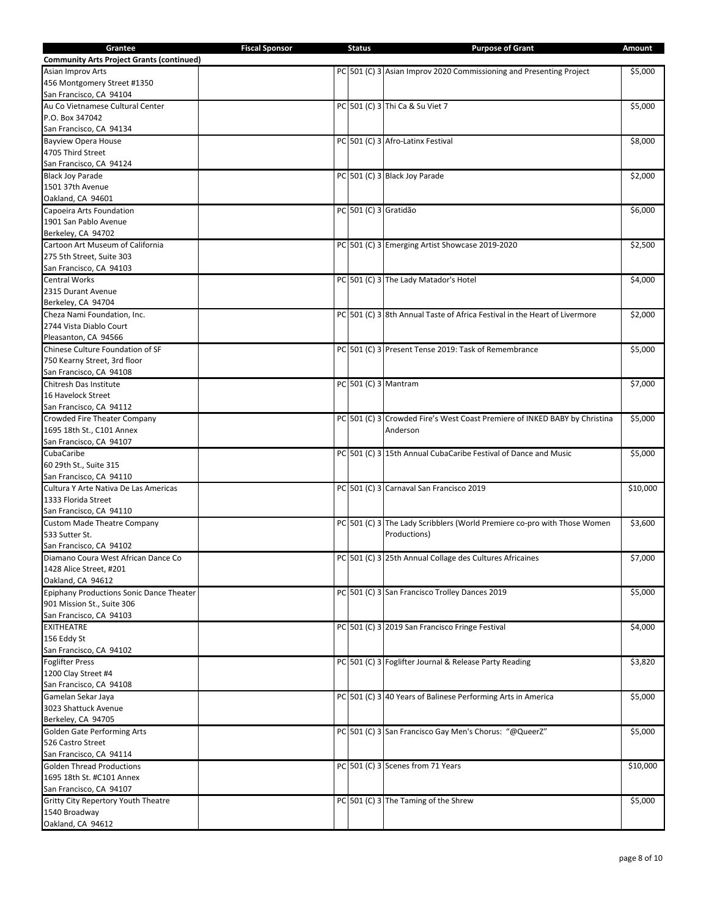| Grantee | Fiscal Sponsor | Status | | Purpose of Grant | Amount |
|---|---|---|---|---|---|
| **Community Arts Project Grants (continued)** | | | | | |
| Asian Improv Arts<br>456 Montgomery Street #1350<br>San Francisco, CA 94104 | | PC | 501 (C) 3 | Asian Improv 2020 Commissioning and Presenting Project | $5,000 |
| Au Co Vietnamese Cultural Center<br>P.O. Box 347042<br>San Francisco, CA 94134 | | PC | 501 (C) 3 | Thi Ca & Su Viet 7 | $5,000 |
| Bayview Opera House<br>4705 Third Street<br>San Francisco, CA 94124 | | PC | 501 (C) 3 | Afro-Latinx Festival | $8,000 |
| Black Joy Parade<br>1501 37th Avenue<br>Oakland, CA 94601 | | PC | 501 (C) 3 | Black Joy Parade | $2,000 |
| Capoeira Arts Foundation<br>1901 San Pablo Avenue<br>Berkeley, CA 94702 | | PC | 501 (C) 3 | Gratidão | $6,000 |
| Cartoon Art Museum of California<br>275 5th Street, Suite 303<br>San Francisco, CA 94103 | | PC | 501 (C) 3 | Emerging Artist Showcase 2019-2020 | $2,500 |
| Central Works<br>2315 Durant Avenue<br>Berkeley, CA 94704 | | PC | 501 (C) 3 | The Lady Matador's Hotel | $4,000 |
| Cheza Nami Foundation, Inc.<br>2744 Vista Diablo Court<br>Pleasanton, CA 94566 | | PC | 501 (C) 3 | 8th Annual Taste of Africa Festival in the Heart of Livermore | $2,000 |
| Chinese Culture Foundation of SF<br>750 Kearny Street, 3rd floor<br>San Francisco, CA 94108 | | PC | 501 (C) 3 | Present Tense 2019: Task of Remembrance | $5,000 |
| Chitresh Das Institute<br>16 Havelock Street<br>San Francisco, CA 94112 | | PC | 501 (C) 3 | Mantram | $7,000 |
| Crowded Fire Theater Company<br>1695 18th St., C101 Annex<br>San Francisco, CA 94107 | | PC | 501 (C) 3 | Crowded Fire's West Coast Premiere of INKED BABY by Christina Anderson | $5,000 |
| CubaCaribe<br>60 29th St., Suite 315<br>San Francisco, CA 94110 | | PC | 501 (C) 3 | 15th Annual CubaCaribe Festival of Dance and Music | $5,000 |
| Cultura Y Arte Nativa De Las Americas<br>1333 Florida Street<br>San Francisco, CA 94110 | | PC | 501 (C) 3 | Carnaval San Francisco 2019 | $10,000 |
| Custom Made Theatre Company<br>533 Sutter St.<br>San Francisco, CA 94102 | | PC | 501 (C) 3 | The Lady Scribblers (World Premiere co-pro with Those Women Productions) | $3,600 |
| Diamano Coura West African Dance Co<br>1428 Alice Street, #201<br>Oakland, CA 94612 | | PC | 501 (C) 3 | 25th Annual Collage des Cultures Africaines | $7,000 |
| Epiphany Productions Sonic Dance Theater<br>901 Mission St., Suite 306<br>San Francisco, CA 94103 | | PC | 501 (C) 3 | San Francisco Trolley Dances 2019 | $5,000 |
| EXITHEATRE<br>156 Eddy St<br>San Francisco, CA 94102 | | PC | 501 (C) 3 | 2019 San Francisco Fringe Festival | $4,000 |
| Foglifter Press<br>1200 Clay Street #4<br>San Francisco, CA 94108 | | PC | 501 (C) 3 | Foglifter Journal & Release Party Reading | $3,820 |
| Gamelan Sekar Jaya<br>3023 Shattuck Avenue<br>Berkeley, CA 94705 | | PC | 501 (C) 3 | 40 Years of Balinese Performing Arts in America | $5,000 |
| Golden Gate Performing Arts<br>526 Castro Street<br>San Francisco, CA 94114 | | PC | 501 (C) 3 | San Francisco Gay Men's Chorus: "@QueerZ" | $5,000 |
| Golden Thread Productions<br>1695 18th St. #C101 Annex<br>San Francisco, CA 94107 | | PC | 501 (C) 3 | Scenes from 71 Years | $10,000 |
| Gritty City Repertory Youth Theatre<br>1540 Broadway<br>Oakland, CA 94612 | | PC | 501 (C) 3 | The Taming of the Shrew | $5,000 |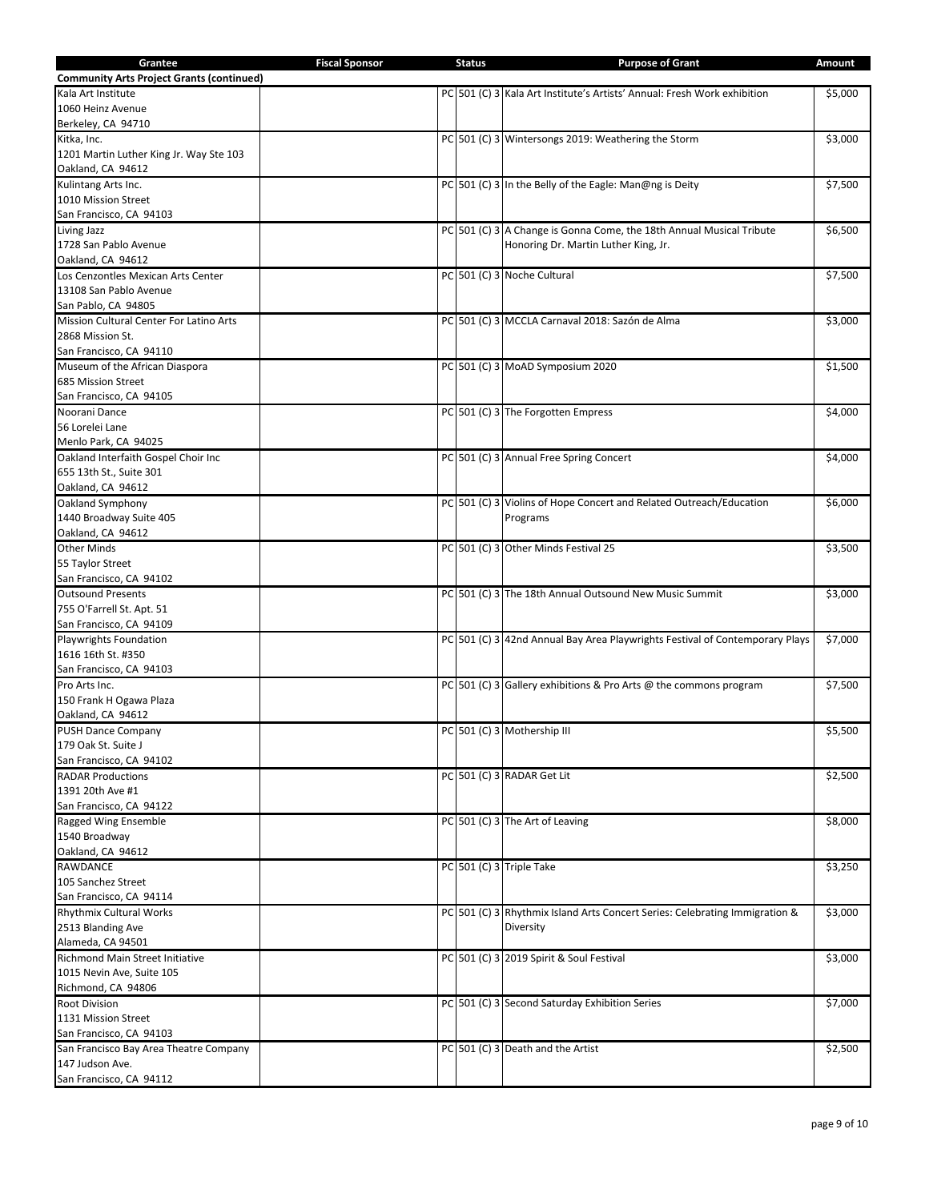| Grantee | Fiscal Sponsor | Status | | Purpose of Grant | Amount |
|---|---|---|---|---|---|
| **Community Arts Project Grants (continued)** | | | | | |
| Kala Art Institute<br>1060 Heinz Avenue<br>Berkeley, CA 94710 | | PC | 501 (C) 3 | Kala Art Institute's Artists' Annual: Fresh Work exhibition | $5,000 |
| Kitka, Inc.<br>1201 Martin Luther King Jr. Way Ste 103<br>Oakland, CA 94612 | | PC | 501 (C) 3 | Wintersongs 2019: Weathering the Storm | $3,000 |
| Kulintang Arts Inc.<br>1010 Mission Street<br>San Francisco, CA 94103 | | PC | 501 (C) 3 | In the Belly of the Eagle: Man@ng is Deity | $7,500 |
| Living Jazz<br>1728 San Pablo Avenue<br>Oakland, CA 94612 | | PC | 501 (C) 3 | A Change is Gonna Come, the 18th Annual Musical Tribute Honoring Dr. Martin Luther King, Jr. | $6,500 |
| Los Cenzontles Mexican Arts Center<br>13108 San Pablo Avenue<br>San Pablo, CA 94805 | | PC | 501 (C) 3 | Noche Cultural | $7,500 |
| Mission Cultural Center For Latino Arts<br>2868 Mission St.<br>San Francisco, CA 94110 | | PC | 501 (C) 3 | MCCLA Carnaval 2018: Sazón de Alma | $3,000 |
| Museum of the African Diaspora<br>685 Mission Street<br>San Francisco, CA 94105 | | PC | 501 (C) 3 | MoAD Symposium 2020 | $1,500 |
| Noorani Dance<br>56 Lorelei Lane<br>Menlo Park, CA 94025 | | PC | 501 (C) 3 | The Forgotten Empress | $4,000 |
| Oakland Interfaith Gospel Choir Inc<br>655 13th St., Suite 301<br>Oakland, CA 94612 | | PC | 501 (C) 3 | Annual Free Spring Concert | $4,000 |
| Oakland Symphony<br>1440 Broadway Suite 405<br>Oakland, CA 94612 | | PC | 501 (C) 3 | Violins of Hope Concert and Related Outreach/Education Programs | $6,000 |
| Other Minds<br>55 Taylor Street<br>San Francisco, CA 94102 | | PC | 501 (C) 3 | Other Minds Festival 25 | $3,500 |
| Outsound Presents<br>755 O'Farrell St. Apt. 51<br>San Francisco, CA 94109 | | PC | 501 (C) 3 | The 18th Annual Outsound New Music Summit | $3,000 |
| Playwrights Foundation<br>1616 16th St. #350<br>San Francisco, CA 94103 | | PC | 501 (C) 3 | 42nd Annual Bay Area Playwrights Festival of Contemporary Plays | $7,000 |
| Pro Arts Inc.<br>150 Frank H Ogawa Plaza<br>Oakland, CA 94612 | | PC | 501 (C) 3 | Gallery exhibitions & Pro Arts @ the commons program | $7,500 |
| PUSH Dance Company<br>179 Oak St. Suite J<br>San Francisco, CA 94102 | | PC | 501 (C) 3 | Mothership III | $5,500 |
| RADAR Productions<br>1391 20th Ave #1<br>San Francisco, CA 94122 | | PC | 501 (C) 3 | RADAR Get Lit | $2,500 |
| Ragged Wing Ensemble<br>1540 Broadway<br>Oakland, CA 94612 | | PC | 501 (C) 3 | The Art of Leaving | $8,000 |
| RAWDANCE<br>105 Sanchez Street<br>San Francisco, CA 94114 | | PC | 501 (C) 3 | Triple Take | $3,250 |
| Rhythmix Cultural Works<br>2513 Blanding Ave<br>Alameda, CA 94501 | | PC | 501 (C) 3 | Rhythmix Island Arts Concert Series: Celebrating Immigration & Diversity | $3,000 |
| Richmond Main Street Initiative<br>1015 Nevin Ave, Suite 105<br>Richmond, CA 94806 | | PC | 501 (C) 3 | 2019 Spirit & Soul Festival | $3,000 |
| Root Division<br>1131 Mission Street<br>San Francisco, CA 94103 | | PC | 501 (C) 3 | Second Saturday Exhibition Series | $7,000 |
| San Francisco Bay Area Theatre Company<br>147 Judson Ave.<br>San Francisco, CA 94112 | | PC | 501 (C) 3 | Death and the Artist | $2,500 |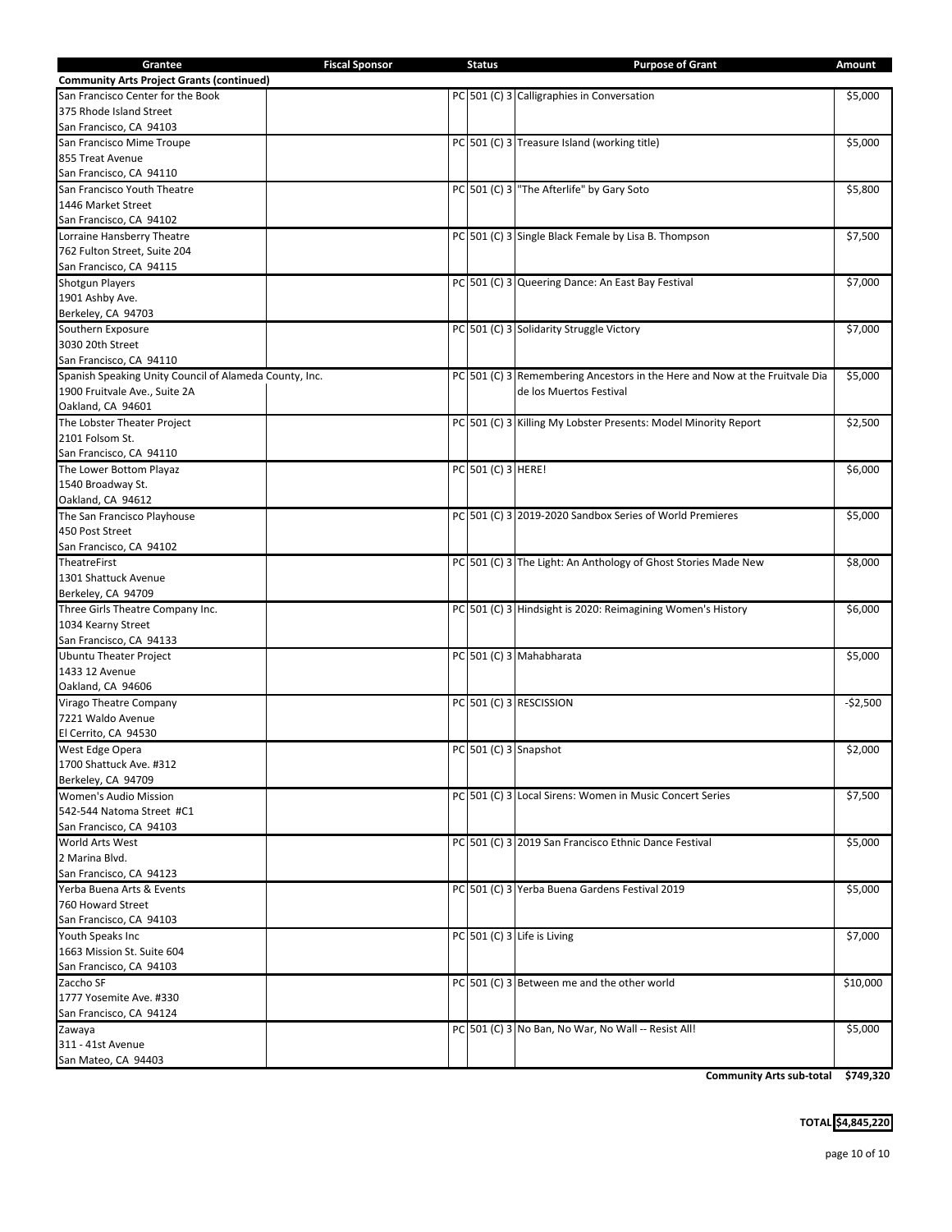| Grantee | Fiscal Sponsor | Status | | Purpose of Grant | Amount |
|---|---|---|---|---|---|
| **Community Arts Project Grants (continued)** | | | | | |
| San Francisco Center for the Book<br>375 Rhode Island Street<br>San Francisco, CA 94103 | | PC | 501 (C) 3 | Calligraphies in Conversation | $5,000 |
| San Francisco Mime Troupe<br>855 Treat Avenue<br>San Francisco, CA 94110 | | PC | 501 (C) 3 | Treasure Island (working title) | $5,000 |
| San Francisco Youth Theatre<br>1446 Market Street<br>San Francisco, CA 94102 | | PC | 501 (C) 3 | "The Afterlife" by Gary Soto | $5,800 |
| Lorraine Hansberry Theatre<br>762 Fulton Street, Suite 204<br>San Francisco, CA 94115 | | PC | 501 (C) 3 | Single Black Female by Lisa B. Thompson | $7,500 |
| Shotgun Players<br>1901 Ashby Ave.<br>Berkeley, CA 94703 | | PC | 501 (C) 3 | Queering Dance: An East Bay Festival | $7,000 |
| Southern Exposure<br>3030 20th Street<br>San Francisco, CA 94110 | | PC | 501 (C) 3 | Solidarity Struggle Victory | $7,000 |
| Spanish Speaking Unity Council of Alameda County, Inc.<br>1900 Fruitvale Ave., Suite 2A<br>Oakland, CA 94601 | | PC | 501 (C) 3 | Remembering Ancestors in the Here and Now at the Fruitvale Dia de los Muertos Festival | $5,000 |
| The Lobster Theater Project<br>2101 Folsom St.<br>San Francisco, CA 94110 | | PC | 501 (C) 3 | Killing My Lobster Presents: Model Minority Report | $2,500 |
| The Lower Bottom Playaz<br>1540 Broadway St.<br>Oakland, CA 94612 | | PC | 501 (C) 3 | HERE! | $6,000 |
| The San Francisco Playhouse<br>450 Post Street<br>San Francisco, CA 94102 | | PC | 501 (C) 3 | 2019-2020 Sandbox Series of World Premieres | $5,000 |
| TheatreFirst<br>1301 Shattuck Avenue<br>Berkeley, CA 94709 | | PC | 501 (C) 3 | The Light: An Anthology of Ghost Stories Made New | $8,000 |
| Three Girls Theatre Company Inc.<br>1034 Kearny Street<br>San Francisco, CA 94133 | | PC | 501 (C) 3 | Hindsight is 2020: Reimagining Women's History | $6,000 |
| Ubuntu Theater Project<br>1433 12 Avenue<br>Oakland, CA 94606 | | PC | 501 (C) 3 | Mahabharata | $5,000 |
| Virago Theatre Company<br>7221 Waldo Avenue<br>El Cerrito, CA 94530 | | PC | 501 (C) 3 | RESCISSION | -$2,500 |
| West Edge Opera<br>1700 Shattuck Ave. #312<br>Berkeley, CA 94709 | | PC | 501 (C) 3 | Snapshot | $2,000 |
| Women's Audio Mission<br>542-544 Natoma Street #C1<br>San Francisco, CA 94103 | | PC | 501 (C) 3 | Local Sirens: Women in Music Concert Series | $7,500 |
| World Arts West<br>2 Marina Blvd.<br>San Francisco, CA 94123 | | PC | 501 (C) 3 | 2019 San Francisco Ethnic Dance Festival | $5,000 |
| Yerba Buena Arts & Events<br>760 Howard Street<br>San Francisco, CA 94103 | | PC | 501 (C) 3 | Yerba Buena Gardens Festival 2019 | $5,000 |
| Youth Speaks Inc<br>1663 Mission St. Suite 604<br>San Francisco, CA 94103 | | PC | 501 (C) 3 | Life is Living | $7,000 |
| Zaccho SF<br>1777 Yosemite Ave. #330<br>San Francisco, CA 94124 | | PC | 501 (C) 3 | Between me and the other world | $10,000 |
| Zawaya<br>311 - 41st Avenue<br>San Mateo, CA 94403 | | PC | 501 (C) 3 | No Ban, No War, No Wall -- Resist All! | $5,000 |
| | | | | **Community Arts sub-total** | **$749,320** |
| | | | | **TOTAL** | **$4,845,220** |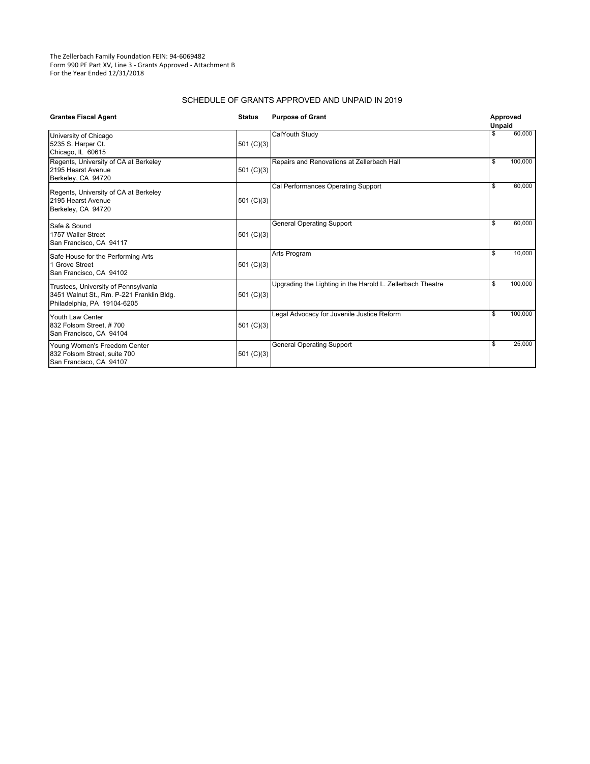The Zellerbach Family Foundation FEIN: 94-6069482
Form 990 PF Part XV, Line 3 - Grants Approved - Attachment B
For the Year Ended 12/31/2018

## SCHEDULE OF GRANTS APPROVED AND UNPAID IN 2019

| Grantee Fiscal Agent | Status | Purpose of Grant | Approved Unpaid |
|---|---|---|---|
| University of Chicago<br>5235 S. Harper Ct.<br>Chicago, IL 60615 | 501 (C)(3) | CalYouth Study | $ 60,000 |
| Regents, University of CA at Berkeley<br>2195 Hearst Avenue<br>Berkeley, CA 94720 | 501 (C)(3) | Repairs and Renovations at Zellerbach Hall | $ 100,000 |
| Regents, University of CA at Berkeley<br>2195 Hearst Avenue<br>Berkeley, CA 94720 | 501 (C)(3) | Cal Performances Operating Support | $ 60,000 |
| Safe & Sound<br>1757 Waller Street<br>San Francisco, CA 94117 | 501 (C)(3) | General Operating Support | $ 60,000 |
| Safe House for the Performing Arts<br>1 Grove Street<br>San Francisco, CA 94102 | 501 (C)(3) | Arts Program | $ 10,000 |
| Trustees, University of Pennsylvania<br>3451 Walnut St., Rm. P-221 Franklin Bldg.<br>Philadelphia, PA 19104-6205 | 501 (C)(3) | Upgrading the Lighting in the Harold L. Zellerbach Theatre | $ 100,000 |
| Youth Law Center<br>832 Folsom Street, # 700<br>San Francisco, CA 94104 | 501 (C)(3) | Legal Advocacy for Juvenile Justice Reform | $ 100,000 |
| Young Women's Freedom Center<br>832 Folsom Street, suite 700<br>San Francisco, CA 94107 | 501 (C)(3) | General Operating Support | $ 25,000 |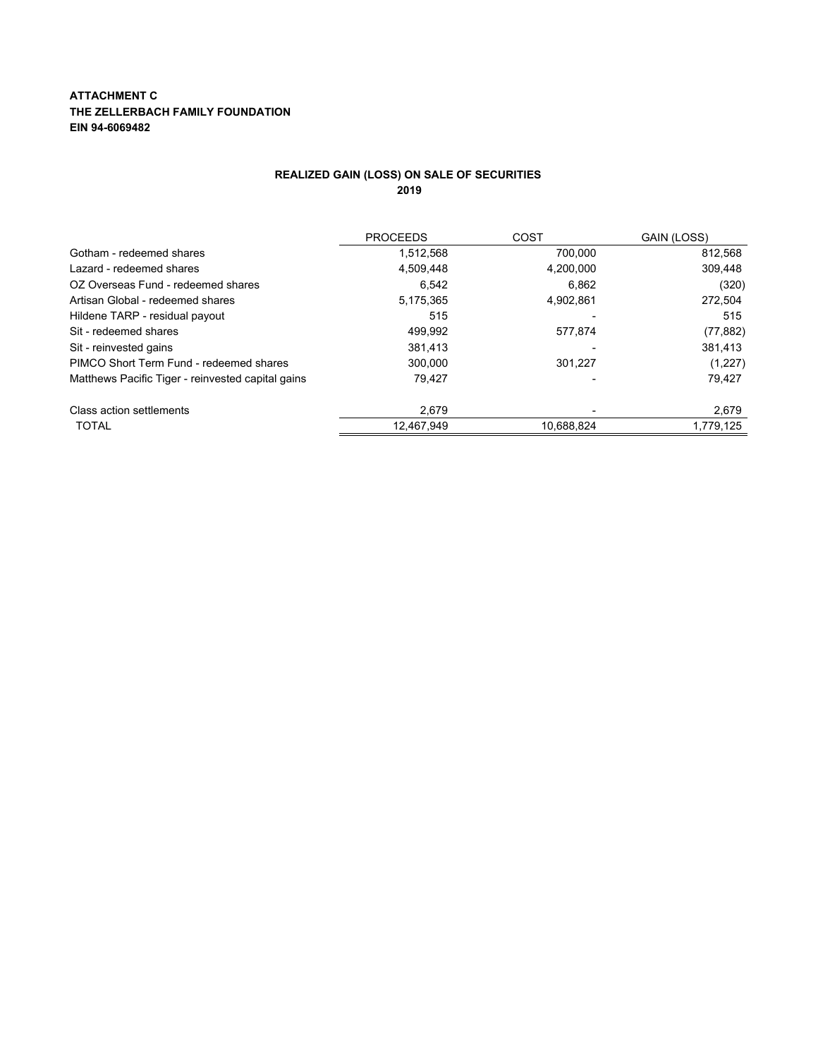**ATTACHMENT C**
**THE ZELLERBACH FAMILY FOUNDATION**
**EIN 94-6069482**

## REALIZED GAIN (LOSS) ON SALE OF SECURITIES
## 2019

| | PROCEEDS | COST | GAIN (LOSS) |
|---|---|---|---|
| Gotham - redeemed shares | 1,512,568 | 700,000 | 812,568 |
| Lazard - redeemed shares | 4,509,448 | 4,200,000 | 309,448 |
| OZ Overseas Fund - redeemed shares | 6,542 | 6,862 | (320) |
| Artisan Global - redeemed shares | 5,175,365 | 4,902,861 | 272,504 |
| Hildene TARP - residual payout | 515 | - | 515 |
| Sit - redeemed shares | 499,992 | 577,874 | (77,882) |
| Sit - reinvested gains | 381,413 | - | 381,413 |
| PIMCO Short Term Fund - redeemed shares | 300,000 | 301,227 | (1,227) |
| Matthews Pacific Tiger - reinvested capital gains | 79,427 | - | 79,427 |
| Class action settlements | 2,679 | - | 2,679 |
| TOTAL | 12,467,949 | 10,688,824 | 1,779,125 |